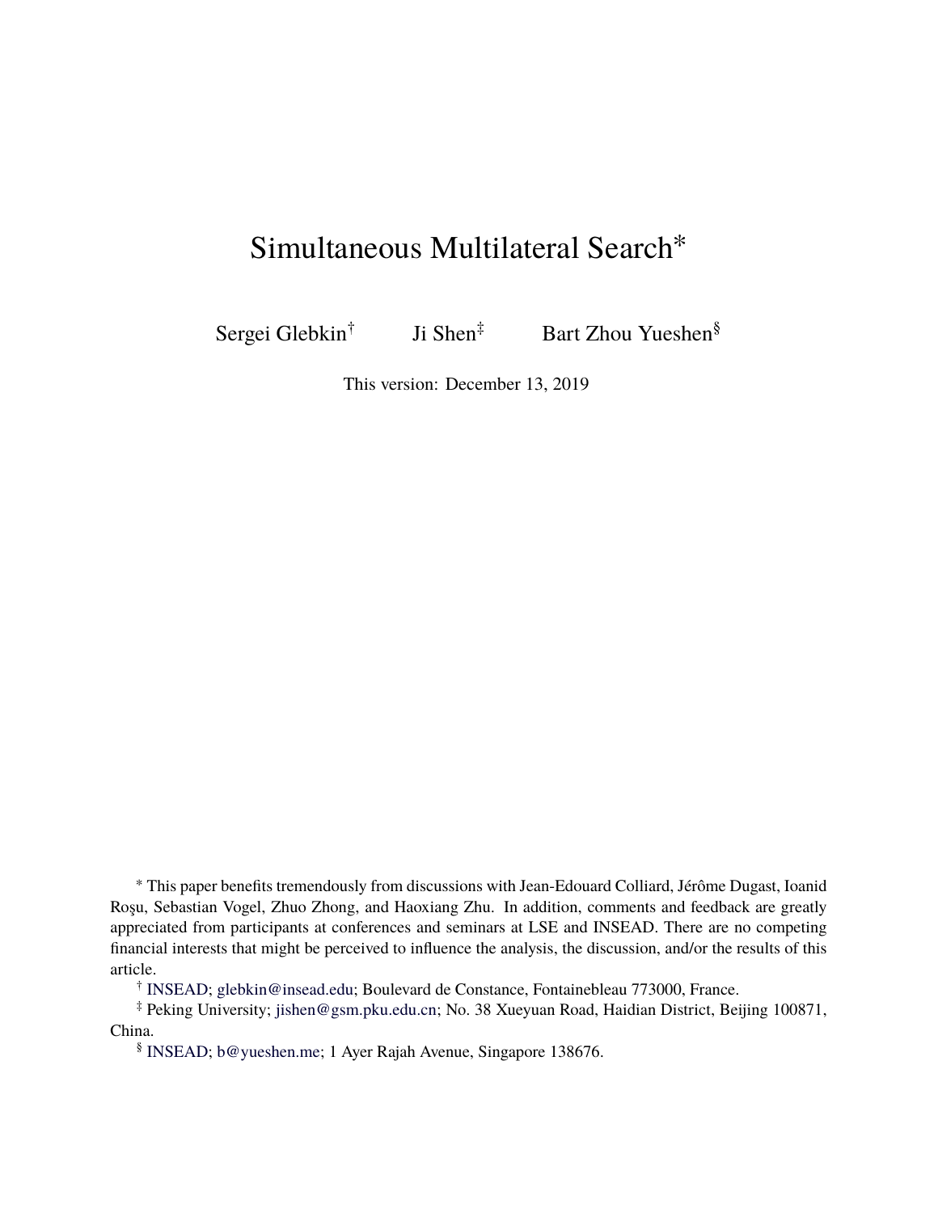# Simultaneous Multilateral Search*

Sergei Glebkin† Ji Shen‡ Bart Zhou Yueshen§

This version: December 13, 2019

* This paper benefits tremendously from discussions with Jean-Edouard Colliard, Jérôme Dugast, Ioanid Roşu, Sebastian Vogel, Zhuo Zhong, and Haoxiang Zhu. In addition, comments and feedback are greatly appreciated from participants at conferences and seminars at LSE and INSEAD. There are no competing financial interests that might be perceived to influence the analysis, the discussion, and/or the results of this article.

† INSEAD; glebkin@insead.edu; Boulevard de Constance, Fontainebleau 773000, France.

‡ Peking University; jishen@gsm.pku.edu.cn; No. 38 Xueyuan Road, Haidian District, Beijing 100871, China.

§ INSEAD; b@yueshen.me; 1 Ayer Rajah Avenue, Singapore 138676.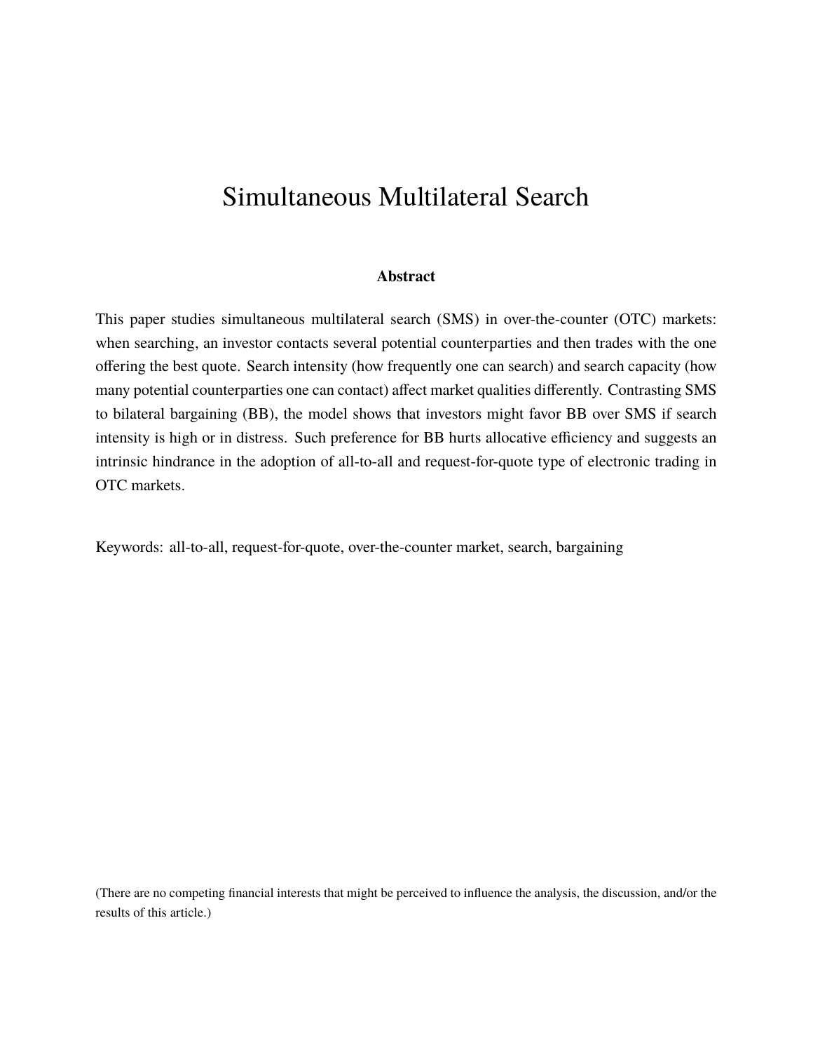# Simultaneous Multilateral Search

**Abstract**

This paper studies simultaneous multilateral search (SMS) in over-the-counter (OTC) markets: when searching, an investor contacts several potential counterparties and then trades with the one offering the best quote. Search intensity (how frequently one can search) and search capacity (how many potential counterparties one can contact) affect market qualities differently. Contrasting SMS to bilateral bargaining (BB), the model shows that investors might favor BB over SMS if search intensity is high or in distress. Such preference for BB hurts allocative efficiency and suggests an intrinsic hindrance in the adoption of all-to-all and request-for-quote type of electronic trading in OTC markets.

Keywords: all-to-all, request-for-quote, over-the-counter market, search, bargaining

(There are no competing financial interests that might be perceived to influence the analysis, the discussion, and/or the results of this article.)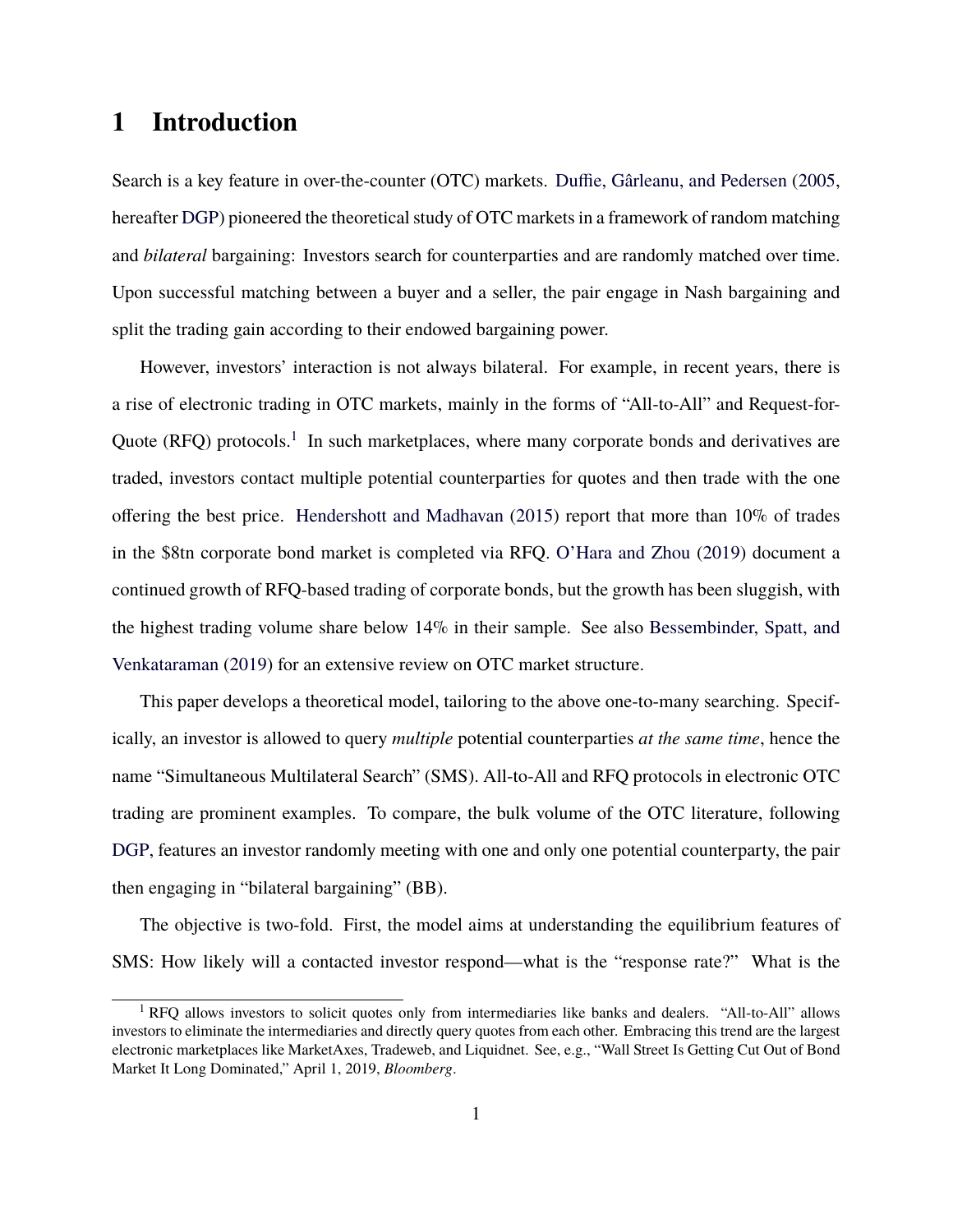# 1 Introduction

Search is a key feature in over-the-counter (OTC) markets. Duffie, Gârleanu, and Pedersen (2005, hereafter DGP) pioneered the theoretical study of OTC markets in a framework of random matching and *bilateral* bargaining: Investors search for counterparties and are randomly matched over time. Upon successful matching between a buyer and a seller, the pair engage in Nash bargaining and split the trading gain according to their endowed bargaining power.

However, investors' interaction is not always bilateral. For example, in recent years, there is a rise of electronic trading in OTC markets, mainly in the forms of "All-to-All" and Request-for-Quote (RFQ) protocols.[1] In such marketplaces, where many corporate bonds and derivatives are traded, investors contact multiple potential counterparties for quotes and then trade with the one offering the best price. Hendershott and Madhavan (2015) report that more than 10% of trades in the $8tn corporate bond market is completed via RFQ. O'Hara and Zhou (2019) document a continued growth of RFQ-based trading of corporate bonds, but the growth has been sluggish, with the highest trading volume share below 14% in their sample. See also Bessembinder, Spatt, and Venkataraman (2019) for an extensive review on OTC market structure.

This paper develops a theoretical model, tailoring to the above one-to-many searching. Specifically, an investor is allowed to query *multiple* potential counterparties *at the same time*, hence the name "Simultaneous Multilateral Search" (SMS). All-to-All and RFQ protocols in electronic OTC trading are prominent examples. To compare, the bulk volume of the OTC literature, following DGP, features an investor randomly meeting with one and only one potential counterparty, the pair then engaging in "bilateral bargaining" (BB).

The objective is two-fold. First, the model aims at understanding the equilibrium features of SMS: How likely will a contacted investor respond—what is the "response rate?" What is the

[1] RFQ allows investors to solicit quotes only from intermediaries like banks and dealers. "All-to-All" allows investors to eliminate the intermediaries and directly query quotes from each other. Embracing this trend are the largest electronic marketplaces like MarketAxes, Tradeweb, and Liquidnet. See, e.g., "Wall Street Is Getting Cut Out of Bond Market It Long Dominated," April 1, 2019, *Bloomberg*.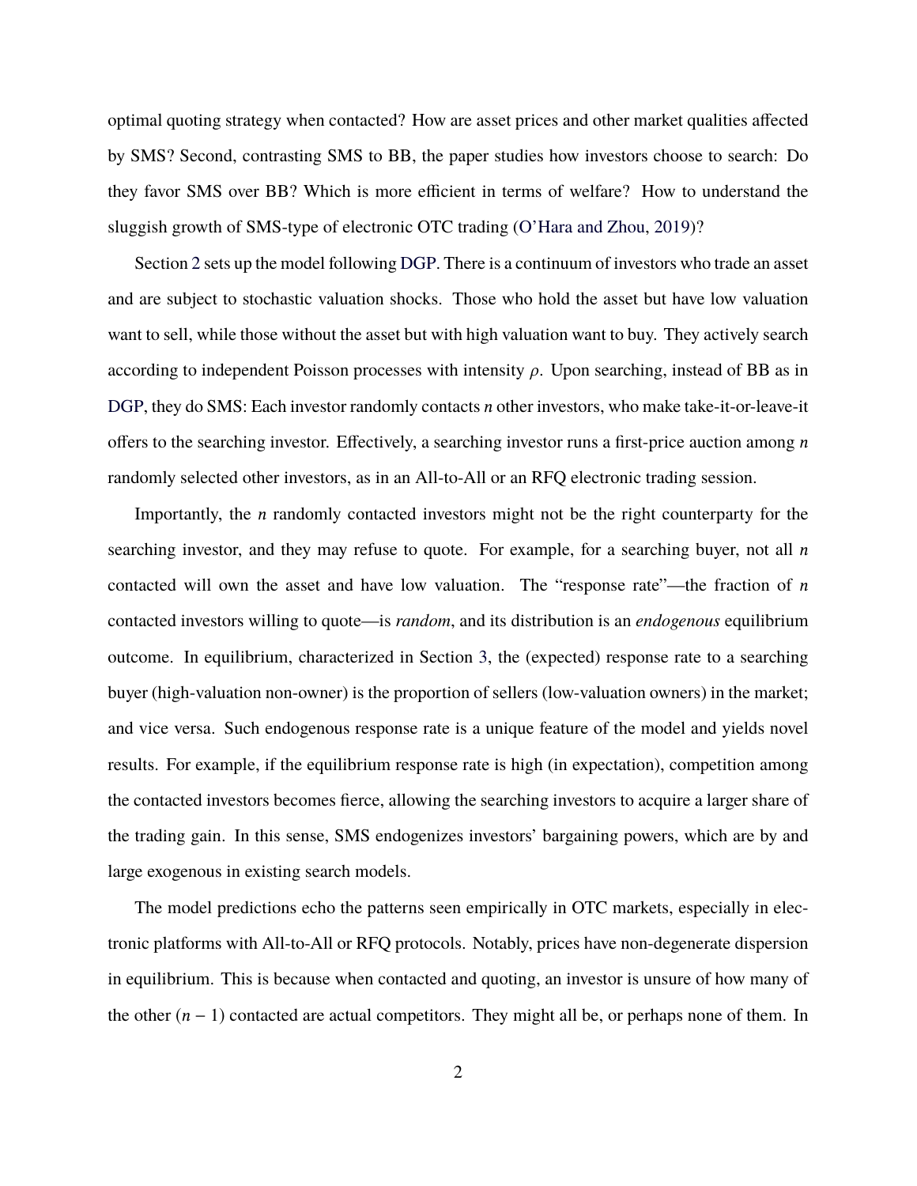optimal quoting strategy when contacted? How are asset prices and other market qualities affected by SMS? Second, contrasting SMS to BB, the paper studies how investors choose to search: Do they favor SMS over BB? Which is more efficient in terms of welfare? How to understand the sluggish growth of SMS-type of electronic OTC trading (O'Hara and Zhou, 2019)?

Section 2 sets up the model following DGP. There is a continuum of investors who trade an asset and are subject to stochastic valuation shocks. Those who hold the asset but have low valuation want to sell, while those without the asset but with high valuation want to buy. They actively search according to independent Poisson processes with intensity $\rho$. Upon searching, instead of BB as in DGP, they do SMS: Each investor randomly contacts $n$ other investors, who make take-it-or-leave-it offers to the searching investor. Effectively, a searching investor runs a first-price auction among $n$ randomly selected other investors, as in an All-to-All or an RFQ electronic trading session.

Importantly, the $n$ randomly contacted investors might not be the right counterparty for the searching investor, and they may refuse to quote. For example, for a searching buyer, not all $n$ contacted will own the asset and have low valuation. The "response rate"—the fraction of $n$ contacted investors willing to quote—is *random*, and its distribution is an *endogenous* equilibrium outcome. In equilibrium, characterized in Section 3, the (expected) response rate to a searching buyer (high-valuation non-owner) is the proportion of sellers (low-valuation owners) in the market; and vice versa. Such endogenous response rate is a unique feature of the model and yields novel results. For example, if the equilibrium response rate is high (in expectation), competition among the contacted investors becomes fierce, allowing the searching investors to acquire a larger share of the trading gain. In this sense, SMS endogenizes investors' bargaining powers, which are by and large exogenous in existing search models.

The model predictions echo the patterns seen empirically in OTC markets, especially in electronic platforms with All-to-All or RFQ protocols. Notably, prices have non-degenerate dispersion in equilibrium. This is because when contacted and quoting, an investor is unsure of how many of the other $(n-1)$ contacted are actual competitors. They might all be, or perhaps none of them. In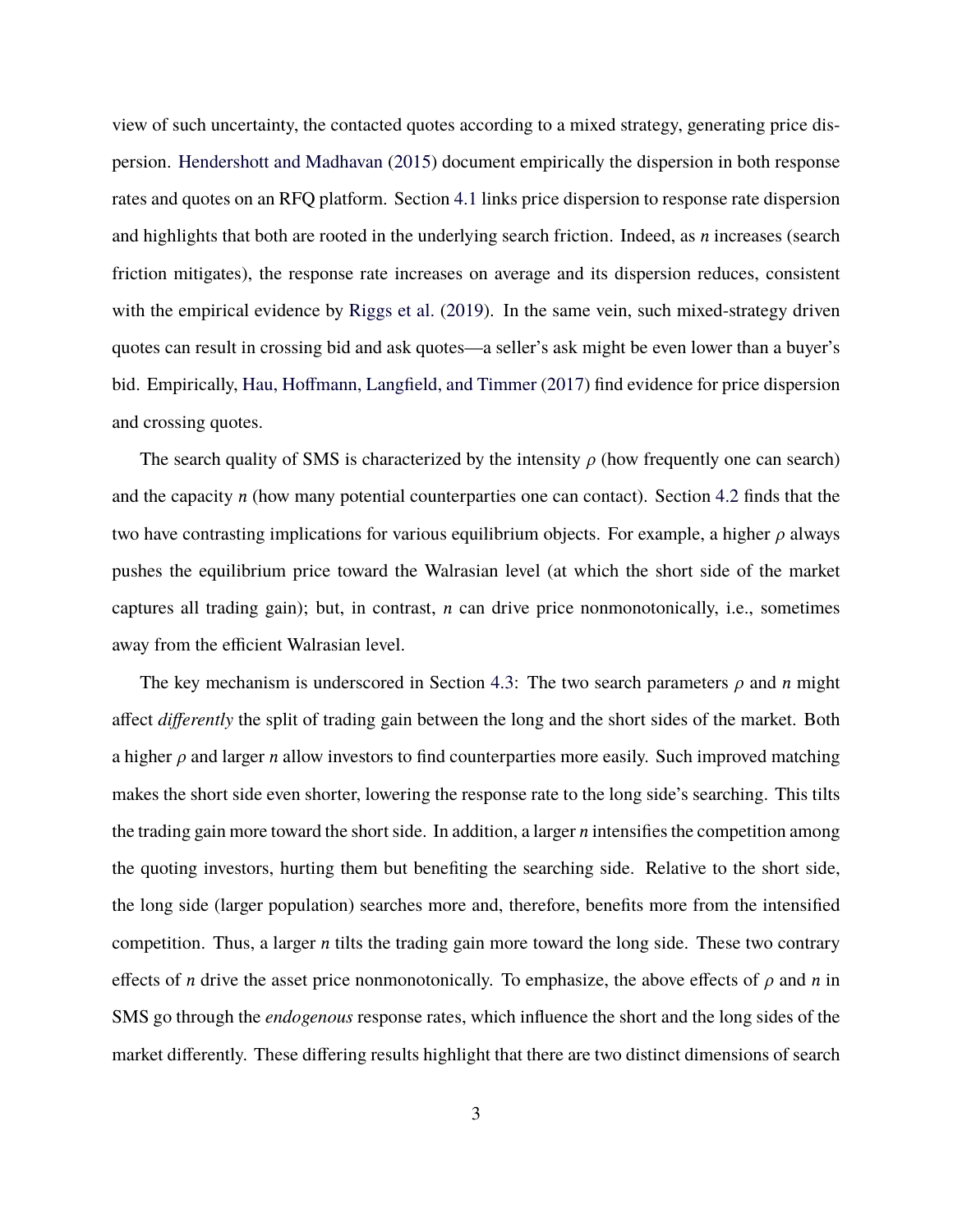view of such uncertainty, the contacted quotes according to a mixed strategy, generating price dispersion. Hendershott and Madhavan (2015) document empirically the dispersion in both response rates and quotes on an RFQ platform. Section 4.1 links price dispersion to response rate dispersion and highlights that both are rooted in the underlying search friction. Indeed, as $n$ increases (search friction mitigates), the response rate increases on average and its dispersion reduces, consistent with the empirical evidence by Riggs et al. (2019). In the same vein, such mixed-strategy driven quotes can result in crossing bid and ask quotes—a seller's ask might be even lower than a buyer's bid. Empirically, Hau, Hoffmann, Langfield, and Timmer (2017) find evidence for price dispersion and crossing quotes.

The search quality of SMS is characterized by the intensity $\rho$ (how frequently one can search) and the capacity $n$ (how many potential counterparties one can contact). Section 4.2 finds that the two have contrasting implications for various equilibrium objects. For example, a higher $\rho$ always pushes the equilibrium price toward the Walrasian level (at which the short side of the market captures all trading gain); but, in contrast, $n$ can drive price nonmonotonically, i.e., sometimes away from the efficient Walrasian level.

The key mechanism is underscored in Section 4.3: The two search parameters $\rho$ and $n$ might affect *differently* the split of trading gain between the long and the short sides of the market. Both a higher $\rho$ and larger $n$ allow investors to find counterparties more easily. Such improved matching makes the short side even shorter, lowering the response rate to the long side's searching. This tilts the trading gain more toward the short side. In addition, a larger $n$ intensifies the competition among the quoting investors, hurting them but benefiting the searching side. Relative to the short side, the long side (larger population) searches more and, therefore, benefits more from the intensified competition. Thus, a larger $n$ tilts the trading gain more toward the long side. These two contrary effects of $n$ drive the asset price nonmonotonically. To emphasize, the above effects of $\rho$ and $n$ in SMS go through the *endogenous* response rates, which influence the short and the long sides of the market differently. These differing results highlight that there are two distinct dimensions of search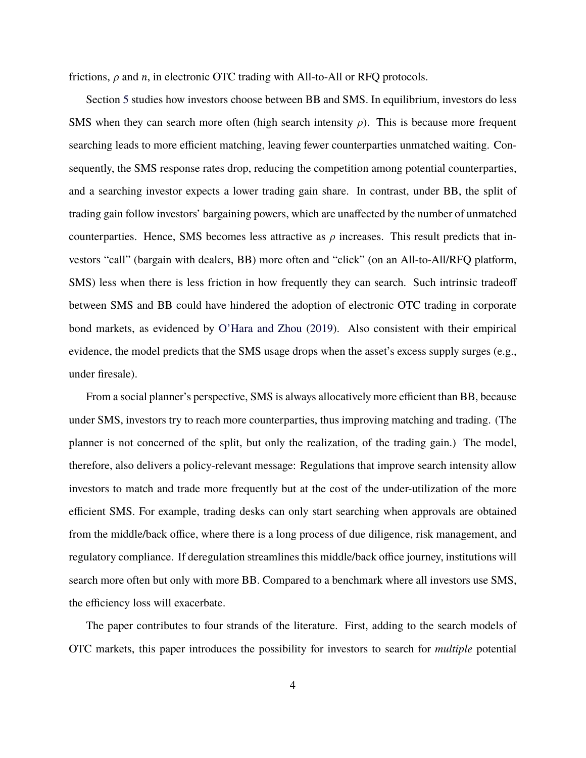frictions, $\rho$ and $n$, in electronic OTC trading with All-to-All or RFQ protocols.

Section 5 studies how investors choose between BB and SMS. In equilibrium, investors do less SMS when they can search more often (high search intensity $\rho$). This is because more frequent searching leads to more efficient matching, leaving fewer counterparties unmatched waiting. Consequently, the SMS response rates drop, reducing the competition among potential counterparties, and a searching investor expects a lower trading gain share. In contrast, under BB, the split of trading gain follow investors' bargaining powers, which are unaffected by the number of unmatched counterparties. Hence, SMS becomes less attractive as $\rho$ increases. This result predicts that investors "call" (bargain with dealers, BB) more often and "click" (on an All-to-All/RFQ platform, SMS) less when there is less friction in how frequently they can search. Such intrinsic tradeoff between SMS and BB could have hindered the adoption of electronic OTC trading in corporate bond markets, as evidenced by O'Hara and Zhou (2019). Also consistent with their empirical evidence, the model predicts that the SMS usage drops when the asset's excess supply surges (e.g., under firesale).

From a social planner's perspective, SMS is always allocatively more efficient than BB, because under SMS, investors try to reach more counterparties, thus improving matching and trading. (The planner is not concerned of the split, but only the realization, of the trading gain.) The model, therefore, also delivers a policy-relevant message: Regulations that improve search intensity allow investors to match and trade more frequently but at the cost of the under-utilization of the more efficient SMS. For example, trading desks can only start searching when approvals are obtained from the middle/back office, where there is a long process of due diligence, risk management, and regulatory compliance. If deregulation streamlines this middle/back office journey, institutions will search more often but only with more BB. Compared to a benchmark where all investors use SMS, the efficiency loss will exacerbate.

The paper contributes to four strands of the literature. First, adding to the search models of OTC markets, this paper introduces the possibility for investors to search for *multiple* potential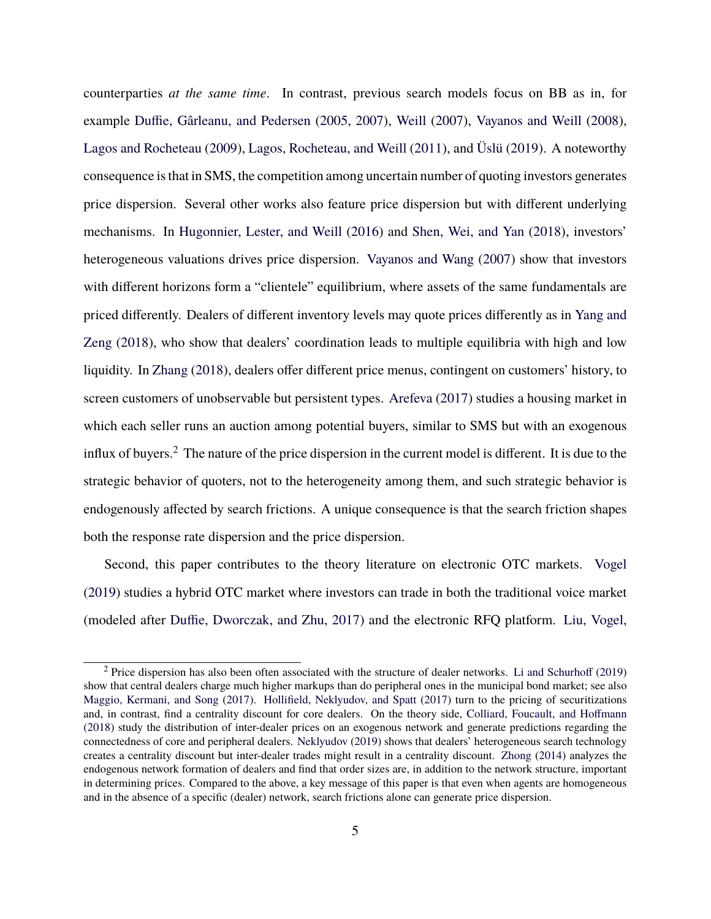counterparties *at the same time*. In contrast, previous search models focus on BB as in, for example Duffie, Gârleanu, and Pedersen (2005, 2007), Weill (2007), Vayanos and Weill (2008), Lagos and Rocheteau (2009), Lagos, Rocheteau, and Weill (2011), and Üslü (2019). A noteworthy consequence is that in SMS, the competition among uncertain number of quoting investors generates price dispersion. Several other works also feature price dispersion but with different underlying mechanisms. In Hugonnier, Lester, and Weill (2016) and Shen, Wei, and Yan (2018), investors' heterogeneous valuations drives price dispersion. Vayanos and Wang (2007) show that investors with different horizons form a "clientele" equilibrium, where assets of the same fundamentals are priced differently. Dealers of different inventory levels may quote prices differently as in Yang and Zeng (2018), who show that dealers' coordination leads to multiple equilibria with high and low liquidity. In Zhang (2018), dealers offer different price menus, contingent on customers' history, to screen customers of unobservable but persistent types. Arefeva (2017) studies a housing market in which each seller runs an auction among potential buyers, similar to SMS but with an exogenous influx of buyers.[2] The nature of the price dispersion in the current model is different. It is due to the strategic behavior of quoters, not to the heterogeneity among them, and such strategic behavior is endogenously affected by search frictions. A unique consequence is that the search friction shapes both the response rate dispersion and the price dispersion.

Second, this paper contributes to the theory literature on electronic OTC markets. Vogel (2019) studies a hybrid OTC market where investors can trade in both the traditional voice market (modeled after Duffie, Dworczak, and Zhu, 2017) and the electronic RFQ platform. Liu, Vogel,

[2] Price dispersion has also been often associated with the structure of dealer networks. Li and Schurhoff (2019) show that central dealers charge much higher markups than do peripheral ones in the municipal bond market; see also Maggio, Kermani, and Song (2017). Hollifield, Neklyudov, and Spatt (2017) turn to the pricing of securitizations and, in contrast, find a centrality discount for core dealers. On the theory side, Colliard, Foucault, and Hoffmann (2018) study the distribution of inter-dealer prices on an exogenous network and generate predictions regarding the connectedness of core and peripheral dealers. Neklyudov (2019) shows that dealers' heterogeneous search technology creates a centrality discount but inter-dealer trades might result in a centrality discount. Zhong (2014) analyzes the endogenous network formation of dealers and find that order sizes are, in addition to the network structure, important in determining prices. Compared to the above, a key message of this paper is that even when agents are homogeneous and in the absence of a specific (dealer) network, search frictions alone can generate price dispersion.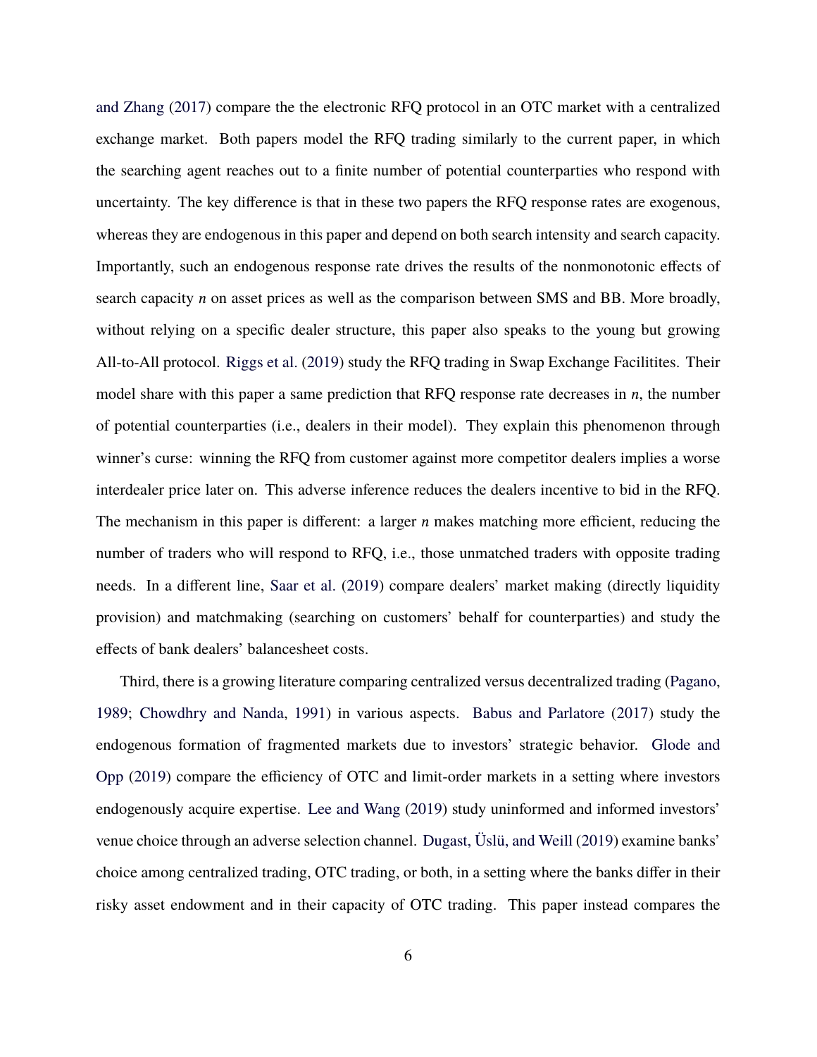and Zhang (2017) compare the the electronic RFQ protocol in an OTC market with a centralized exchange market. Both papers model the RFQ trading similarly to the current paper, in which the searching agent reaches out to a finite number of potential counterparties who respond with uncertainty. The key difference is that in these two papers the RFQ response rates are exogenous, whereas they are endogenous in this paper and depend on both search intensity and search capacity. Importantly, such an endogenous response rate drives the results of the nonmonotonic effects of search capacity $n$ on asset prices as well as the comparison between SMS and BB. More broadly, without relying on a specific dealer structure, this paper also speaks to the young but growing All-to-All protocol. Riggs et al. (2019) study the RFQ trading in Swap Exchange Facilitites. Their model share with this paper a same prediction that RFQ response rate decreases in $n$, the number of potential counterparties (i.e., dealers in their model). They explain this phenomenon through winner's curse: winning the RFQ from customer against more competitor dealers implies a worse interdealer price later on. This adverse inference reduces the dealers incentive to bid in the RFQ. The mechanism in this paper is different: a larger $n$ makes matching more efficient, reducing the number of traders who will respond to RFQ, i.e., those unmatched traders with opposite trading needs. In a different line, Saar et al. (2019) compare dealers' market making (directly liquidity provision) and matchmaking (searching on customers' behalf for counterparties) and study the effects of bank dealers' balancesheet costs.

Third, there is a growing literature comparing centralized versus decentralized trading (Pagano, 1989; Chowdhry and Nanda, 1991) in various aspects. Babus and Parlatore (2017) study the endogenous formation of fragmented markets due to investors' strategic behavior. Glode and Opp (2019) compare the efficiency of OTC and limit-order markets in a setting where investors endogenously acquire expertise. Lee and Wang (2019) study uninformed and informed investors' venue choice through an adverse selection channel. Dugast, Üslü, and Weill (2019) examine banks' choice among centralized trading, OTC trading, or both, in a setting where the banks differ in their risky asset endowment and in their capacity of OTC trading. This paper instead compares the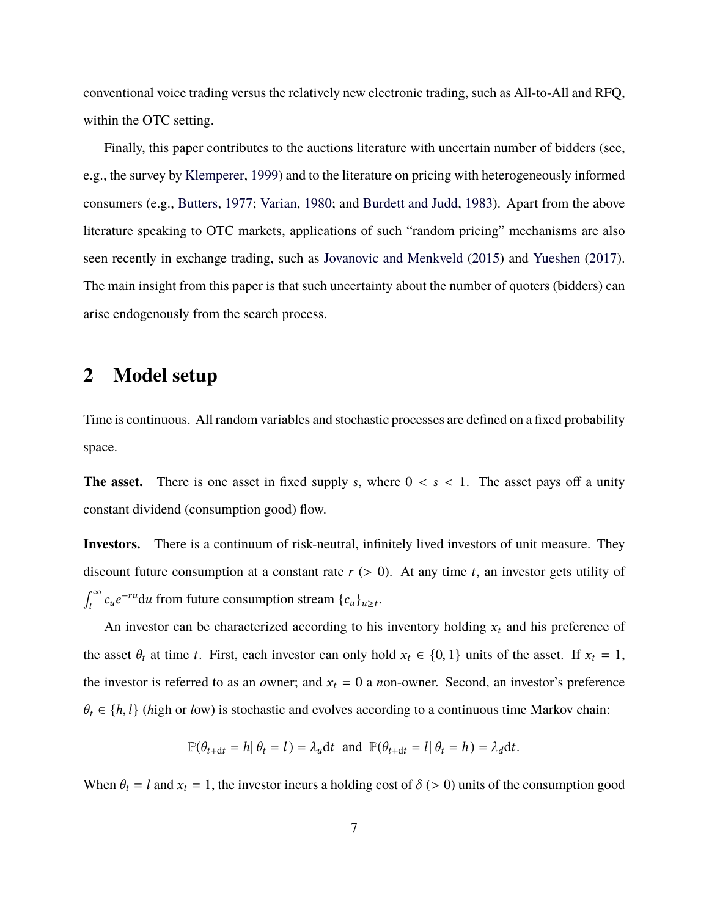conventional voice trading versus the relatively new electronic trading, such as All-to-All and RFQ, within the OTC setting.

Finally, this paper contributes to the auctions literature with uncertain number of bidders (see, e.g., the survey by Klemperer, 1999) and to the literature on pricing with heterogeneously informed consumers (e.g., Butters, 1977; Varian, 1980; and Burdett and Judd, 1983). Apart from the above literature speaking to OTC markets, applications of such "random pricing" mechanisms are also seen recently in exchange trading, such as Jovanovic and Menkveld (2015) and Yueshen (2017). The main insight from this paper is that such uncertainty about the number of quoters (bidders) can arise endogenously from the search process.

## 2 Model setup

Time is continuous. All random variables and stochastic processes are defined on a fixed probability space.

**The asset.** There is one asset in fixed supply $s$, where $0 < s < 1$. The asset pays off a unity constant dividend (consumption good) flow.

**Investors.** There is a continuum of risk-neutral, infinitely lived investors of unit measure. They discount future consumption at a constant rate $r$ ($> 0$). At any time $t$, an investor gets utility of $\int_t^\infty c_u e^{-ru} \mathrm{d}u$ from future consumption stream $\{c_u\}_{u \geq t}$.

An investor can be characterized according to his inventory holding $x_t$ and his preference of the asset $\theta_t$ at time $t$. First, each investor can only hold $x_t \in \{0, 1\}$ units of the asset. If $x_t = 1$, the investor is referred to as an *o*wner; and $x_t = 0$ a *n*on-owner. Second, an investor's preference $\theta_t \in \{h, l\}$ (*h*igh or *l*ow) is stochastic and evolves according to a continuous time Markov chain:

$$\mathbb{P}(\theta_{t+\mathrm{d}t} = h | \, \theta_t = l\,) = \lambda_u \mathrm{d}t \;\; \text{and} \;\; \mathbb{P}(\theta_{t+\mathrm{d}t} = l | \, \theta_t = h\,) = \lambda_d \mathrm{d}t.$$

When $\theta_t = l$ and $x_t = 1$, the investor incurs a holding cost of $\delta$ ($> 0$) units of the consumption good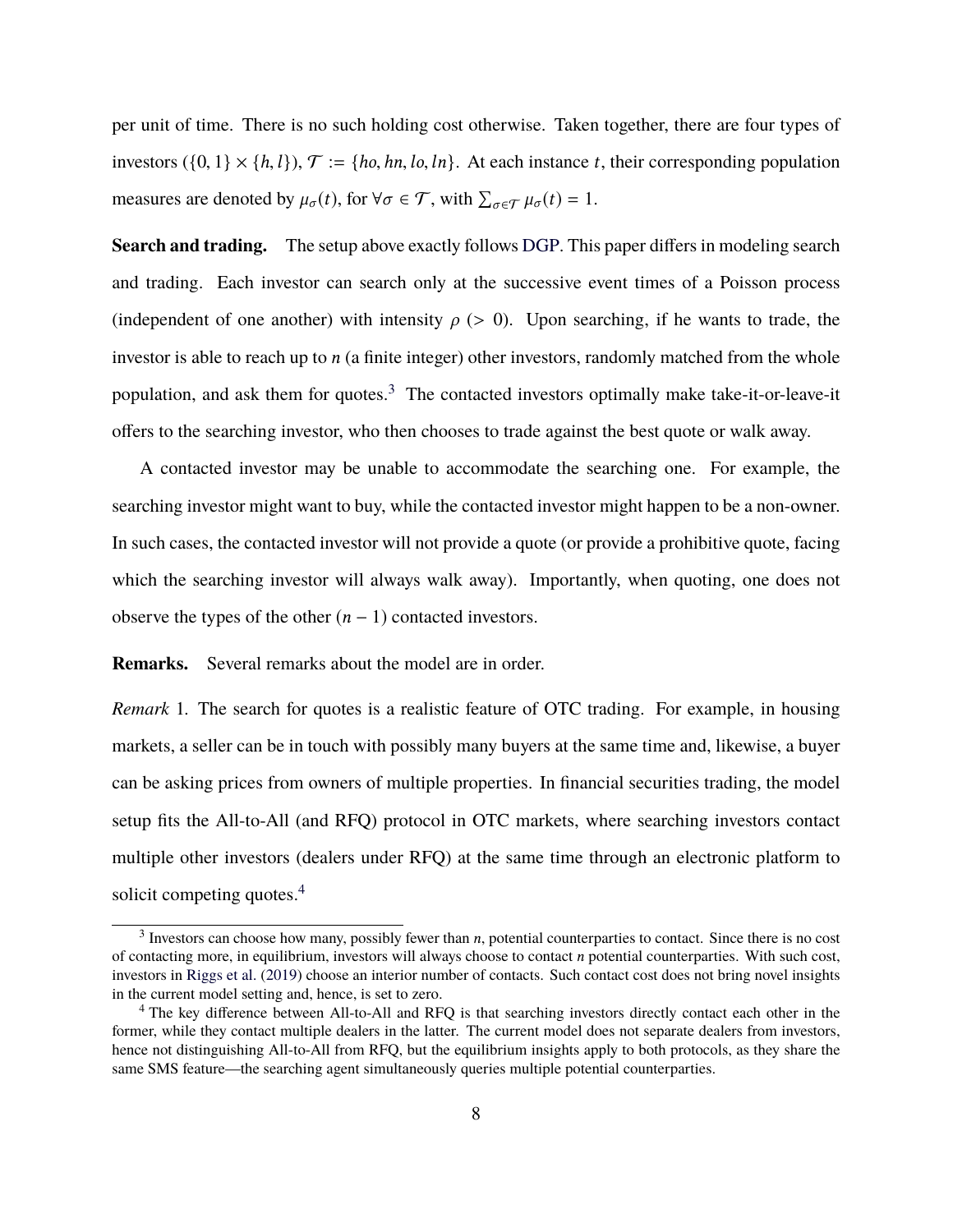per unit of time. There is no such holding cost otherwise. Taken together, there are four types of investors ($\{0,1\} \times \{h,l\}$), $\mathcal{T} := \{ho, hn, lo, ln\}$. At each instance $t$, their corresponding population measures are denoted by $\mu_\sigma(t)$, for $\forall \sigma \in \mathcal{T}$, with $\sum_{\sigma \in \mathcal{T}} \mu_\sigma(t) = 1$.

**Search and trading.** The setup above exactly follows DGP. This paper differs in modeling search and trading. Each investor can search only at the successive event times of a Poisson process (independent of one another) with intensity $\rho$ ($> 0$). Upon searching, if he wants to trade, the investor is able to reach up to $n$ (a finite integer) other investors, randomly matched from the whole population, and ask them for quotes.[3] The contacted investors optimally make take-it-or-leave-it offers to the searching investor, who then chooses to trade against the best quote or walk away.

A contacted investor may be unable to accommodate the searching one. For example, the searching investor might want to buy, while the contacted investor might happen to be a non-owner. In such cases, the contacted investor will not provide a quote (or provide a prohibitive quote, facing which the searching investor will always walk away). Importantly, when quoting, one does not observe the types of the other $(n-1)$ contacted investors.

**Remarks.** Several remarks about the model are in order.

*Remark* 1. The search for quotes is a realistic feature of OTC trading. For example, in housing markets, a seller can be in touch with possibly many buyers at the same time and, likewise, a buyer can be asking prices from owners of multiple properties. In financial securities trading, the model setup fits the All-to-All (and RFQ) protocol in OTC markets, where searching investors contact multiple other investors (dealers under RFQ) at the same time through an electronic platform to solicit competing quotes.[4]

[3] Investors can choose how many, possibly fewer than $n$, potential counterparties to contact. Since there is no cost of contacting more, in equilibrium, investors will always choose to contact $n$ potential counterparties. With such cost, investors in Riggs et al. (2019) choose an interior number of contacts. Such contact cost does not bring novel insights in the current model setting and, hence, is set to zero.

[4] The key difference between All-to-All and RFQ is that searching investors directly contact each other in the former, while they contact multiple dealers in the latter. The current model does not separate dealers from investors, hence not distinguishing All-to-All from RFQ, but the equilibrium insights apply to both protocols, as they share the same SMS feature—the searching agent simultaneously queries multiple potential counterparties.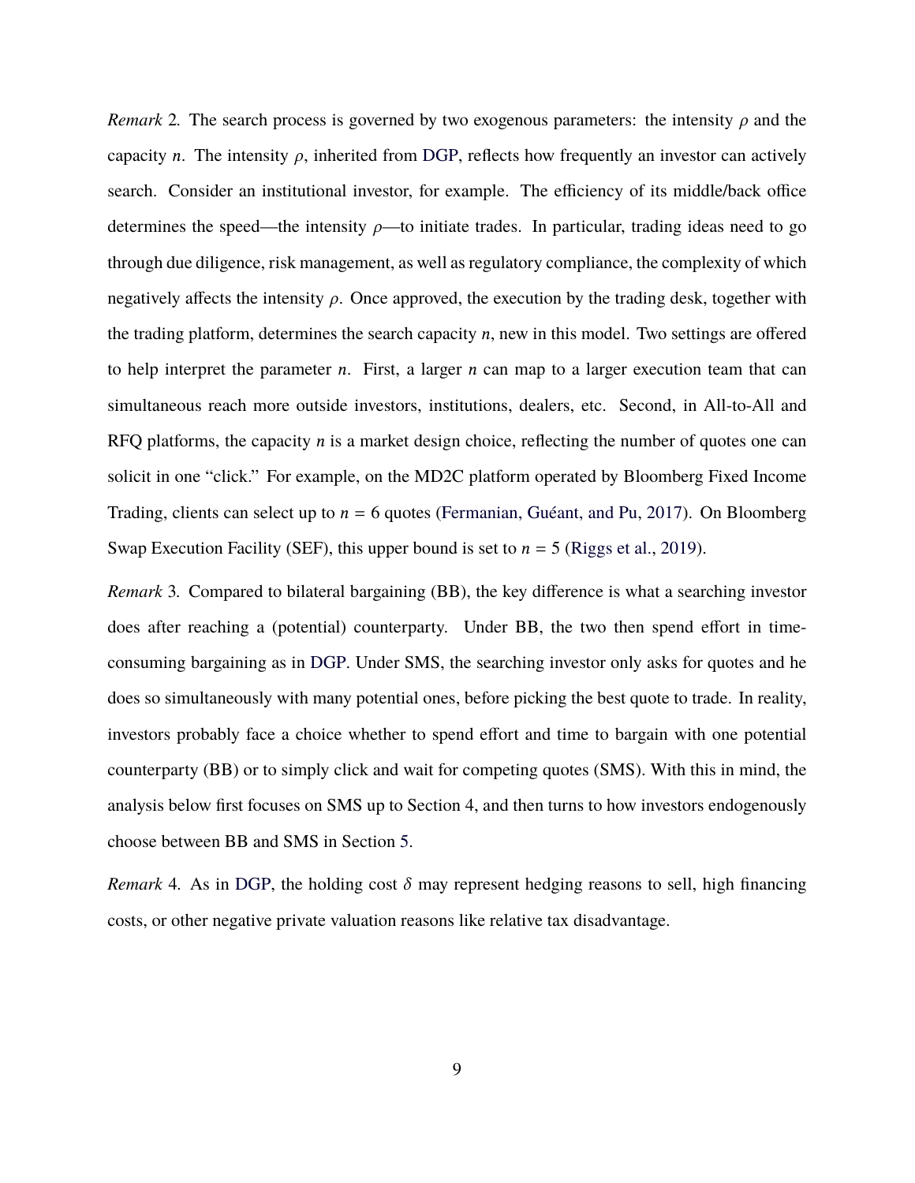*Remark* 2. The search process is governed by two exogenous parameters: the intensity $\rho$ and the capacity $n$. The intensity $\rho$, inherited from DGP, reflects how frequently an investor can actively search. Consider an institutional investor, for example. The efficiency of its middle/back office determines the speed—the intensity $\rho$—to initiate trades. In particular, trading ideas need to go through due diligence, risk management, as well as regulatory compliance, the complexity of which negatively affects the intensity $\rho$. Once approved, the execution by the trading desk, together with the trading platform, determines the search capacity $n$, new in this model. Two settings are offered to help interpret the parameter $n$. First, a larger $n$ can map to a larger execution team that can simultaneous reach more outside investors, institutions, dealers, etc. Second, in All-to-All and RFQ platforms, the capacity $n$ is a market design choice, reflecting the number of quotes one can solicit in one "click." For example, on the MD2C platform operated by Bloomberg Fixed Income Trading, clients can select up to $n = 6$ quotes (Fermanian, Guéant, and Pu, 2017). On Bloomberg Swap Execution Facility (SEF), this upper bound is set to $n = 5$ (Riggs et al., 2019).

*Remark* 3. Compared to bilateral bargaining (BB), the key difference is what a searching investor does after reaching a (potential) counterparty. Under BB, the two then spend effort in time-consuming bargaining as in DGP. Under SMS, the searching investor only asks for quotes and he does so simultaneously with many potential ones, before picking the best quote to trade. In reality, investors probably face a choice whether to spend effort and time to bargain with one potential counterparty (BB) or to simply click and wait for competing quotes (SMS). With this in mind, the analysis below first focuses on SMS up to Section 4, and then turns to how investors endogenously choose between BB and SMS in Section 5.

*Remark* 4. As in DGP, the holding cost $\delta$ may represent hedging reasons to sell, high financing costs, or other negative private valuation reasons like relative tax disadvantage.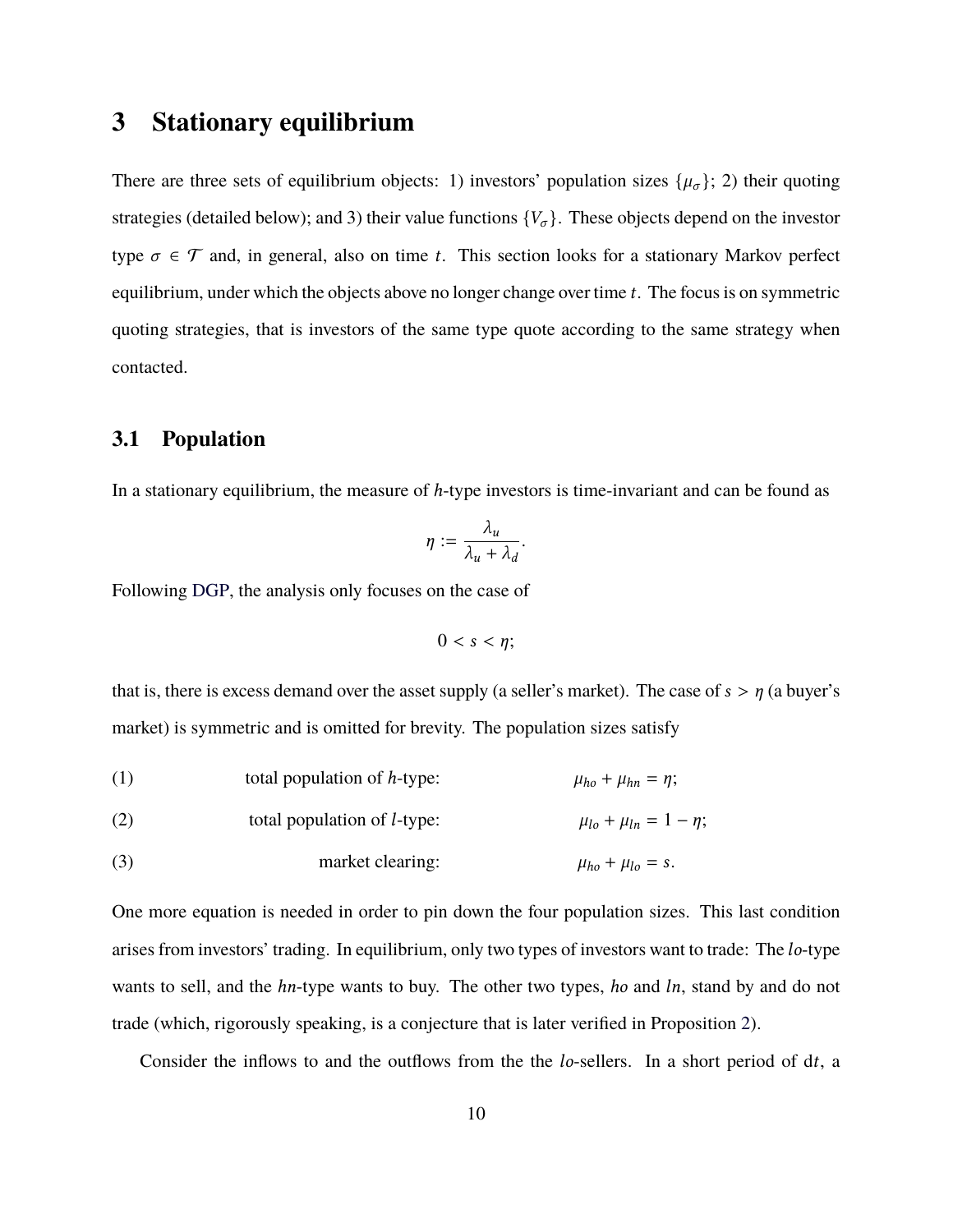# 3 Stationary equilibrium

There are three sets of equilibrium objects: 1) investors' population sizes $\{\mu_\sigma\}$; 2) their quoting strategies (detailed below); and 3) their value functions $\{V_\sigma\}$. These objects depend on the investor type $\sigma \in \mathcal{T}$ and, in general, also on time $t$. This section looks for a stationary Markov perfect equilibrium, under which the objects above no longer change over time $t$. The focus is on symmetric quoting strategies, that is investors of the same type quote according to the same strategy when contacted.

## 3.1 Population

In a stationary equilibrium, the measure of $h$-type investors is time-invariant and can be found as

$$\eta := \frac{\lambda_u}{\lambda_u + \lambda_d}.$$

Following DGP, the analysis only focuses on the case of

$$0 < s < \eta;$$

that is, there is excess demand over the asset supply (a seller's market). The case of $s > \eta$ (a buyer's market) is symmetric and is omitted for brevity. The population sizes satisfy

$$\text{(1)} \qquad \text{total population of } h\text{-type:} \qquad \mu_{ho} + \mu_{hn} = \eta;$$

$$\text{(2)} \qquad \text{total population of } l\text{-type:} \qquad \mu_{lo} + \mu_{ln} = 1 - \eta;$$

$$\text{(3)} \qquad \text{market clearing:} \qquad \mu_{ho} + \mu_{lo} = s.$$

One more equation is needed in order to pin down the four population sizes. This last condition arises from investors' trading. In equilibrium, only two types of investors want to trade: The $lo$-type wants to sell, and the $hn$-type wants to buy. The other two types, $ho$ and $ln$, stand by and do not trade (which, rigorously speaking, is a conjecture that is later verified in Proposition 2).

Consider the inflows to and the outflows from the the $lo$-sellers. In a short period of $\mathrm{d}t$, a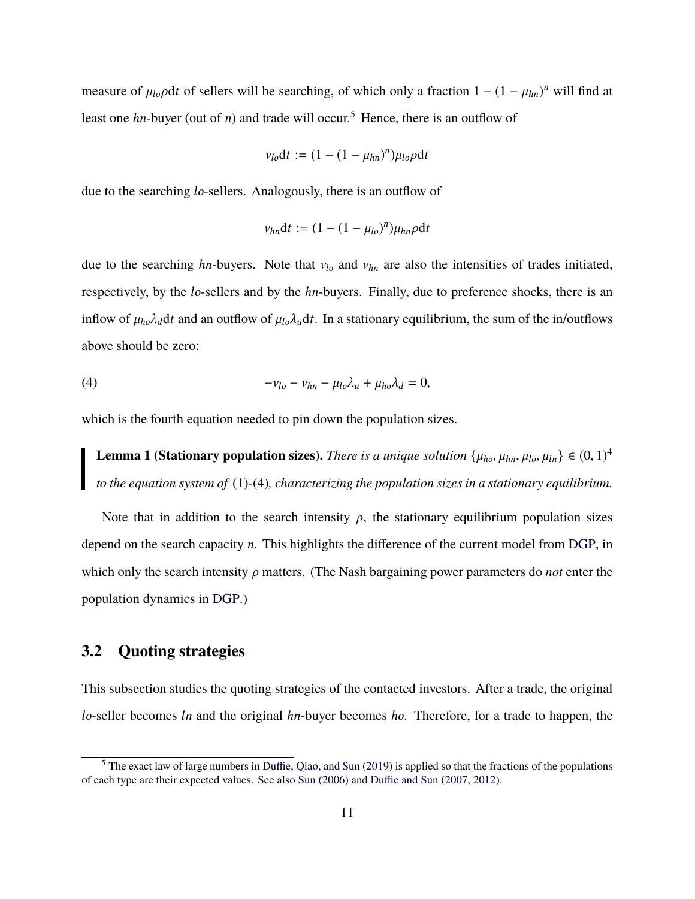measure of $\mu_{lo}\rho \mathrm{d}t$ of sellers will be searching, of which only a fraction $1-(1-\mu_{hn})^n$ will find at least one $hn$-buyer (out of $n$) and trade will occur.[5] Hence, there is an outflow of

$$\nu_{lo}\mathrm{d}t := (1-(1-\mu_{hn})^n)\mu_{lo}\rho \mathrm{d}t$$

due to the searching $lo$-sellers. Analogously, there is an outflow of

$$\nu_{hn}\mathrm{d}t := (1-(1-\mu_{lo})^n)\mu_{hn}\rho \mathrm{d}t$$

due to the searching $hn$-buyers. Note that $\nu_{lo}$ and $\nu_{hn}$ are also the intensities of trades initiated, respectively, by the $lo$-sellers and by the $hn$-buyers. Finally, due to preference shocks, there is an inflow of $\mu_{ho}\lambda_d \mathrm{d}t$ and an outflow of $\mu_{lo}\lambda_u \mathrm{d}t$. In a stationary equilibrium, the sum of the in/outflows above should be zero:

$$-\nu_{lo} - \nu_{hn} - \mu_{lo}\lambda_u + \mu_{ho}\lambda_d = 0, \tag{4}$$

which is the fourth equation needed to pin down the population sizes.

> **Lemma 1 (Stationary population sizes).** *There is a unique solution $\{\mu_{ho}, \mu_{hn}, \mu_{lo}, \mu_{ln}\} \in (0,1)^4$ to the equation system of (1)-(4), characterizing the population sizes in a stationary equilibrium.*

Note that in addition to the search intensity $\rho$, the stationary equilibrium population sizes depend on the search capacity $n$. This highlights the difference of the current model from DGP, in which only the search intensity $\rho$ matters. (The Nash bargaining power parameters do *not* enter the population dynamics in DGP.)

## 3.2 Quoting strategies

This subsection studies the quoting strategies of the contacted investors. After a trade, the original $lo$-seller becomes $ln$ and the original $hn$-buyer becomes $ho$. Therefore, for a trade to happen, the

---

[5] The exact law of large numbers in Duffie, Qiao, and Sun (2019) is applied so that the fractions of the populations of each type are their expected values. See also Sun (2006) and Duffie and Sun (2007, 2012).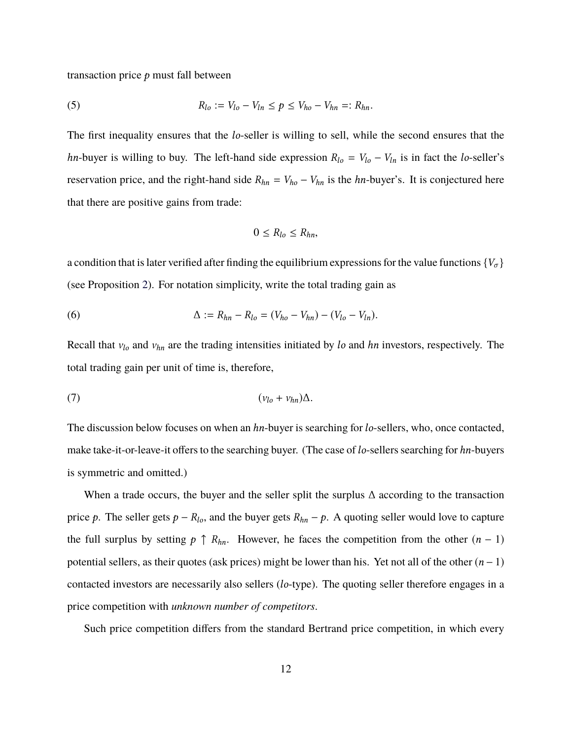transaction price $p$ must fall between

$$R_{lo} := V_{lo} - V_{ln} \leq p \leq V_{ho} - V_{hn} =: R_{hn}. \tag{5}$$

The first inequality ensures that the $lo$-seller is willing to sell, while the second ensures that the $hn$-buyer is willing to buy. The left-hand side expression $R_{lo} = V_{lo} - V_{ln}$ is in fact the $lo$-seller's reservation price, and the right-hand side $R_{hn} = V_{ho} - V_{hn}$ is the $hn$-buyer's. It is conjectured here that there are positive gains from trade:

$$0 \leq R_{lo} \leq R_{hn},$$

a condition that is later verified after finding the equilibrium expressions for the value functions $\{V_\sigma\}$ (see Proposition 2). For notation simplicity, write the total trading gain as

$$\Delta := R_{hn} - R_{lo} = (V_{ho} - V_{hn}) - (V_{lo} - V_{ln}). \tag{6}$$

Recall that $\nu_{lo}$ and $\nu_{hn}$ are the trading intensities initiated by $lo$ and $hn$ investors, respectively. The total trading gain per unit of time is, therefore,

$$(\nu_{lo} + \nu_{hn})\Delta. \tag{7}$$

The discussion below focuses on when an $hn$-buyer is searching for $lo$-sellers, who, once contacted, make take-it-or-leave-it offers to the searching buyer. (The case of $lo$-sellers searching for $hn$-buyers is symmetric and omitted.)

When a trade occurs, the buyer and the seller split the surplus $\Delta$ according to the transaction price $p$. The seller gets $p - R_{lo}$, and the buyer gets $R_{hn} - p$. A quoting seller would love to capture the full surplus by setting $p \uparrow R_{hn}$. However, he faces the competition from the other $(n-1)$ potential sellers, as their quotes (ask prices) might be lower than his. Yet not all of the other $(n-1)$ contacted investors are necessarily also sellers ($lo$-type). The quoting seller therefore engages in a price competition with *unknown number of competitors*.

Such price competition differs from the standard Bertrand price competition, in which every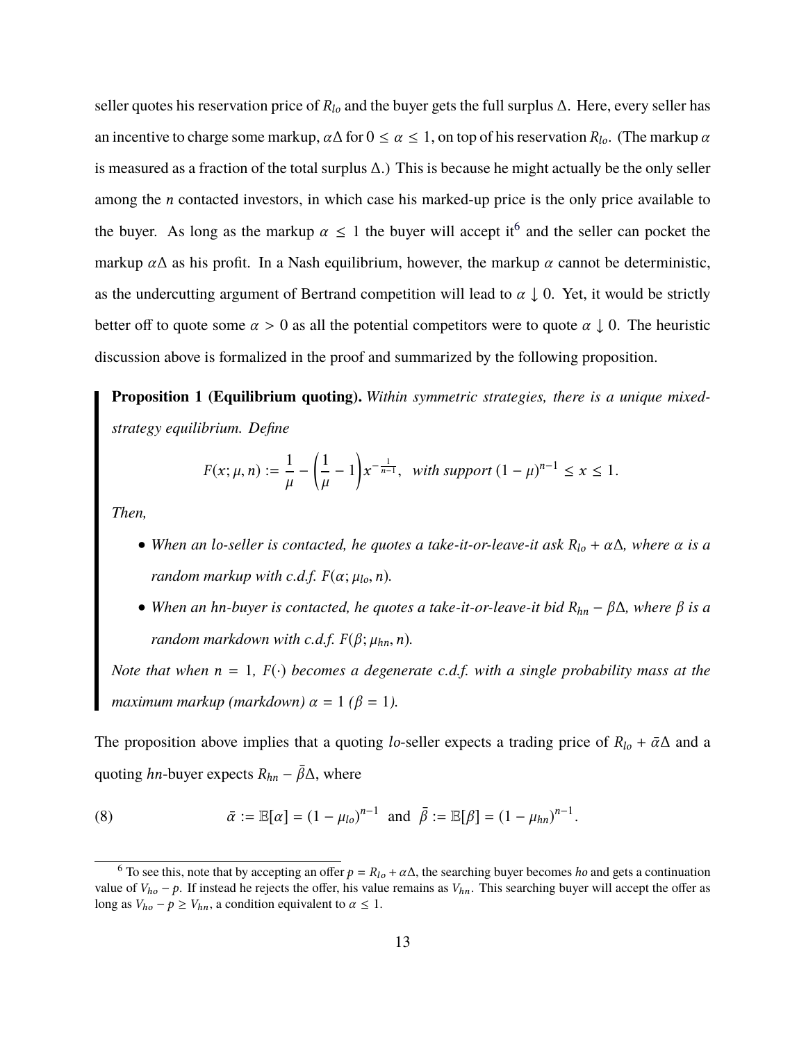seller quotes his reservation price of $R_{lo}$ and the buyer gets the full surplus $\Delta$. Here, every seller has an incentive to charge some markup, $\alpha\Delta$ for $0 \leq \alpha \leq 1$, on top of his reservation $R_{lo}$. (The markup $\alpha$ is measured as a fraction of the total surplus $\Delta$.) This is because he might actually be the only seller among the $n$ contacted investors, in which case his marked-up price is the only price available to the buyer. As long as the markup $\alpha \leq 1$ the buyer will accept it[6] and the seller can pocket the markup $\alpha\Delta$ as his profit. In a Nash equilibrium, however, the markup $\alpha$ cannot be deterministic, as the undercutting argument of Bertrand competition will lead to $\alpha \downarrow 0$. Yet, it would be strictly better off to quote some $\alpha > 0$ as all the potential competitors were to quote $\alpha \downarrow 0$. The heuristic discussion above is formalized in the proof and summarized by the following proposition.

**Proposition 1 (Equilibrium quoting).** *Within symmetric strategies, there is a unique mixed-strategy equilibrium. Define*

$$F(x; \mu, n) := \frac{1}{\mu} - \left(\frac{1}{\mu} - 1\right) x^{-\frac{1}{n-1}}, \quad \text{with support } (1-\mu)^{n-1} \leq x \leq 1.$$

*Then,*

- *When an lo-seller is contacted, he quotes a take-it-or-leave-it ask $R_{lo} + \alpha\Delta$, where $\alpha$ is a random markup with c.d.f. $F(\alpha; \mu_{lo}, n)$.*
- *When an hn-buyer is contacted, he quotes a take-it-or-leave-it bid $R_{hn} - \beta\Delta$, where $\beta$ is a random markdown with c.d.f. $F(\beta; \mu_{hn}, n)$.*

*Note that when $n = 1$, $F(\cdot)$ becomes a degenerate c.d.f. with a single probability mass at the maximum markup (markdown) $\alpha = 1$ ($\beta = 1$).*

The proposition above implies that a quoting *lo*-seller expects a trading price of $R_{lo} + \bar{\alpha}\Delta$ and a quoting *hn*-buyer expects $R_{hn} - \bar{\beta}\Delta$, where

$$\bar{\alpha} := \mathbb{E}[\alpha] = (1 - \mu_{lo})^{n-1} \ \text{ and } \ \bar{\beta} := \mathbb{E}[\beta] = (1 - \mu_{hn})^{n-1}. \tag{8}$$

[6] To see this, note that by accepting an offer $p = R_{lo} + \alpha\Delta$, the searching buyer becomes *ho* and gets a continuation value of $V_{ho} - p$. If instead he rejects the offer, his value remains as $V_{hn}$. This searching buyer will accept the offer as long as $V_{ho} - p \geq V_{hn}$, a condition equivalent to $\alpha \leq 1$.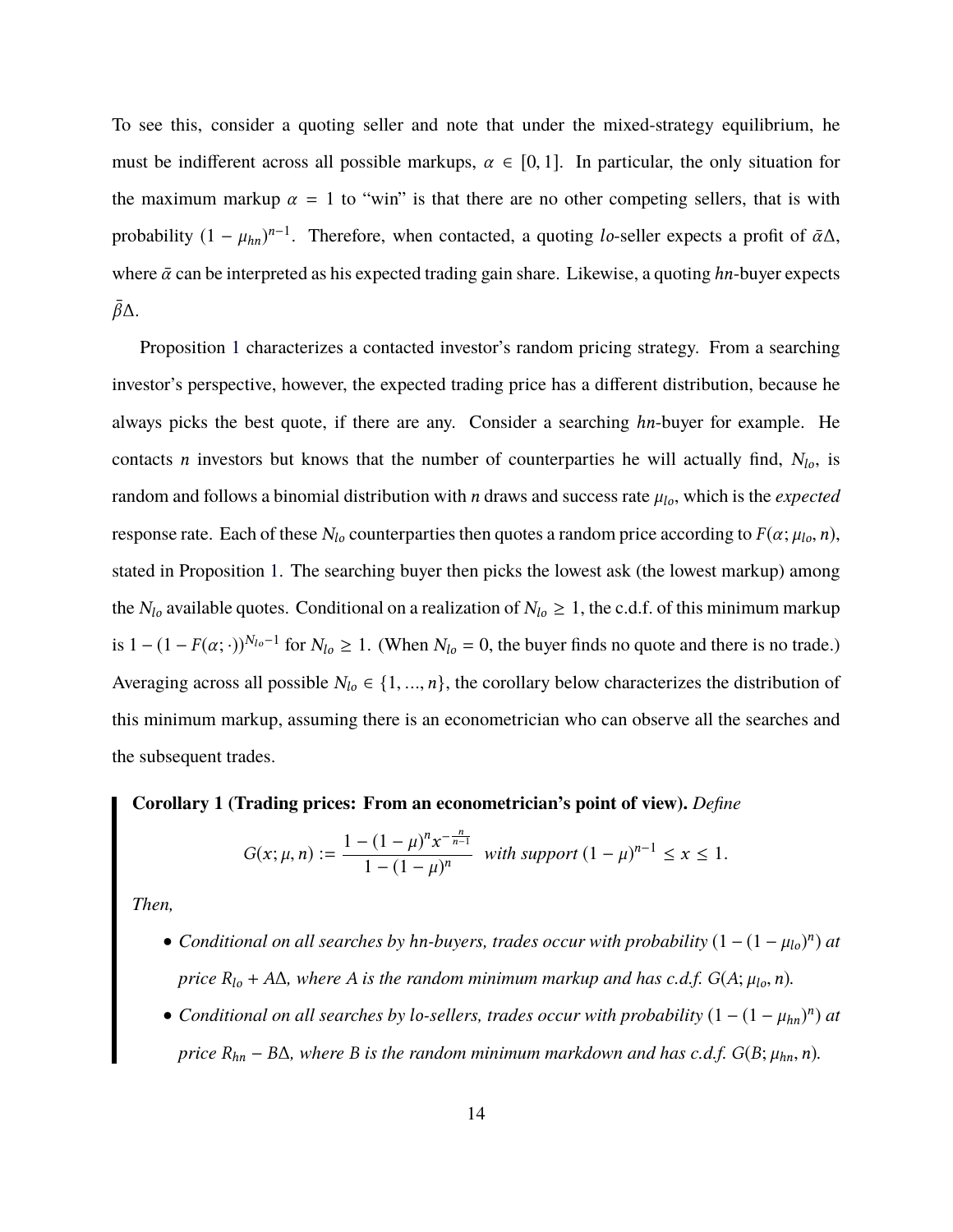To see this, consider a quoting seller and note that under the mixed-strategy equilibrium, he must be indifferent across all possible markups, $\alpha \in [0, 1]$. In particular, the only situation for the maximum markup $\alpha = 1$ to "win" is that there are no other competing sellers, that is with probability $(1 - \mu_{hn})^{n-1}$. Therefore, when contacted, a quoting *lo*-seller expects a profit of $\bar{\alpha}\Delta$, where $\bar{\alpha}$ can be interpreted as his expected trading gain share. Likewise, a quoting *hn*-buyer expects $\bar{\beta}\Delta$.

Proposition 1 characterizes a contacted investor's random pricing strategy. From a searching investor's perspective, however, the expected trading price has a different distribution, because he always picks the best quote, if there are any. Consider a searching *hn*-buyer for example. He contacts $n$ investors but knows that the number of counterparties he will actually find, $N_{lo}$, is random and follows a binomial distribution with $n$ draws and success rate $\mu_{lo}$, which is the *expected* response rate. Each of these $N_{lo}$ counterparties then quotes a random price according to $F(\alpha; \mu_{lo}, n)$, stated in Proposition 1. The searching buyer then picks the lowest ask (the lowest markup) among the $N_{lo}$ available quotes. Conditional on a realization of $N_{lo} \geq 1$, the c.d.f. of this minimum markup is $1 - (1 - F(\alpha; \cdot))^{N_{lo}-1}$ for $N_{lo} \geq 1$. (When $N_{lo} = 0$, the buyer finds no quote and there is no trade.) Averaging across all possible $N_{lo} \in \{1, ..., n\}$, the corollary below characterizes the distribution of this minimum markup, assuming there is an econometrician who can observe all the searches and the subsequent trades.

**Corollary 1 (Trading prices: From an econometrician's point of view).** *Define*

$$G(x; \mu, n) := \frac{1 - (1 - \mu)^n x^{-\frac{n}{n-1}}}{1 - (1 - \mu)^n} \quad \textit{with support } (1 - \mu)^{n-1} \leq x \leq 1.$$

*Then,*

- *Conditional on all searches by hn-buyers, trades occur with probability $(1 - (1 - \mu_{lo})^n)$ at price $R_{lo} + A\Delta$, where $A$ is the random minimum markup and has c.d.f. $G(A; \mu_{lo}, n)$.*
- *Conditional on all searches by lo-sellers, trades occur with probability $(1 - (1 - \mu_{hn})^n)$ at price $R_{hn} - B\Delta$, where $B$ is the random minimum markdown and has c.d.f. $G(B; \mu_{hn}, n)$.*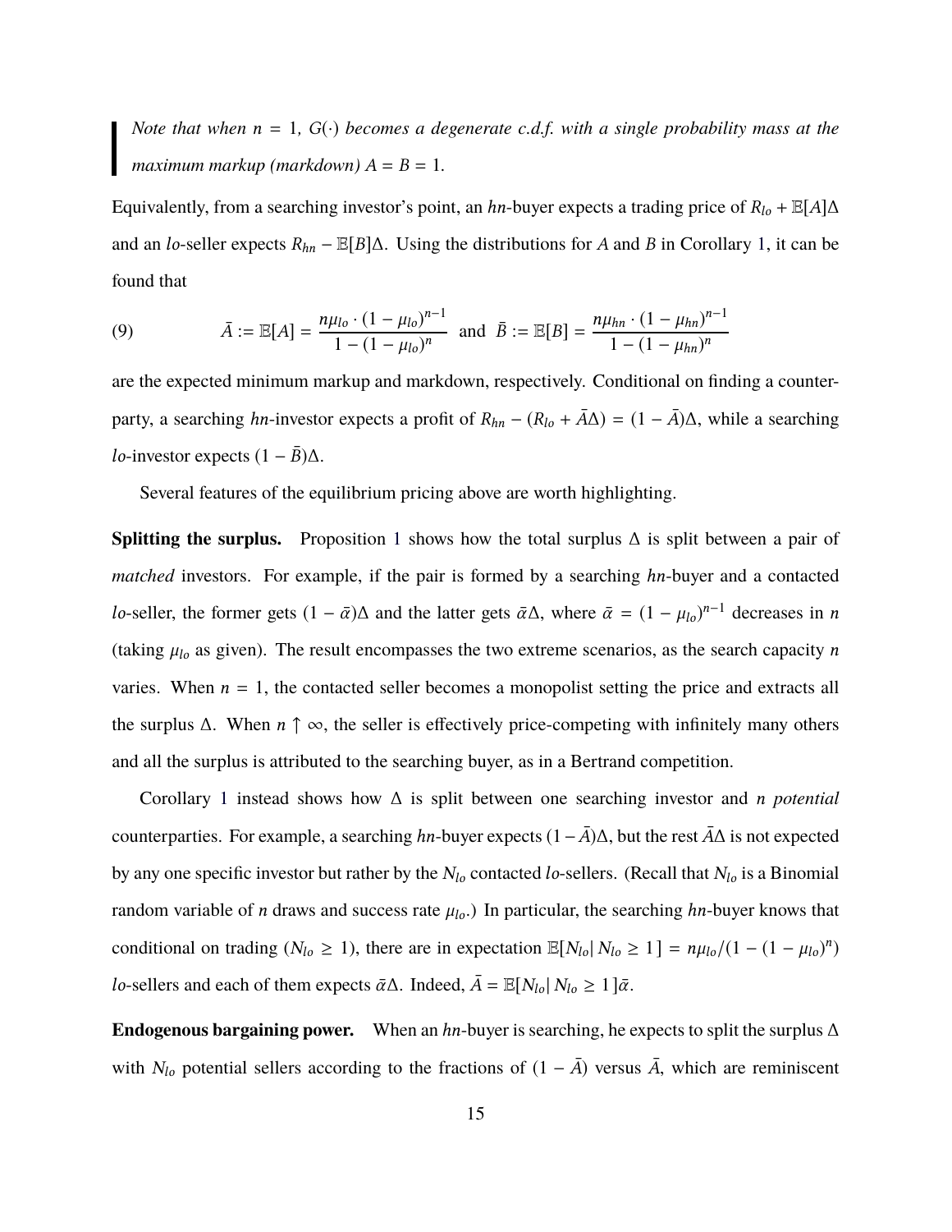> *Note that when $n = 1$, $G(\cdot)$ becomes a degenerate c.d.f. with a single probability mass at the maximum markup (markdown) $A = B = 1$.*

Equivalently, from a searching investor's point, an *hn*-buyer expects a trading price of $R_{lo} + \mathbb{E}[A]\Delta$ and an *lo*-seller expects $R_{hn} - \mathbb{E}[B]\Delta$. Using the distributions for $A$ and $B$ in Corollary 1, it can be found that

$$\bar{A} := \mathbb{E}[A] = \frac{n\mu_{lo} \cdot (1-\mu_{lo})^{n-1}}{1-(1-\mu_{lo})^n} \quad \text{and} \quad \bar{B} := \mathbb{E}[B] = \frac{n\mu_{hn} \cdot (1-\mu_{hn})^{n-1}}{1-(1-\mu_{hn})^n} \tag{9}$$

are the expected minimum markup and markdown, respectively. Conditional on finding a counterparty, a searching *hn*-investor expects a profit of $R_{hn} - (R_{lo} + \bar{A}\Delta) = (1-\bar{A})\Delta$, while a searching *lo*-investor expects $(1-\bar{B})\Delta$.

Several features of the equilibrium pricing above are worth highlighting.

**Splitting the surplus.** Proposition 1 shows how the total surplus $\Delta$ is split between a pair of *matched* investors. For example, if the pair is formed by a searching *hn*-buyer and a contacted *lo*-seller, the former gets $(1-\bar{\alpha})\Delta$ and the latter gets $\bar{\alpha}\Delta$, where $\bar{\alpha} = (1-\mu_{lo})^{n-1}$ decreases in $n$ (taking $\mu_{lo}$ as given). The result encompasses the two extreme scenarios, as the search capacity $n$ varies. When $n = 1$, the contacted seller becomes a monopolist setting the price and extracts all the surplus $\Delta$. When $n \uparrow \infty$, the seller is effectively price-competing with infinitely many others and all the surplus is attributed to the searching buyer, as in a Bertrand competition.

Corollary 1 instead shows how $\Delta$ is split between one searching investor and $n$ *potential* counterparties. For example, a searching *hn*-buyer expects $(1-\bar{A})\Delta$, but the rest $\bar{A}\Delta$ is not expected by any one specific investor but rather by the $N_{lo}$ contacted *lo*-sellers. (Recall that $N_{lo}$ is a Binomial random variable of $n$ draws and success rate $\mu_{lo}$.) In particular, the searching *hn*-buyer knows that conditional on trading ($N_{lo} \geq 1$), there are in expectation $\mathbb{E}[N_{lo}|\, N_{lo} \geq 1] = n\mu_{lo}/(1-(1-\mu_{lo})^n)$ *lo*-sellers and each of them expects $\bar{\alpha}\Delta$. Indeed, $\bar{A} = \mathbb{E}[N_{lo}|\, N_{lo} \geq 1]\bar{\alpha}$.

**Endogenous bargaining power.** When an *hn*-buyer is searching, he expects to split the surplus $\Delta$ with $N_{lo}$ potential sellers according to the fractions of $(1-\bar{A})$ versus $\bar{A}$, which are reminiscent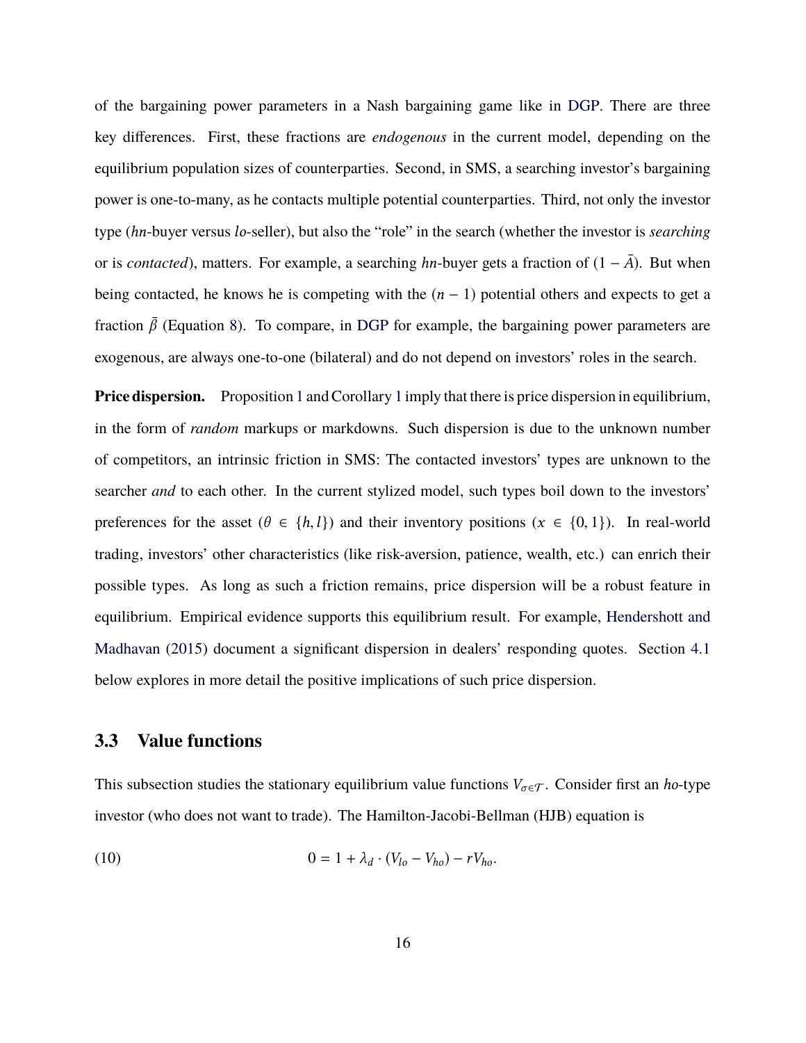of the bargaining power parameters in a Nash bargaining game like in DGP. There are three key differences. First, these fractions are *endogenous* in the current model, depending on the equilibrium population sizes of counterparties. Second, in SMS, a searching investor's bargaining power is one-to-many, as he contacts multiple potential counterparties. Third, not only the investor type (*hn*-buyer versus *lo*-seller), but also the "role" in the search (whether the investor is *searching* or is *contacted*), matters. For example, a searching *hn*-buyer gets a fraction of $(1 - \bar{A})$. But when being contacted, he knows he is competing with the $(n - 1)$ potential others and expects to get a fraction $\bar{\beta}$ (Equation 8). To compare, in DGP for example, the bargaining power parameters are exogenous, are always one-to-one (bilateral) and do not depend on investors' roles in the search.

**Price dispersion.** Proposition 1 and Corollary 1 imply that there is price dispersion in equilibrium, in the form of *random* markups or markdowns. Such dispersion is due to the unknown number of competitors, an intrinsic friction in SMS: The contacted investors' types are unknown to the searcher *and* to each other. In the current stylized model, such types boil down to the investors' preferences for the asset ($\theta \in \{h, l\}$) and their inventory positions ($x \in \{0, 1\}$). In real-world trading, investors' other characteristics (like risk-aversion, patience, wealth, etc.) can enrich their possible types. As long as such a friction remains, price dispersion will be a robust feature in equilibrium. Empirical evidence supports this equilibrium result. For example, Hendershott and Madhavan (2015) document a significant dispersion in dealers' responding quotes. Section 4.1 below explores in more detail the positive implications of such price dispersion.

### 3.3 Value functions

This subsection studies the stationary equilibrium value functions $V_{\sigma \in \mathcal{T}}$. Consider first an *ho*-type investor (who does not want to trade). The Hamilton-Jacobi-Bellman (HJB) equation is

$$0 = 1 + \lambda_d \cdot (V_{lo} - V_{ho}) - rV_{ho}. \tag{10}$$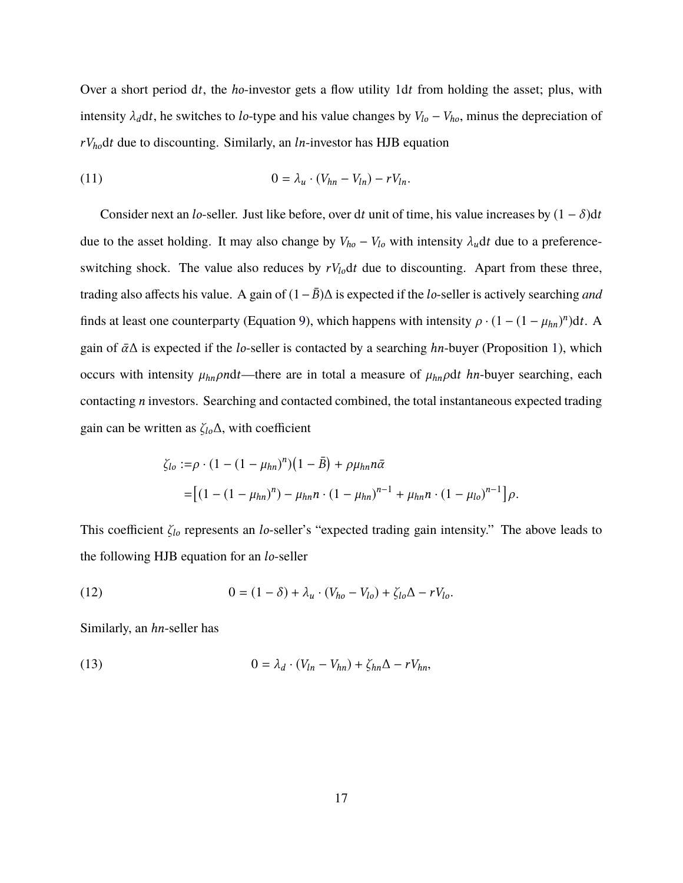Over a short period $\mathrm{d}t$, the *ho*-investor gets a flow utility $1\mathrm{d}t$ from holding the asset; plus, with intensity $\lambda_d \mathrm{d}t$, he switches to *lo*-type and his value changes by $V_{lo} - V_{ho}$, minus the depreciation of $rV_{ho}\mathrm{d}t$ due to discounting. Similarly, an *ln*-investor has HJB equation

$$0 = \lambda_u \cdot (V_{hn} - V_{ln}) - rV_{ln}. \tag{11}$$

Consider next an *lo*-seller. Just like before, over $\mathrm{d}t$ unit of time, his value increases by $(1-\delta)\mathrm{d}t$ due to the asset holding. It may also change by $V_{ho} - V_{lo}$ with intensity $\lambda_u \mathrm{d}t$ due to a preference-switching shock. The value also reduces by $rV_{lo}\mathrm{d}t$ due to discounting. Apart from these three, trading also affects his value. A gain of $(1-\bar{B})\Delta$ is expected if the *lo*-seller is actively searching *and* finds at least one counterparty (Equation 9), which happens with intensity $\rho \cdot (1-(1-\mu_{hn})^n)\mathrm{d}t$. A gain of $\bar{\alpha}\Delta$ is expected if the *lo*-seller is contacted by a searching *hn*-buyer (Proposition 1), which occurs with intensity $\mu_{hn}\rho n \mathrm{d}t$—there are in total a measure of $\mu_{hn}\rho\mathrm{d}t$ *hn*-buyer searching, each contacting $n$ investors. Searching and contacted combined, the total instantaneous expected trading gain can be written as $\zeta_{lo}\Delta$, with coefficient

$$\begin{aligned}
\zeta_{lo} :=& \rho \cdot (1-(1-\mu_{hn})^n)\big(1-\bar{B}\big) + \rho\mu_{hn} n\bar{\alpha} \\
=& \big[(1-(1-\mu_{hn})^n) - \mu_{hn} n \cdot (1-\mu_{hn})^{n-1} + \mu_{hn} n \cdot (1-\mu_{lo})^{n-1}\big]\rho.
\end{aligned}$$

This coefficient $\zeta_{lo}$ represents an *lo*-seller's "expected trading gain intensity." The above leads to the following HJB equation for an *lo*-seller

$$0 = (1-\delta) + \lambda_u \cdot (V_{ho} - V_{lo}) + \zeta_{lo}\Delta - rV_{lo}. \tag{12}$$

Similarly, an *hn*-seller has

$$0 = \lambda_d \cdot (V_{ln} - V_{hn}) + \zeta_{hn}\Delta - rV_{hn}, \tag{13}$$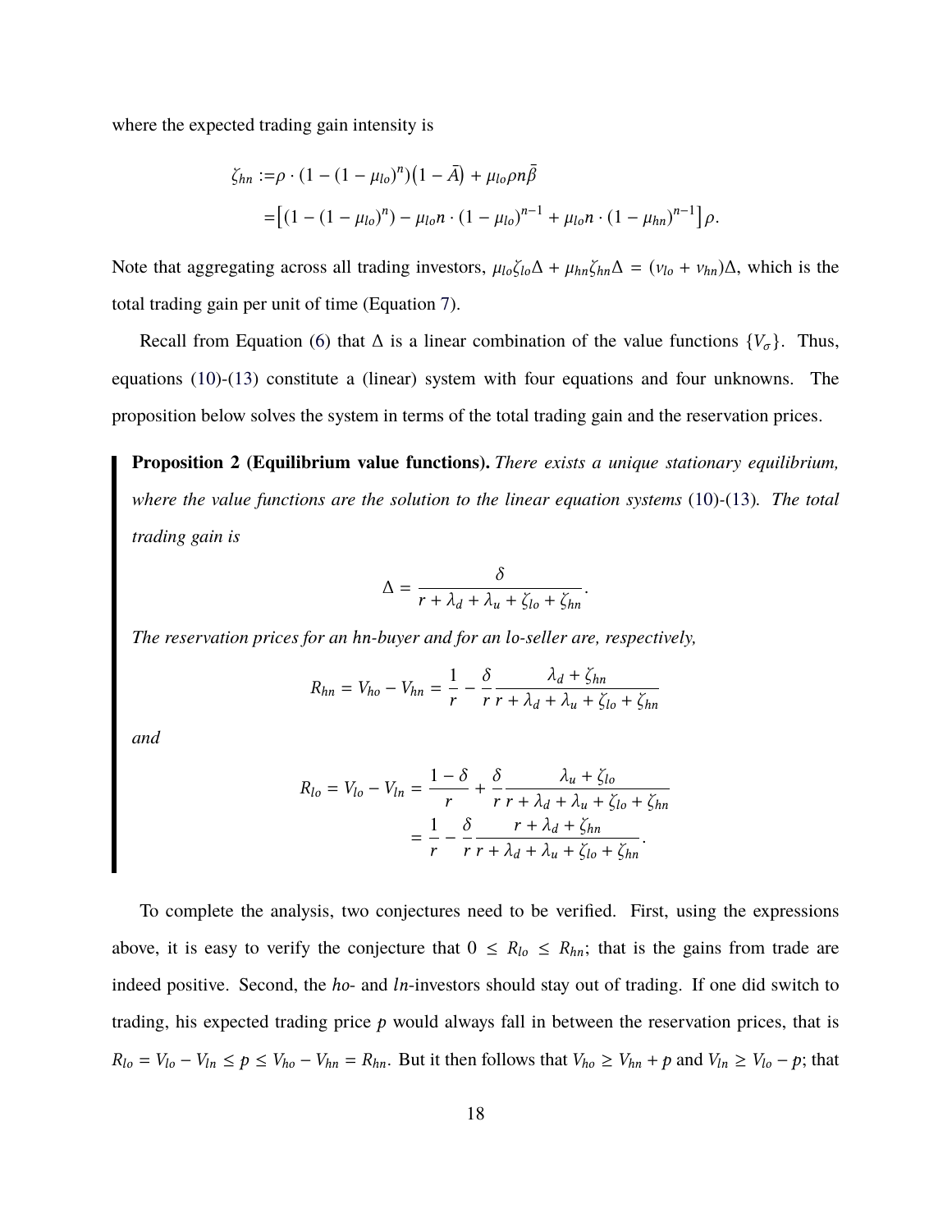where the expected trading gain intensity is

$$
\begin{aligned}
\zeta_{hn} :=& \rho \cdot (1 - (1 - \mu_{lo})^n)(1 - \bar{A}) + \mu_{lo}\rho n \bar{\beta} \\
=& \left[(1 - (1 - \mu_{lo})^n) - \mu_{lo} n \cdot (1 - \mu_{lo})^{n-1} + \mu_{lo} n \cdot (1 - \mu_{hn})^{n-1}\right]\rho.
\end{aligned}
$$

Note that aggregating across all trading investors, $\mu_{lo}\zeta_{lo}\Delta + \mu_{hn}\zeta_{hn}\Delta = (\nu_{lo} + \nu_{hn})\Delta$, which is the total trading gain per unit of time (Equation 7).

Recall from Equation (6) that $\Delta$ is a linear combination of the value functions $\{V_\sigma\}$. Thus, equations (10)-(13) constitute a (linear) system with four equations and four unknowns. The proposition below solves the system in terms of the total trading gain and the reservation prices.

> **Proposition 2 (Equilibrium value functions).** *There exists a unique stationary equilibrium, where the value functions are the solution to the linear equation systems (10)-(13). The total trading gain is*
>
> $$\Delta = \frac{\delta}{r + \lambda_d + \lambda_u + \zeta_{lo} + \zeta_{hn}}.$$
>
> *The reservation prices for an hn-buyer and for an lo-seller are, respectively,*
>
> $$R_{hn} = V_{ho} - V_{hn} = \frac{1}{r} - \frac{\delta}{r}\frac{\lambda_d + \zeta_{hn}}{r + \lambda_d + \lambda_u + \zeta_{lo} + \zeta_{hn}}$$
>
> *and*
>
> $$
> \begin{aligned}
> R_{lo} = V_{lo} - V_{ln} =& \frac{1 - \delta}{r} + \frac{\delta}{r}\frac{\lambda_u + \zeta_{lo}}{r + \lambda_d + \lambda_u + \zeta_{lo} + \zeta_{hn}} \\
> =& \frac{1}{r} - \frac{\delta}{r}\frac{r + \lambda_d + \zeta_{hn}}{r + \lambda_d + \lambda_u + \zeta_{lo} + \zeta_{hn}}.
> \end{aligned}
> $$

To complete the analysis, two conjectures need to be verified. First, using the expressions above, it is easy to verify the conjecture that $0 \leq R_{lo} \leq R_{hn}$; that is the gains from trade are indeed positive. Second, the *ho*- and *ln*-investors should stay out of trading. If one did switch to trading, his expected trading price $p$ would always fall in between the reservation prices, that is $R_{lo} = V_{lo} - V_{ln} \leq p \leq V_{ho} - V_{hn} = R_{hn}$. But it then follows that $V_{ho} \geq V_{hn} + p$ and $V_{ln} \geq V_{lo} - p$; that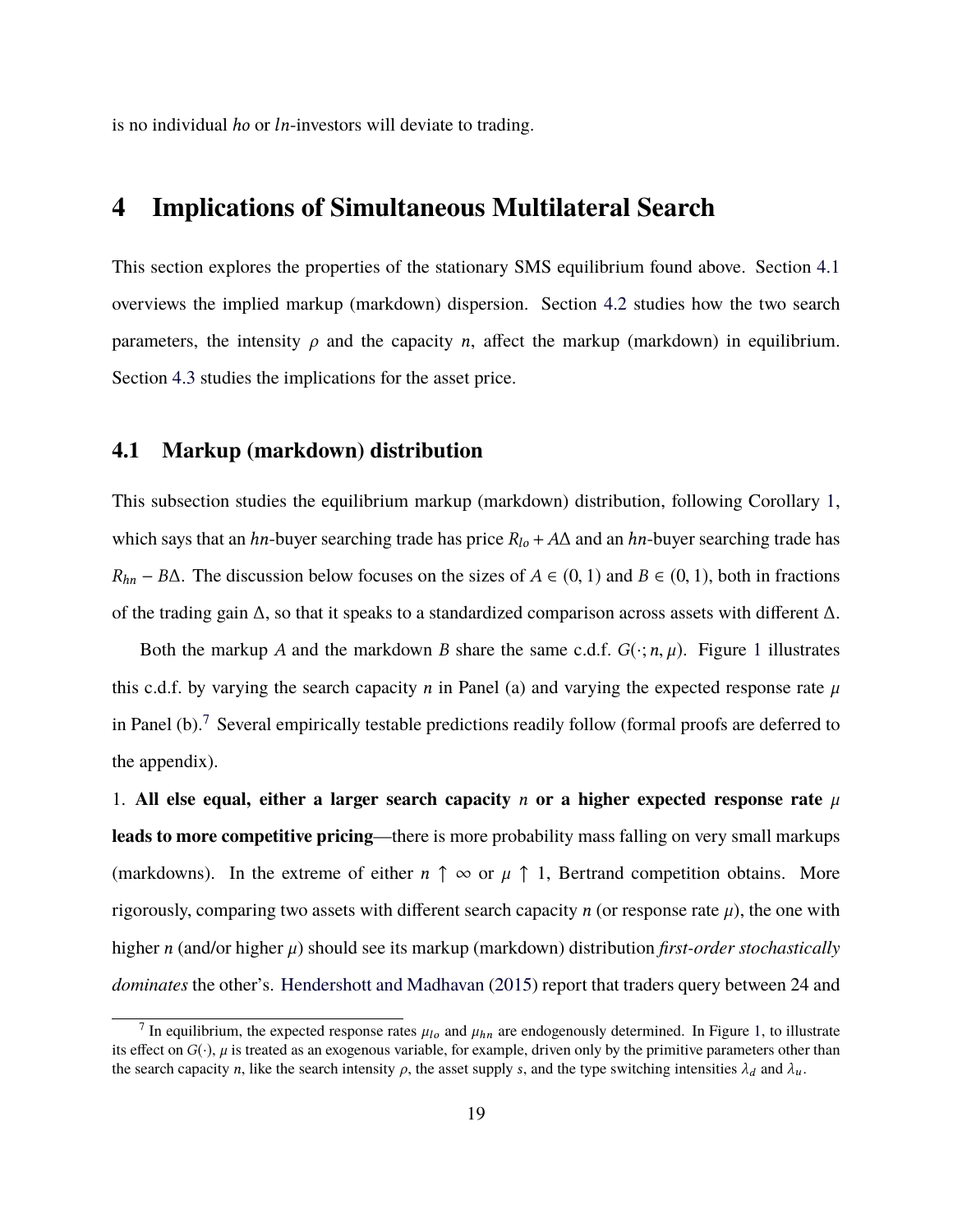is no individual *ho* or *ln*-investors will deviate to trading.

# 4 Implications of Simultaneous Multilateral Search

This section explores the properties of the stationary SMS equilibrium found above. Section 4.1 overviews the implied markup (markdown) dispersion. Section 4.2 studies how the two search parameters, the intensity $\rho$ and the capacity $n$, affect the markup (markdown) in equilibrium. Section 4.3 studies the implications for the asset price.

## 4.1 Markup (markdown) distribution

This subsection studies the equilibrium markup (markdown) distribution, following Corollary 1, which says that an *hn*-buyer searching trade has price $R_{lo} + A\Delta$ and an *hn*-buyer searching trade has $R_{hn} - B\Delta$. The discussion below focuses on the sizes of $A \in (0, 1)$ and $B \in (0, 1)$, both in fractions of the trading gain $\Delta$, so that it speaks to a standardized comparison across assets with different $\Delta$.

Both the markup $A$ and the markdown $B$ share the same c.d.f. $G(\cdot; n, \mu)$. Figure 1 illustrates this c.d.f. by varying the search capacity $n$ in Panel (a) and varying the expected response rate $\mu$ in Panel (b).[7] Several empirically testable predictions readily follow (formal proofs are deferred to the appendix).

1. **All else equal, either a larger search capacity $n$ or a higher expected response rate $\mu$ leads to more competitive pricing**—there is more probability mass falling on very small markups (markdowns). In the extreme of either $n \uparrow \infty$ or $\mu \uparrow 1$, Bertrand competition obtains. More rigorously, comparing two assets with different search capacity $n$ (or response rate $\mu$), the one with higher $n$ (and/or higher $\mu$) should see its markup (markdown) distribution *first-order stochastically dominates* the other's. Hendershott and Madhavan (2015) report that traders query between 24 and

[7] In equilibrium, the expected response rates $\mu_{lo}$ and $\mu_{hn}$ are endogenously determined. In Figure 1, to illustrate its effect on $G(\cdot)$, $\mu$ is treated as an exogenous variable, for example, driven only by the primitive parameters other than the search capacity $n$, like the search intensity $\rho$, the asset supply $s$, and the type switching intensities $\lambda_d$ and $\lambda_u$.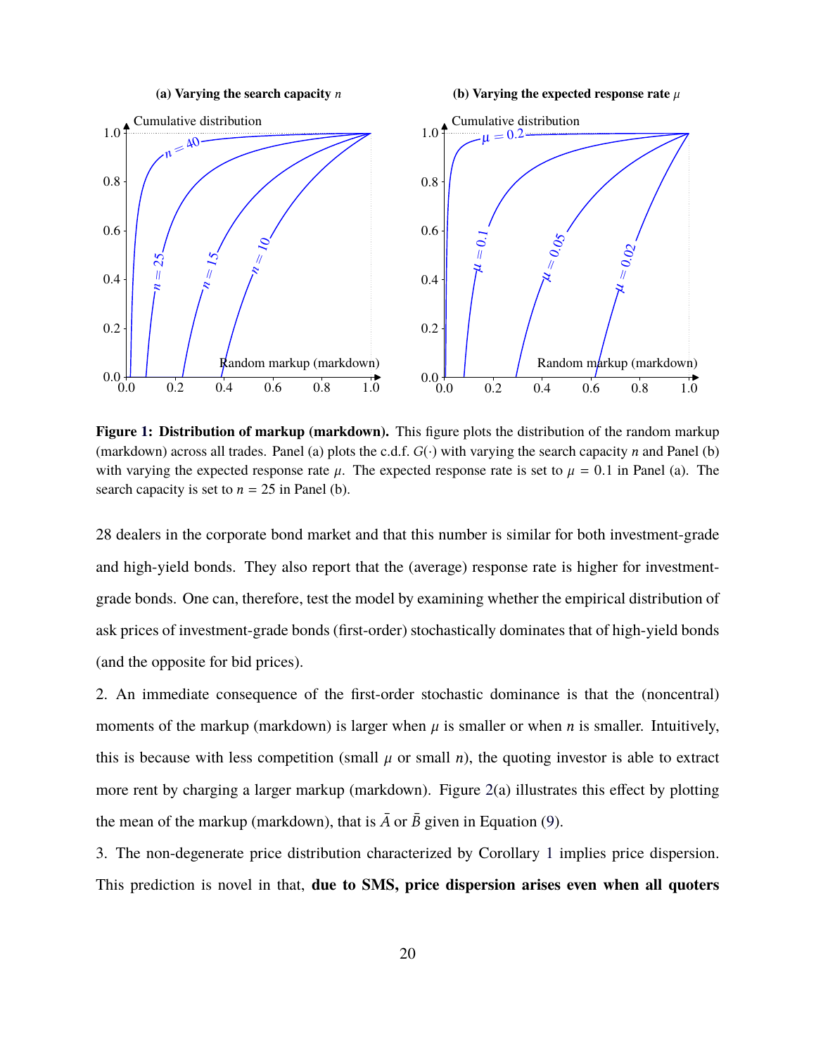**Figure 1: Distribution of markup (markdown).** This figure plots the distribution of the random markup (markdown) across all trades. Panel (a) plots the c.d.f. $G(\cdot)$ with varying the search capacity $n$ and Panel (b) with varying the expected response rate $\mu$. The expected response rate is set to $\mu = 0.1$ in Panel (a). The search capacity is set to $n = 25$ in Panel (b).

28 dealers in the corporate bond market and that this number is similar for both investment-grade and high-yield bonds. They also report that the (average) response rate is higher for investment-grade bonds. One can, therefore, test the model by examining whether the empirical distribution of ask prices of investment-grade bonds (first-order) stochastically dominates that of high-yield bonds (and the opposite for bid prices).

2. An immediate consequence of the first-order stochastic dominance is that the (noncentral) moments of the markup (markdown) is larger when $\mu$ is smaller or when $n$ is smaller. Intuitively, this is because with less competition (small $\mu$ or small $n$), the quoting investor is able to extract more rent by charging a larger markup (markdown). Figure 2(a) illustrates this effect by plotting the mean of the markup (markdown), that is $\bar{A}$ or $\bar{B}$ given in Equation (9).

3. The non-degenerate price distribution characterized by Corollary 1 implies price dispersion. This prediction is novel in that, **due to SMS, price dispersion arises even when all quoters**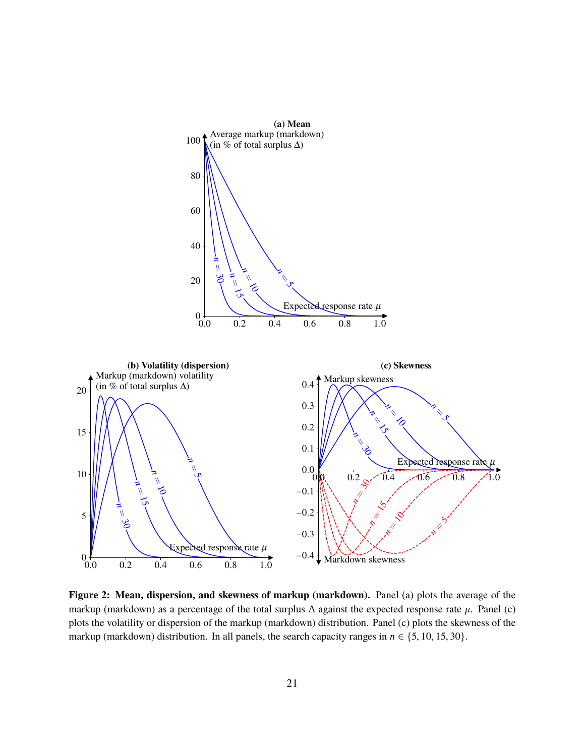**Figure 2: Mean, dispersion, and skewness of markup (markdown).** Panel (a) plots the average of the markup (markdown) as a percentage of the total surplus $\Delta$ against the expected response rate $\mu$. Panel (c) plots the volatility or dispersion of the markup (markdown) distribution. Panel (c) plots the skewness of the markup (markdown) distribution. In all panels, the search capacity ranges in $n \in \{5, 10, 15, 30\}$.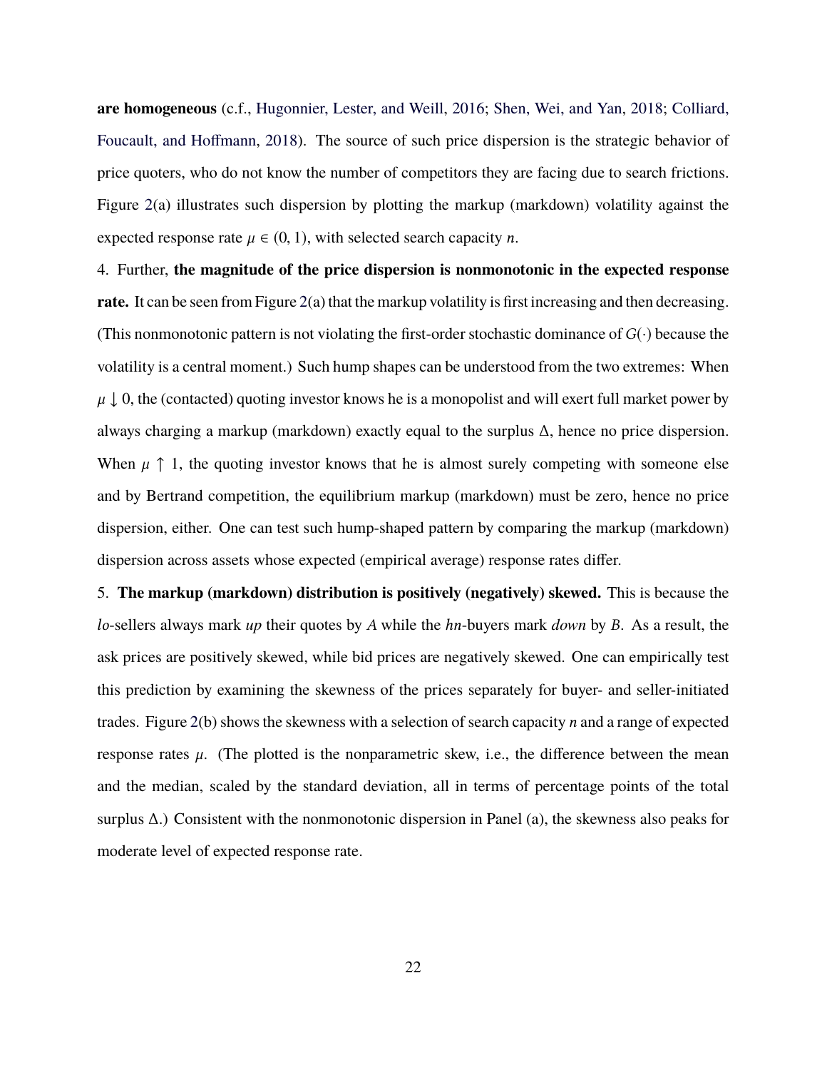**are homogeneous** (c.f., Hugonnier, Lester, and Weill, 2016; Shen, Wei, and Yan, 2018; Colliard, Foucault, and Hoffmann, 2018). The source of such price dispersion is the strategic behavior of price quoters, who do not know the number of competitors they are facing due to search frictions. Figure 2(a) illustrates such dispersion by plotting the markup (markdown) volatility against the expected response rate $\mu \in (0, 1)$, with selected search capacity $n$.

4. Further, **the magnitude of the price dispersion is nonmonotonic in the expected response rate.** It can be seen from Figure 2(a) that the markup volatility is first increasing and then decreasing. (This nonmonotonic pattern is not violating the first-order stochastic dominance of $G(\cdot)$ because the volatility is a central moment.) Such hump shapes can be understood from the two extremes: When $\mu \downarrow 0$, the (contacted) quoting investor knows he is a monopolist and will exert full market power by always charging a markup (markdown) exactly equal to the surplus $\Delta$, hence no price dispersion. When $\mu \uparrow 1$, the quoting investor knows that he is almost surely competing with someone else and by Bertrand competition, the equilibrium markup (markdown) must be zero, hence no price dispersion, either. One can test such hump-shaped pattern by comparing the markup (markdown) dispersion across assets whose expected (empirical average) response rates differ.

5. **The markup (markdown) distribution is positively (negatively) skewed.** This is because the *lo*-sellers always mark *up* their quotes by $A$ while the *hn*-buyers mark *down* by $B$. As a result, the ask prices are positively skewed, while bid prices are negatively skewed. One can empirically test this prediction by examining the skewness of the prices separately for buyer- and seller-initiated trades. Figure 2(b) shows the skewness with a selection of search capacity $n$ and a range of expected response rates $\mu$. (The plotted is the nonparametric skew, i.e., the difference between the mean and the median, scaled by the standard deviation, all in terms of percentage points of the total surplus $\Delta$.) Consistent with the nonmonotonic dispersion in Panel (a), the skewness also peaks for moderate level of expected response rate.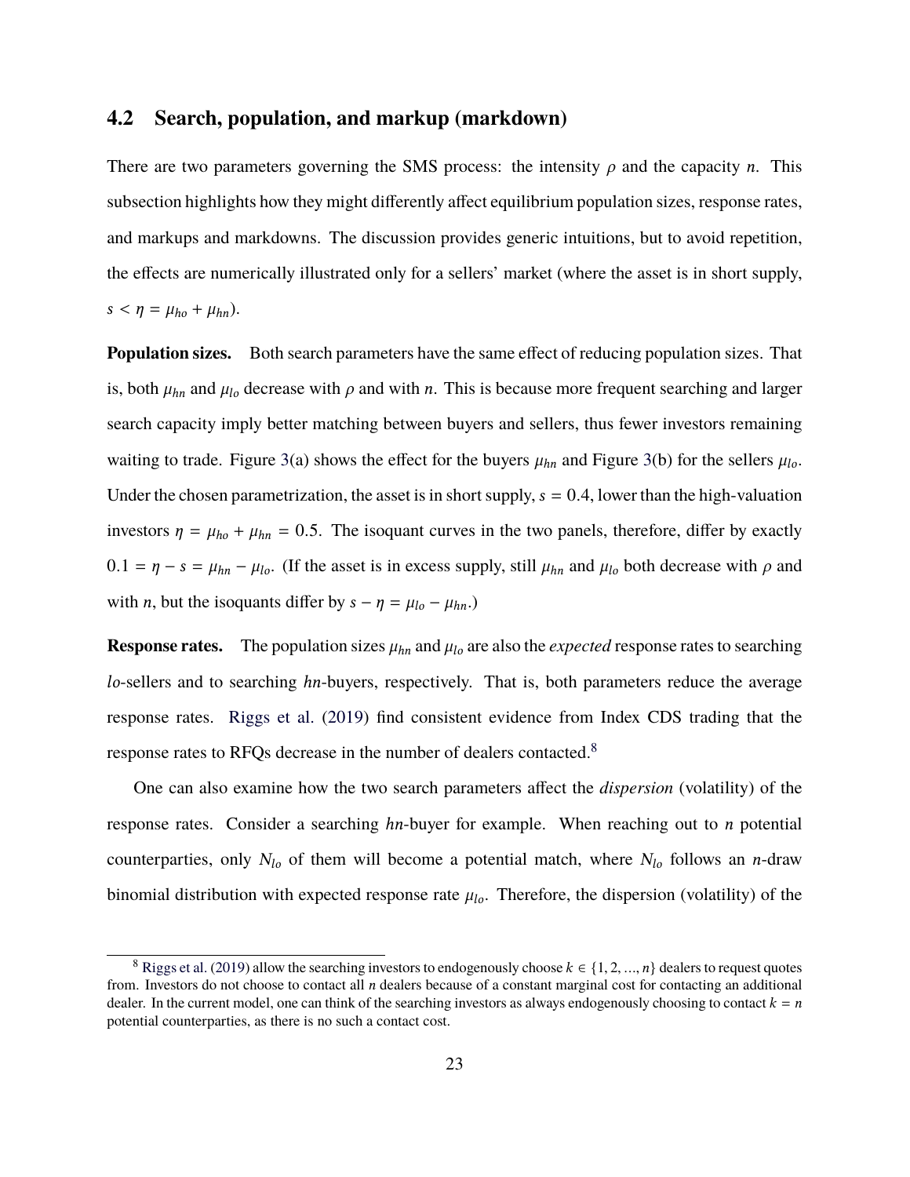## 4.2 Search, population, and markup (markdown)

There are two parameters governing the SMS process: the intensity $\rho$ and the capacity $n$. This subsection highlights how they might differently affect equilibrium population sizes, response rates, and markups and markdowns. The discussion provides generic intuitions, but to avoid repetition, the effects are numerically illustrated only for a sellers' market (where the asset is in short supply, $s < \eta = \mu_{ho} + \mu_{hn}$).

**Population sizes.** Both search parameters have the same effect of reducing population sizes. That is, both $\mu_{hn}$ and $\mu_{lo}$ decrease with $\rho$ and with $n$. This is because more frequent searching and larger search capacity imply better matching between buyers and sellers, thus fewer investors remaining waiting to trade. Figure 3(a) shows the effect for the buyers $\mu_{hn}$ and Figure 3(b) for the sellers $\mu_{lo}$. Under the chosen parametrization, the asset is in short supply, $s = 0.4$, lower than the high-valuation investors $\eta = \mu_{ho} + \mu_{hn} = 0.5$. The isoquant curves in the two panels, therefore, differ by exactly $0.1 = \eta - s = \mu_{hn} - \mu_{lo}$. (If the asset is in excess supply, still $\mu_{hn}$ and $\mu_{lo}$ both decrease with $\rho$ and with $n$, but the isoquants differ by $s - \eta = \mu_{lo} - \mu_{hn}$.)

**Response rates.** The population sizes $\mu_{hn}$ and $\mu_{lo}$ are also the *expected* response rates to searching *lo*-sellers and to searching *hn*-buyers, respectively. That is, both parameters reduce the average response rates. Riggs et al. (2019) find consistent evidence from Index CDS trading that the response rates to RFQs decrease in the number of dealers contacted.[8]

One can also examine how the two search parameters affect the *dispersion* (volatility) of the response rates. Consider a searching *hn*-buyer for example. When reaching out to $n$ potential counterparties, only $N_{lo}$ of them will become a potential match, where $N_{lo}$ follows an $n$-draw binomial distribution with expected response rate $\mu_{lo}$. Therefore, the dispersion (volatility) of the

[8] Riggs et al. (2019) allow the searching investors to endogenously choose $k \in \{1, 2, ..., n\}$ dealers to request quotes from. Investors do not choose to contact all $n$ dealers because of a constant marginal cost for contacting an additional dealer. In the current model, one can think of the searching investors as always endogenously choosing to contact $k = n$ potential counterparties, as there is no such a contact cost.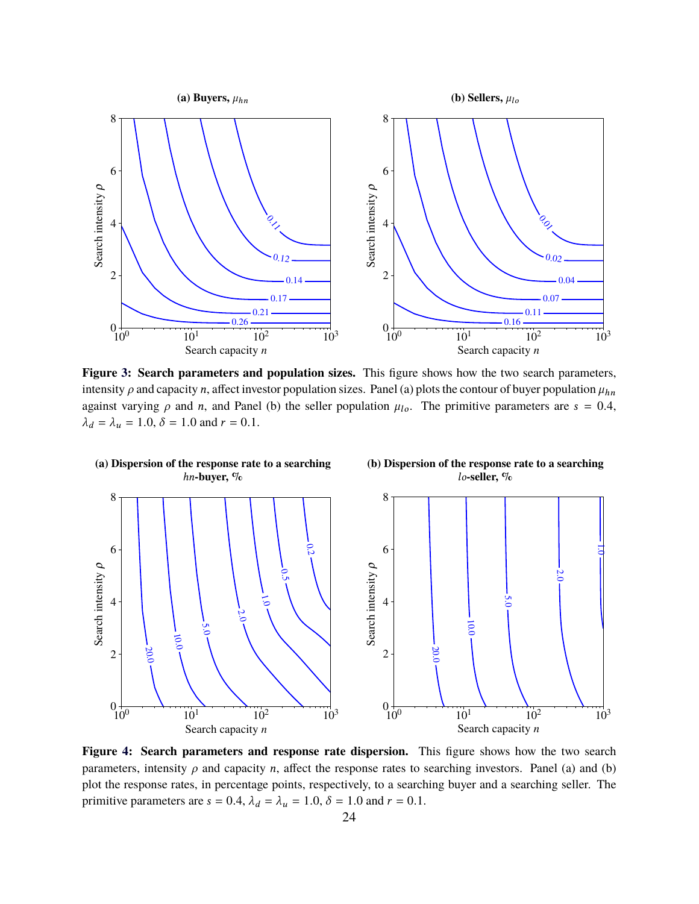**Figure 3: Search parameters and population sizes.** This figure shows how the two search parameters, intensity $\rho$ and capacity $n$, affect investor population sizes. Panel (a) plots the contour of buyer population $\mu_{hn}$ against varying $\rho$ and $n$, and Panel (b) the seller population $\mu_{lo}$. The primitive parameters are $s = 0.4$, $\lambda_d = \lambda_u = 1.0$, $\delta = 1.0$ and $r = 0.1$.

**Figure 4: Search parameters and response rate dispersion.** This figure shows how the two search parameters, intensity $\rho$ and capacity $n$, affect the response rates to searching investors. Panel (a) and (b) plot the response rates, in percentage points, respectively, to a searching buyer and a searching seller. The primitive parameters are $s = 0.4$, $\lambda_d = \lambda_u = 1.0$, $\delta = 1.0$ and $r = 0.1$.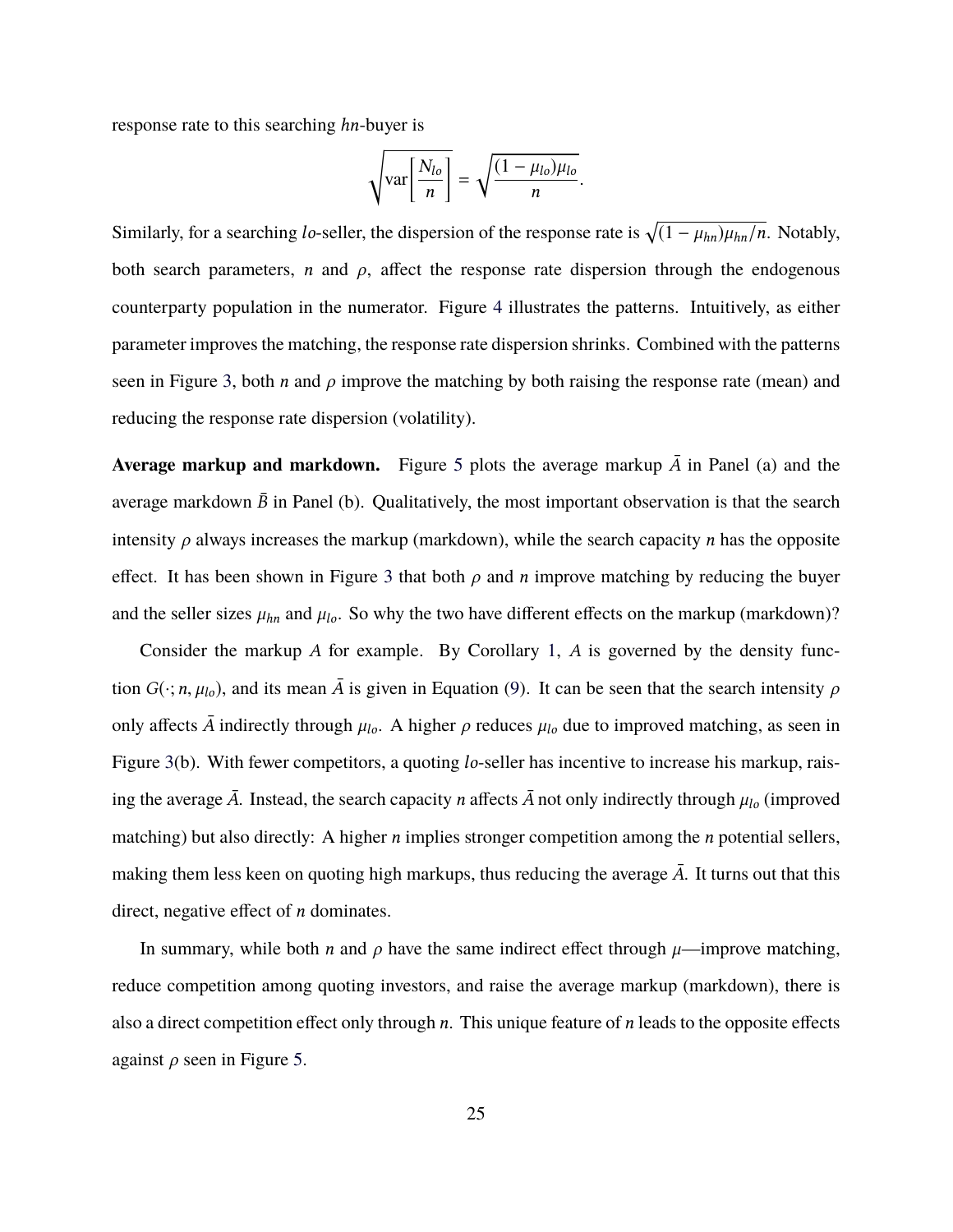response rate to this searching *hn*-buyer is

$$\sqrt{\text{var}\left[\frac{N_{lo}}{n}\right]} = \sqrt{\frac{(1-\mu_{lo})\mu_{lo}}{n}}.$$

Similarly, for a searching *lo*-seller, the dispersion of the response rate is $\sqrt{(1-\mu_{hn})\mu_{hn}/n}$. Notably, both search parameters, $n$ and $\rho$, affect the response rate dispersion through the endogenous counterparty population in the numerator. Figure 4 illustrates the patterns. Intuitively, as either parameter improves the matching, the response rate dispersion shrinks. Combined with the patterns seen in Figure 3, both $n$ and $\rho$ improve the matching by both raising the response rate (mean) and reducing the response rate dispersion (volatility).

**Average markup and markdown.** Figure 5 plots the average markup $\bar{A}$ in Panel (a) and the average markdown $\bar{B}$ in Panel (b). Qualitatively, the most important observation is that the search intensity $\rho$ always increases the markup (markdown), while the search capacity $n$ has the opposite effect. It has been shown in Figure 3 that both $\rho$ and $n$ improve matching by reducing the buyer and the seller sizes $\mu_{hn}$ and $\mu_{lo}$. So why the two have different effects on the markup (markdown)?

Consider the markup $A$ for example. By Corollary 1, $A$ is governed by the density function $G(\cdot; n, \mu_{lo})$, and its mean $\bar{A}$ is given in Equation (9). It can be seen that the search intensity $\rho$ only affects $\bar{A}$ indirectly through $\mu_{lo}$. A higher $\rho$ reduces $\mu_{lo}$ due to improved matching, as seen in Figure 3(b). With fewer competitors, a quoting *lo*-seller has incentive to increase his markup, raising the average $\bar{A}$. Instead, the search capacity $n$ affects $\bar{A}$ not only indirectly through $\mu_{lo}$ (improved matching) but also directly: A higher $n$ implies stronger competition among the $n$ potential sellers, making them less keen on quoting high markups, thus reducing the average $\bar{A}$. It turns out that this direct, negative effect of $n$ dominates.

In summary, while both $n$ and $\rho$ have the same indirect effect through $\mu$—improve matching, reduce competition among quoting investors, and raise the average markup (markdown), there is also a direct competition effect only through $n$. This unique feature of $n$ leads to the opposite effects against $\rho$ seen in Figure 5.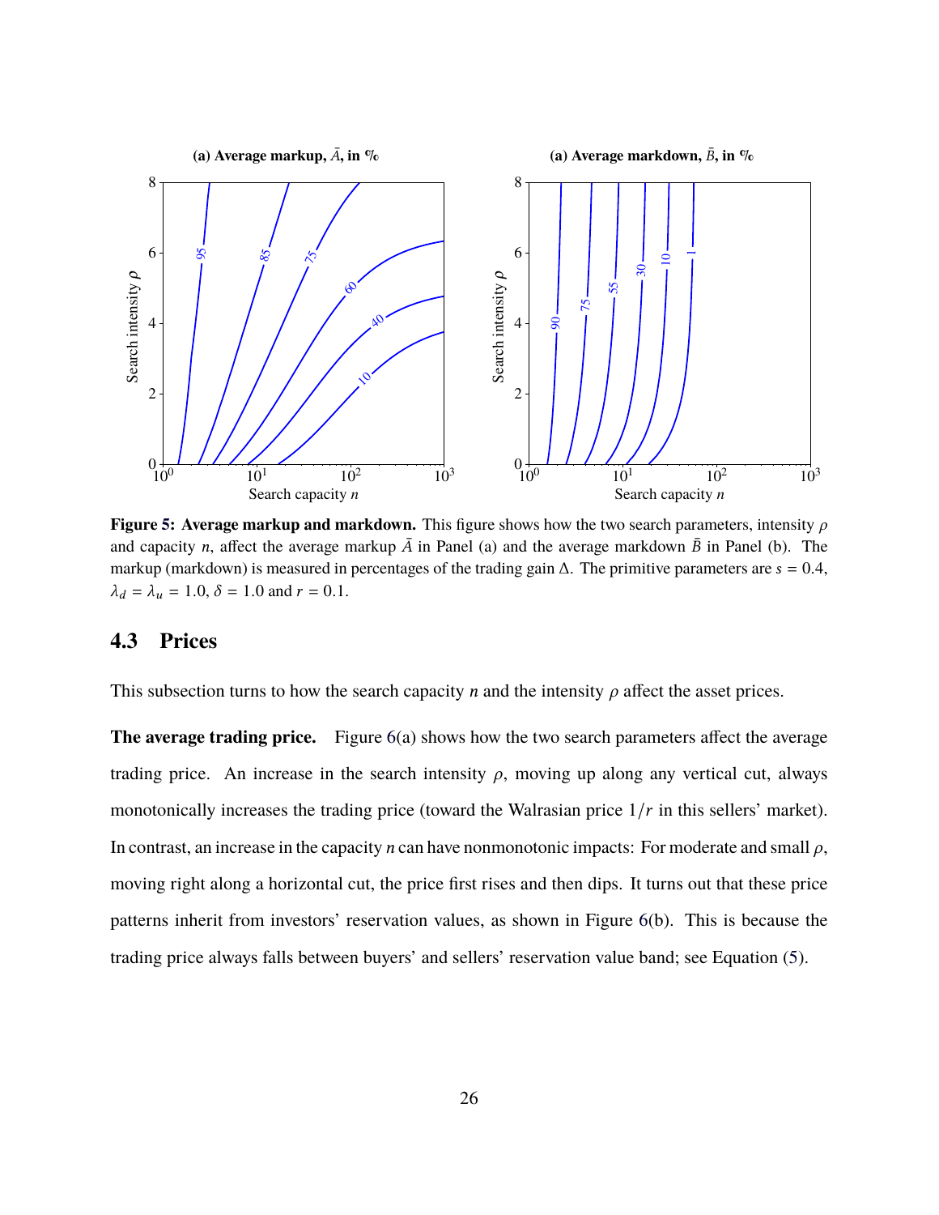**Figure 5: Average markup and markdown.** This figure shows how the two search parameters, intensity $\rho$ and capacity $n$, affect the average markup $\bar{A}$ in Panel (a) and the average markdown $\bar{B}$ in Panel (b). The markup (markdown) is measured in percentages of the trading gain $\Delta$. The primitive parameters are $s = 0.4$, $\lambda_d = \lambda_u = 1.0$, $\delta = 1.0$ and $r = 0.1$.

## 4.3 Prices

This subsection turns to how the search capacity $n$ and the intensity $\rho$ affect the asset prices.

**The average trading price.** Figure 6(a) shows how the two search parameters affect the average trading price. An increase in the search intensity $\rho$, moving up along any vertical cut, always monotonically increases the trading price (toward the Walrasian price $1/r$ in this sellers' market). In contrast, an increase in the capacity $n$ can have nonmonotonic impacts: For moderate and small $\rho$, moving right along a horizontal cut, the price first rises and then dips. It turns out that these price patterns inherit from investors' reservation values, as shown in Figure 6(b). This is because the trading price always falls between buyers' and sellers' reservation value band; see Equation (5).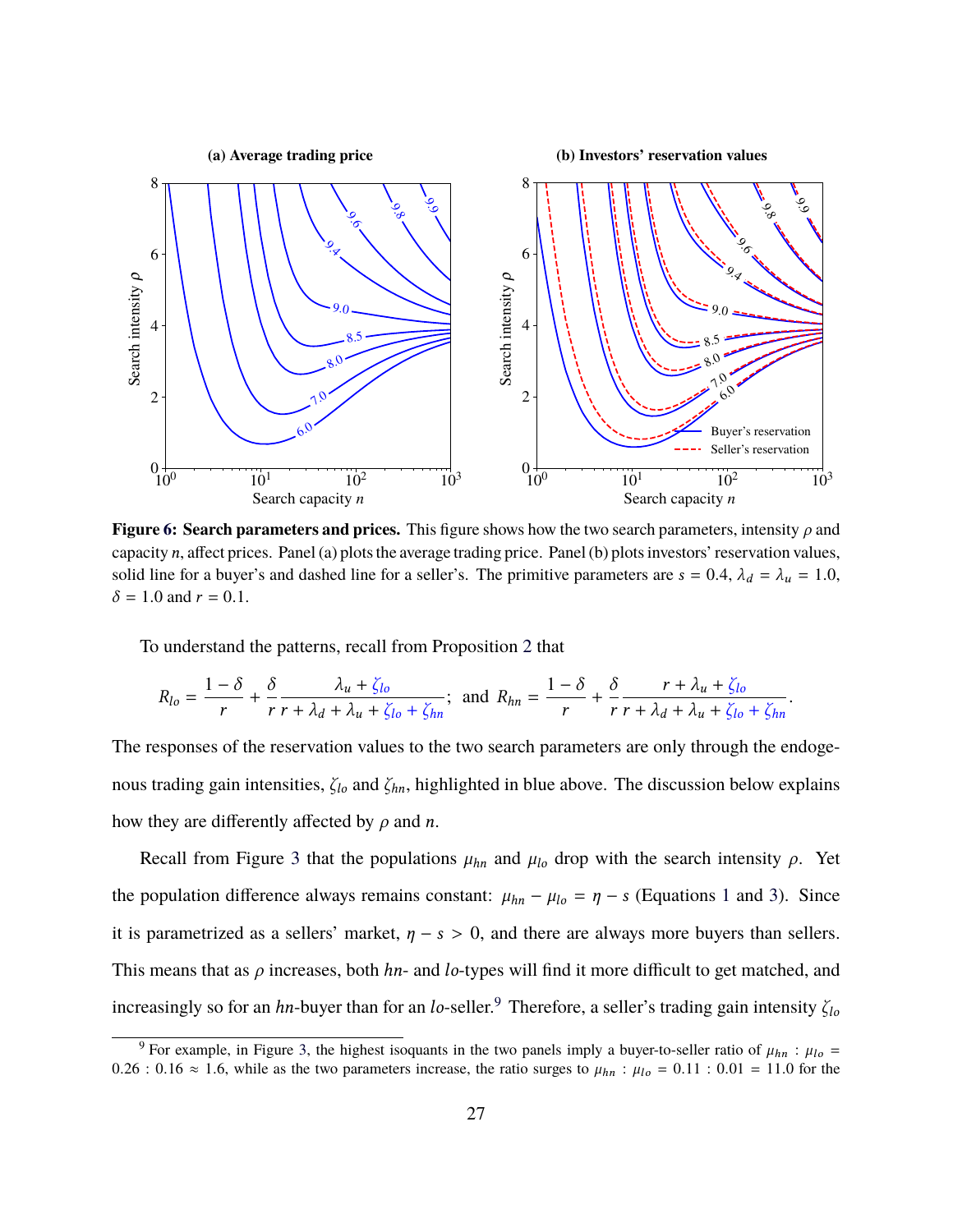**Figure 6: Search parameters and prices.** This figure shows how the two search parameters, intensity $\rho$ and capacity $n$, affect prices. Panel (a) plots the average trading price. Panel (b) plots investors' reservation values, solid line for a buyer's and dashed line for a seller's. The primitive parameters are $s = 0.4$, $\lambda_d = \lambda_u = 1.0$, $\delta = 1.0$ and $r = 0.1$.

To understand the patterns, recall from Proposition 2 that

$$R_{lo} = \frac{1-\delta}{r} + \frac{\delta}{r}\frac{\lambda_u + \zeta_{lo}}{r + \lambda_d + \lambda_u + \zeta_{lo} + \zeta_{hn}}; \text{ and } R_{hn} = \frac{1-\delta}{r} + \frac{\delta}{r}\frac{r + \lambda_u + \zeta_{lo}}{r + \lambda_d + \lambda_u + \zeta_{lo} + \zeta_{hn}}.$$

The responses of the reservation values to the two search parameters are only through the endogenous trading gain intensities, $\zeta_{lo}$ and $\zeta_{hn}$, highlighted in blue above. The discussion below explains how they are differently affected by $\rho$ and $n$.

Recall from Figure 3 that the populations $\mu_{hn}$ and $\mu_{lo}$ drop with the search intensity $\rho$. Yet the population difference always remains constant: $\mu_{hn} - \mu_{lo} = \eta - s$ (Equations 1 and 3). Since it is parametrized as a sellers' market, $\eta - s > 0$, and there are always more buyers than sellers. This means that as $\rho$ increases, both *hn*- and *lo*-types will find it more difficult to get matched, and increasingly so for an *hn*-buyer than for an *lo*-seller.[9] Therefore, a seller's trading gain intensity $\zeta_{lo}$

[9] For example, in Figure 3, the highest isoquants in the two panels imply a buyer-to-seller ratio of $\mu_{hn} : \mu_{lo} = 0.26 : 0.16 \approx 1.6$, while as the two parameters increase, the ratio surges to $\mu_{hn} : \mu_{lo} = 0.11 : 0.01 = 11.0$ for the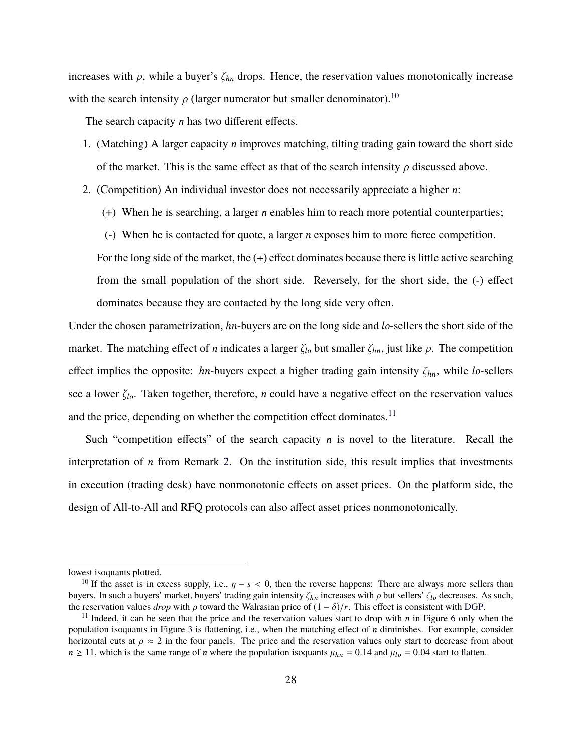increases with $\rho$, while a buyer's $\zeta_{hn}$ drops. Hence, the reservation values monotonically increase with the search intensity $\rho$ (larger numerator but smaller denominator).[10]

The search capacity $n$ has two different effects.

1. (Matching) A larger capacity $n$ improves matching, tilting trading gain toward the short side of the market. This is the same effect as that of the search intensity $\rho$ discussed above.
2. (Competition) An individual investor does not necessarily appreciate a higher $n$:
   (+) When he is searching, a larger $n$ enables him to reach more potential counterparties;
   (-) When he is contacted for quote, a larger $n$ exposes him to more fierce competition.

   For the long side of the market, the (+) effect dominates because there is little active searching from the small population of the short side. Reversely, for the short side, the (-) effect dominates because they are contacted by the long side very often.

Under the chosen parametrization, $hn$-buyers are on the long side and $lo$-sellers the short side of the market. The matching effect of $n$ indicates a larger $\zeta_{lo}$ but smaller $\zeta_{hn}$, just like $\rho$. The competition effect implies the opposite: $hn$-buyers expect a higher trading gain intensity $\zeta_{hn}$, while $lo$-sellers see a lower $\zeta_{lo}$. Taken together, therefore, $n$ could have a negative effect on the reservation values and the price, depending on whether the competition effect dominates.[11]

Such "competition effects" of the search capacity $n$ is novel to the literature. Recall the interpretation of $n$ from Remark 2. On the institution side, this result implies that investments in execution (trading desk) have nonmonotonic effects on asset prices. On the platform side, the design of All-to-All and RFQ protocols can also affect asset prices nonmonotonically.

---

lowest isoquants plotted.

[10] If the asset is in excess supply, i.e., $\eta - s < 0$, then the reverse happens: There are always more sellers than buyers. In such a buyers' market, buyers' trading gain intensity $\zeta_{hn}$ increases with $\rho$ but sellers' $\zeta_{lo}$ decreases. As such, the reservation values *drop* with $\rho$ toward the Walrasian price of $(1 - \delta)/r$. This effect is consistent with DGP.

[11] Indeed, it can be seen that the price and the reservation values start to drop with $n$ in Figure 6 only when the population isoquants in Figure 3 is flattening, i.e., when the matching effect of $n$ diminishes. For example, consider horizontal cuts at $\rho \approx 2$ in the four panels. The price and the reservation values only start to decrease from about $n \geq 11$, which is the same range of $n$ where the population isoquants $\mu_{hn} = 0.14$ and $\mu_{lo} = 0.04$ start to flatten.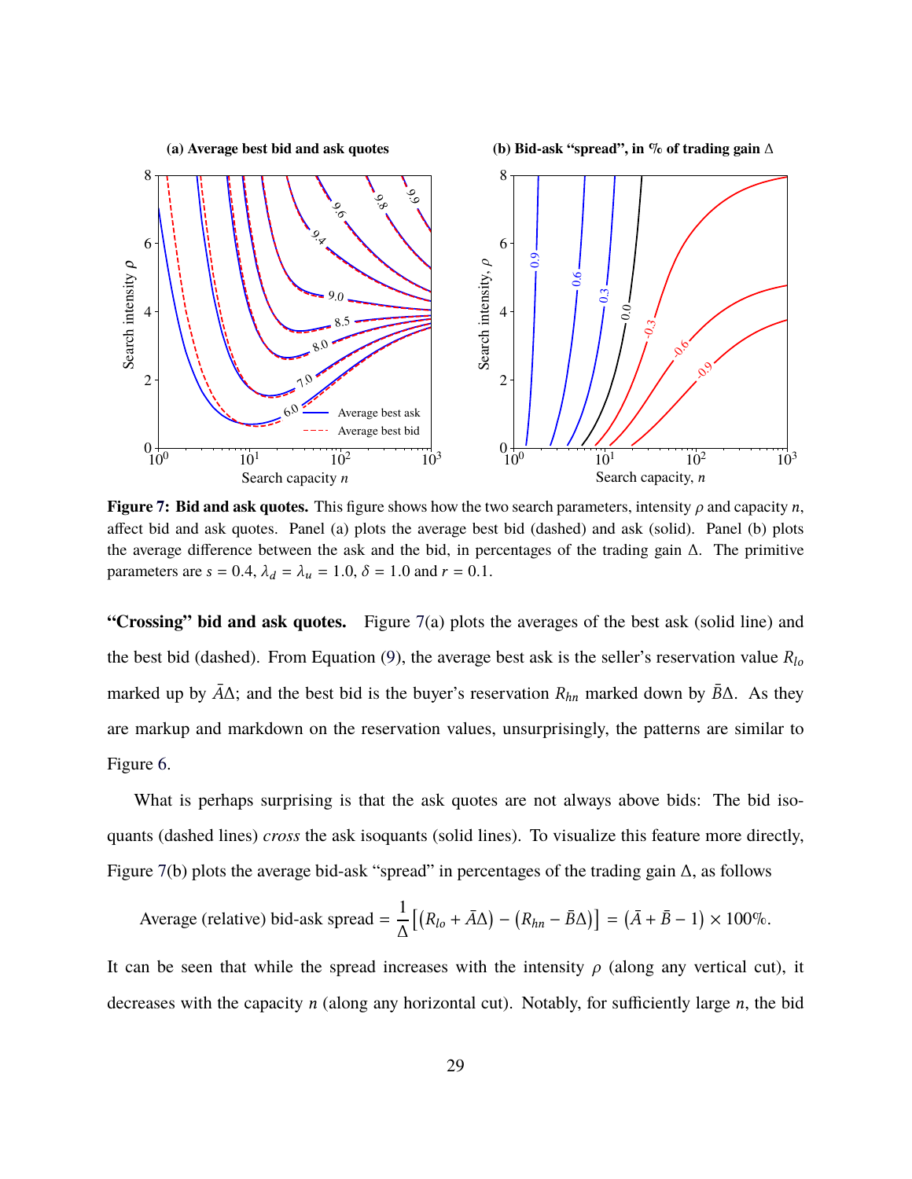**Figure 7: Bid and ask quotes.** This figure shows how the two search parameters, intensity $\rho$ and capacity $n$, affect bid and ask quotes. Panel (a) plots the average best bid (dashed) and ask (solid). Panel (b) plots the average difference between the ask and the bid, in percentages of the trading gain $\Delta$. The primitive parameters are $s = 0.4$, $\lambda_d = \lambda_u = 1.0$, $\delta = 1.0$ and $r = 0.1$.

**"Crossing" bid and ask quotes.** Figure 7(a) plots the averages of the best ask (solid line) and the best bid (dashed). From Equation (9), the average best ask is the seller's reservation value $R_{lo}$ marked up by $\bar{A}\Delta$; and the best bid is the buyer's reservation $R_{hn}$ marked down by $\bar{B}\Delta$. As they are markup and markdown on the reservation values, unsurprisingly, the patterns are similar to Figure 6.

What is perhaps surprising is that the ask quotes are not always above bids: The bid isoquants (dashed lines) *cross* the ask isoquants (solid lines). To visualize this feature more directly, Figure 7(b) plots the average bid-ask "spread" in percentages of the trading gain $\Delta$, as follows

$$\text{Average (relative) bid-ask spread} = \frac{1}{\Delta}\left[\left(R_{lo} + \bar{A}\Delta\right) - \left(R_{hn} - \bar{B}\Delta\right)\right] = \left(\bar{A} + \bar{B} - 1\right) \times 100\%.$$

It can be seen that while the spread increases with the intensity $\rho$ (along any vertical cut), it decreases with the capacity $n$ (along any horizontal cut). Notably, for sufficiently large $n$, the bid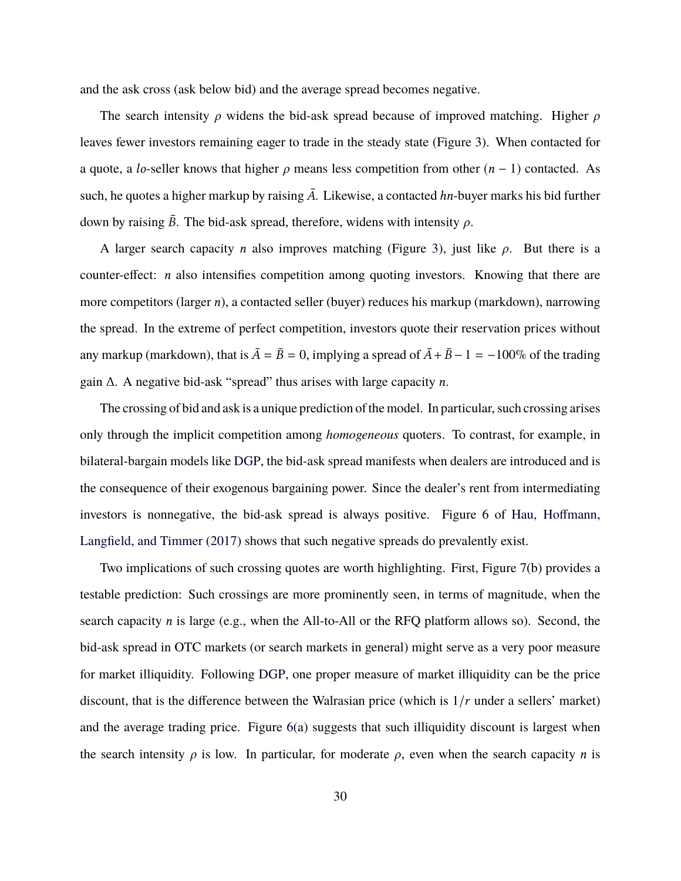and the ask cross (ask below bid) and the average spread becomes negative.

The search intensity $\rho$ widens the bid-ask spread because of improved matching. Higher $\rho$ leaves fewer investors remaining eager to trade in the steady state (Figure 3). When contacted for a quote, a *lo*-seller knows that higher $\rho$ means less competition from other $(n-1)$ contacted. As such, he quotes a higher markup by raising $\bar{A}$. Likewise, a contacted *hn*-buyer marks his bid further down by raising $\bar{B}$. The bid-ask spread, therefore, widens with intensity $\rho$.

A larger search capacity $n$ also improves matching (Figure 3), just like $\rho$. But there is a counter-effect: $n$ also intensifies competition among quoting investors. Knowing that there are more competitors (larger $n$), a contacted seller (buyer) reduces his markup (markdown), narrowing the spread. In the extreme of perfect competition, investors quote their reservation prices without any markup (markdown), that is $\bar{A} = \bar{B} = 0$, implying a spread of $\bar{A} + \bar{B} - 1 = -100\%$ of the trading gain $\Delta$. A negative bid-ask "spread" thus arises with large capacity $n$.

The crossing of bid and ask is a unique prediction of the model. In particular, such crossing arises only through the implicit competition among *homogeneous* quoters. To contrast, for example, in bilateral-bargain models like DGP, the bid-ask spread manifests when dealers are introduced and is the consequence of their exogenous bargaining power. Since the dealer's rent from intermediating investors is nonnegative, the bid-ask spread is always positive. Figure 6 of Hau, Hoffmann, Langfield, and Timmer (2017) shows that such negative spreads do prevalently exist.

Two implications of such crossing quotes are worth highlighting. First, Figure 7(b) provides a testable prediction: Such crossings are more prominently seen, in terms of magnitude, when the search capacity $n$ is large (e.g., when the All-to-All or the RFQ platform allows so). Second, the bid-ask spread in OTC markets (or search markets in general) might serve as a very poor measure for market illiquidity. Following DGP, one proper measure of market illiquidity can be the price discount, that is the difference between the Walrasian price (which is $1/r$ under a sellers' market) and the average trading price. Figure 6(a) suggests that such illiquidity discount is largest when the search intensity $\rho$ is low. In particular, for moderate $\rho$, even when the search capacity $n$ is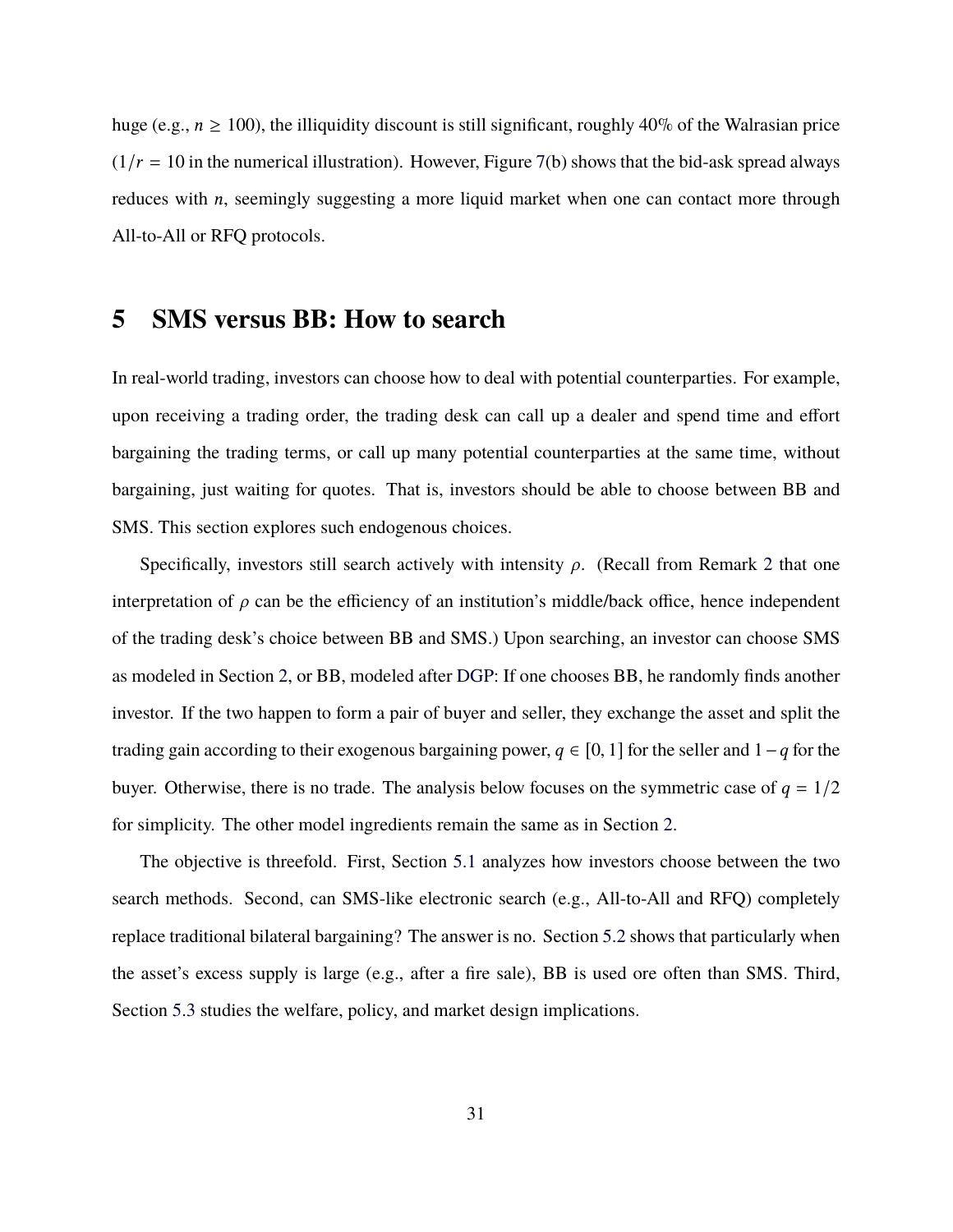huge (e.g., $n \geq 100$), the illiquidity discount is still significant, roughly 40% of the Walrasian price ($1/r = 10$ in the numerical illustration). However, Figure 7(b) shows that the bid-ask spread always reduces with $n$, seemingly suggesting a more liquid market when one can contact more through All-to-All or RFQ protocols.

# 5 SMS versus BB: How to search

In real-world trading, investors can choose how to deal with potential counterparties. For example, upon receiving a trading order, the trading desk can call up a dealer and spend time and effort bargaining the trading terms, or call up many potential counterparties at the same time, without bargaining, just waiting for quotes. That is, investors should be able to choose between BB and SMS. This section explores such endogenous choices.

Specifically, investors still search actively with intensity $\rho$. (Recall from Remark 2 that one interpretation of $\rho$ can be the efficiency of an institution's middle/back office, hence independent of the trading desk's choice between BB and SMS.) Upon searching, an investor can choose SMS as modeled in Section 2, or BB, modeled after DGP: If one chooses BB, he randomly finds another investor. If the two happen to form a pair of buyer and seller, they exchange the asset and split the trading gain according to their exogenous bargaining power, $q \in [0, 1]$ for the seller and $1 - q$ for the buyer. Otherwise, there is no trade. The analysis below focuses on the symmetric case of $q = 1/2$ for simplicity. The other model ingredients remain the same as in Section 2.

The objective is threefold. First, Section 5.1 analyzes how investors choose between the two search methods. Second, can SMS-like electronic search (e.g., All-to-All and RFQ) completely replace traditional bilateral bargaining? The answer is no. Section 5.2 shows that particularly when the asset's excess supply is large (e.g., after a fire sale), BB is used ore often than SMS. Third, Section 5.3 studies the welfare, policy, and market design implications.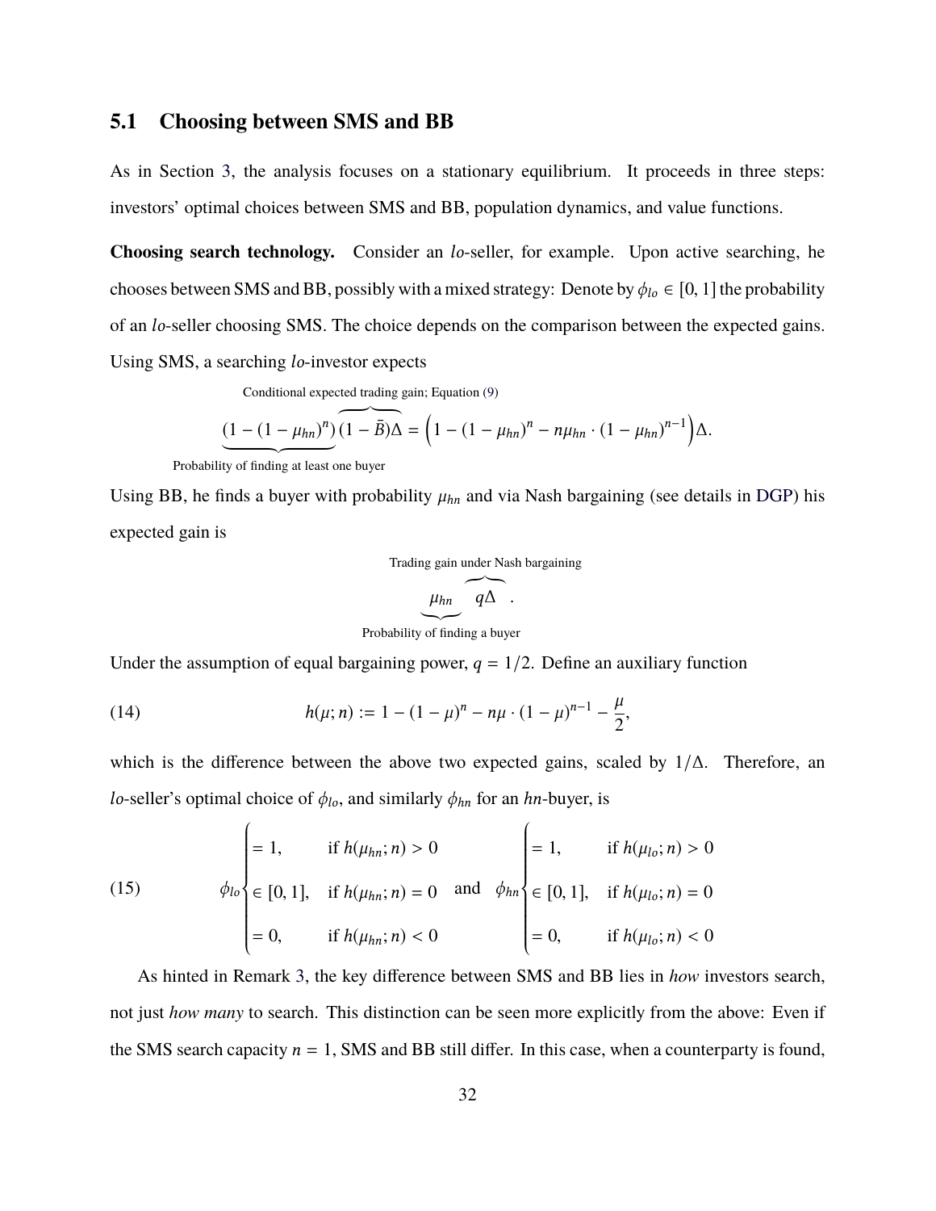## 5.1 Choosing between SMS and BB

As in Section 3, the analysis focuses on a stationary equilibrium. It proceeds in three steps: investors' optimal choices between SMS and BB, population dynamics, and value functions.

**Choosing search technology.** Consider an *lo*-seller, for example. Upon active searching, he chooses between SMS and BB, possibly with a mixed strategy: Denote by $\phi_{lo} \in [0,1]$ the probability of an *lo*-seller choosing SMS. The choice depends on the comparison between the expected gains. Using SMS, a searching *lo*-investor expects

$$\underbrace{(1-(1-\mu_{hn})^n)}_{\text{Probability of finding at least one buyer}} \overbrace{(1-\bar{B})\Delta}^{\text{Conditional expected trading gain; Equation (9)}} = \Big(1-(1-\mu_{hn})^n - n\mu_{hn}\cdot(1-\mu_{hn})^{n-1}\Big)\Delta.$$

Using BB, he finds a buyer with probability $\mu_{hn}$ and via Nash bargaining (see details in DGP) his expected gain is

$$\underbrace{\mu_{hn}}_{\text{Probability of finding a buyer}} \overbrace{q\Delta}^{\text{Trading gain under Nash bargaining}}.$$

Under the assumption of equal bargaining power, $q = 1/2$. Define an auxiliary function

$$h(\mu;n) := 1-(1-\mu)^n - n\mu\cdot(1-\mu)^{n-1} - \frac{\mu}{2}, \tag{14}$$

which is the difference between the above two expected gains, scaled by $1/\Delta$. Therefore, an *lo*-seller's optimal choice of $\phi_{lo}$, and similarly $\phi_{hn}$ for an *hn*-buyer, is

$$\phi_{lo}\begin{cases} = 1, & \text{if } h(\mu_{hn};n) > 0 \\ \in [0,1], & \text{if } h(\mu_{hn};n) = 0 \\ = 0, & \text{if } h(\mu_{hn};n) < 0 \end{cases} \quad \text{and} \quad \phi_{hn}\begin{cases} = 1, & \text{if } h(\mu_{lo};n) > 0 \\ \in [0,1], & \text{if } h(\mu_{lo};n) = 0 \\ = 0, & \text{if } h(\mu_{lo};n) < 0 \end{cases} \tag{15}$$

As hinted in Remark 3, the key difference between SMS and BB lies in *how* investors search, not just *how many* to search. This distinction can be seen more explicitly from the above: Even if the SMS search capacity $n = 1$, SMS and BB still differ. In this case, when a counterparty is found,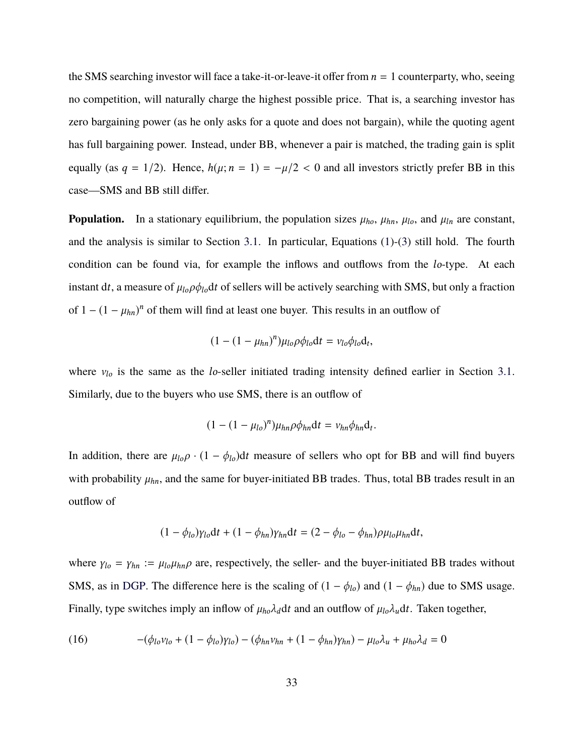the SMS searching investor will face a take-it-or-leave-it offer from $n = 1$ counterparty, who, seeing no competition, will naturally charge the highest possible price. That is, a searching investor has zero bargaining power (as he only asks for a quote and does not bargain), while the quoting agent has full bargaining power. Instead, under BB, whenever a pair is matched, the trading gain is split equally (as $q = 1/2$). Hence, $h(\mu; n = 1) = -\mu/2 < 0$ and all investors strictly prefer BB in this case—SMS and BB still differ.

**Population.** In a stationary equilibrium, the population sizes $\mu_{ho}$, $\mu_{hn}$, $\mu_{lo}$, and $\mu_{ln}$ are constant, and the analysis is similar to Section 3.1. In particular, Equations (1)-(3) still hold. The fourth condition can be found via, for example the inflows and outflows from the $lo$-type. At each instant $\mathrm{d}t$, a measure of $\mu_{lo}\rho\phi_{lo}\mathrm{d}t$ of sellers will be actively searching with SMS, but only a fraction of $1 - (1 - \mu_{hn})^n$ of them will find at least one buyer. This results in an outflow of

$$(1 - (1 - \mu_{hn})^n)\mu_{lo}\rho\phi_{lo}\mathrm{d}t = \nu_{lo}\phi_{lo}\mathrm{d}_t,$$

where $\nu_{lo}$ is the same as the $lo$-seller initiated trading intensity defined earlier in Section 3.1. Similarly, due to the buyers who use SMS, there is an outflow of

$$(1 - (1 - \mu_{lo})^n)\mu_{hn}\rho\phi_{hn}\mathrm{d}t = \nu_{hn}\phi_{hn}\mathrm{d}_t.$$

In addition, there are $\mu_{lo}\rho \cdot (1 - \phi_{lo})\mathrm{d}t$ measure of sellers who opt for BB and will find buyers with probability $\mu_{hn}$, and the same for buyer-initiated BB trades. Thus, total BB trades result in an outflow of

$$(1 - \phi_{lo})\gamma_{lo}\mathrm{d}t + (1 - \phi_{hn})\gamma_{hn}\mathrm{d}t = (2 - \phi_{lo} - \phi_{hn})\rho\mu_{lo}\mu_{hn}\mathrm{d}t,$$

where $\gamma_{lo} = \gamma_{hn} := \mu_{lo}\mu_{hn}\rho$ are, respectively, the seller- and the buyer-initiated BB trades without SMS, as in DGP. The difference here is the scaling of $(1 - \phi_{lo})$ and $(1 - \phi_{hn})$ due to SMS usage. Finally, type switches imply an inflow of $\mu_{ho}\lambda_d\mathrm{d}t$ and an outflow of $\mu_{lo}\lambda_u\mathrm{d}t$. Taken together,

$$-(\phi_{lo}\nu_{lo} + (1 - \phi_{lo})\gamma_{lo}) - (\phi_{hn}\nu_{hn} + (1 - \phi_{hn})\gamma_{hn}) - \mu_{lo}\lambda_u + \mu_{ho}\lambda_d = 0 \tag{16}$$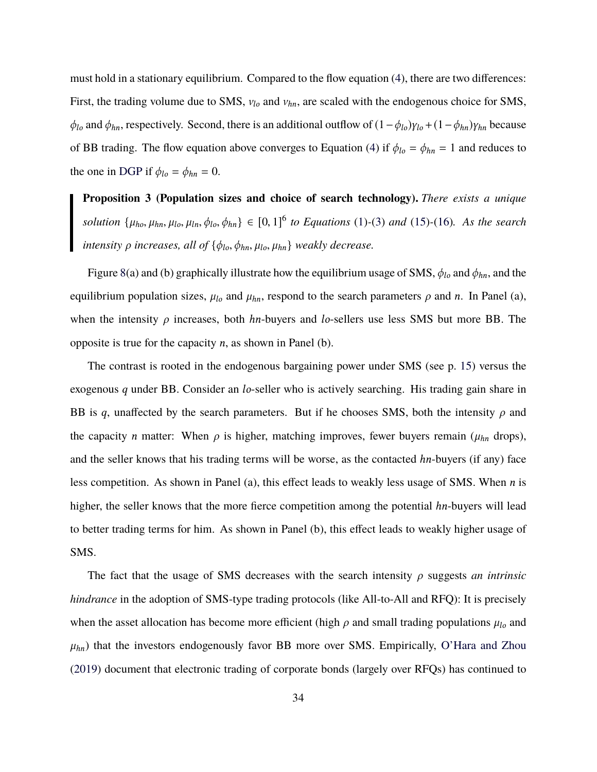must hold in a stationary equilibrium. Compared to the flow equation (4), there are two differences: First, the trading volume due to SMS, $v_{lo}$ and $v_{hn}$, are scaled with the endogenous choice for SMS, $\phi_{lo}$ and $\phi_{hn}$, respectively. Second, there is an additional outflow of $(1-\phi_{lo})\gamma_{lo} + (1-\phi_{hn})\gamma_{hn}$ because of BB trading. The flow equation above converges to Equation (4) if $\phi_{lo} = \phi_{hn} = 1$ and reduces to the one in DGP if $\phi_{lo} = \phi_{hn} = 0$.

> **Proposition 3 (Population sizes and choice of search technology).** *There exists a unique solution* $\{\mu_{ho}, \mu_{hn}, \mu_{lo}, \mu_{ln}, \phi_{lo}, \phi_{hn}\} \in [0, 1]^6$ *to Equations* (1)-(3) *and* (15)-(16)*. As the search intensity* $\rho$ *increases, all of* $\{\phi_{lo}, \phi_{hn}, \mu_{lo}, \mu_{hn}\}$ *weakly decrease.*

Figure 8(a) and (b) graphically illustrate how the equilibrium usage of SMS, $\phi_{lo}$ and $\phi_{hn}$, and the equilibrium population sizes, $\mu_{lo}$ and $\mu_{hn}$, respond to the search parameters $\rho$ and $n$. In Panel (a), when the intensity $\rho$ increases, both *hn*-buyers and *lo*-sellers use less SMS but more BB. The opposite is true for the capacity $n$, as shown in Panel (b).

The contrast is rooted in the endogenous bargaining power under SMS (see p. 15) versus the exogenous $q$ under BB. Consider an *lo*-seller who is actively searching. His trading gain share in BB is $q$, unaffected by the search parameters. But if he chooses SMS, both the intensity $\rho$ and the capacity $n$ matter: When $\rho$ is higher, matching improves, fewer buyers remain ($\mu_{hn}$ drops), and the seller knows that his trading terms will be worse, as the contacted *hn*-buyers (if any) face less competition. As shown in Panel (a), this effect leads to weakly less usage of SMS. When $n$ is higher, the seller knows that the more fierce competition among the potential *hn*-buyers will lead to better trading terms for him. As shown in Panel (b), this effect leads to weakly higher usage of SMS.

The fact that the usage of SMS decreases with the search intensity $\rho$ suggests *an intrinsic hindrance* in the adoption of SMS-type trading protocols (like All-to-All and RFQ): It is precisely when the asset allocation has become more efficient (high $\rho$ and small trading populations $\mu_{lo}$ and $\mu_{hn}$) that the investors endogenously favor BB more over SMS. Empirically, O'Hara and Zhou (2019) document that electronic trading of corporate bonds (largely over RFQs) has continued to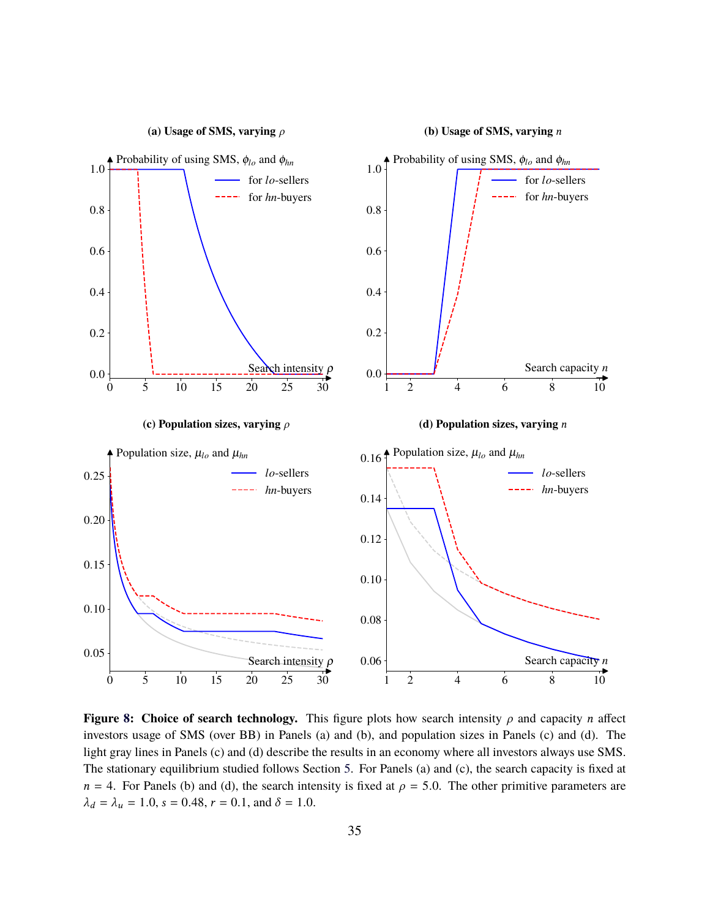**(a) Usage of SMS, varying $\rho$**

**(b) Usage of SMS, varying $n$**

**(c) Population sizes, varying $\rho$**

**(d) Population sizes, varying $n$**

**Figure 8: Choice of search technology.** This figure plots how search intensity $\rho$ and capacity $n$ affect investors usage of SMS (over BB) in Panels (a) and (b), and population sizes in Panels (c) and (d). The light gray lines in Panels (c) and (d) describe the results in an economy where all investors always use SMS. The stationary equilibrium studied follows Section 5. For Panels (a) and (c), the search capacity is fixed at $n = 4$. For Panels (b) and (d), the search intensity is fixed at $\rho = 5.0$. The other primitive parameters are $\lambda_d = \lambda_u = 1.0$, $s = 0.48$, $r = 0.1$, and $\delta = 1.0$.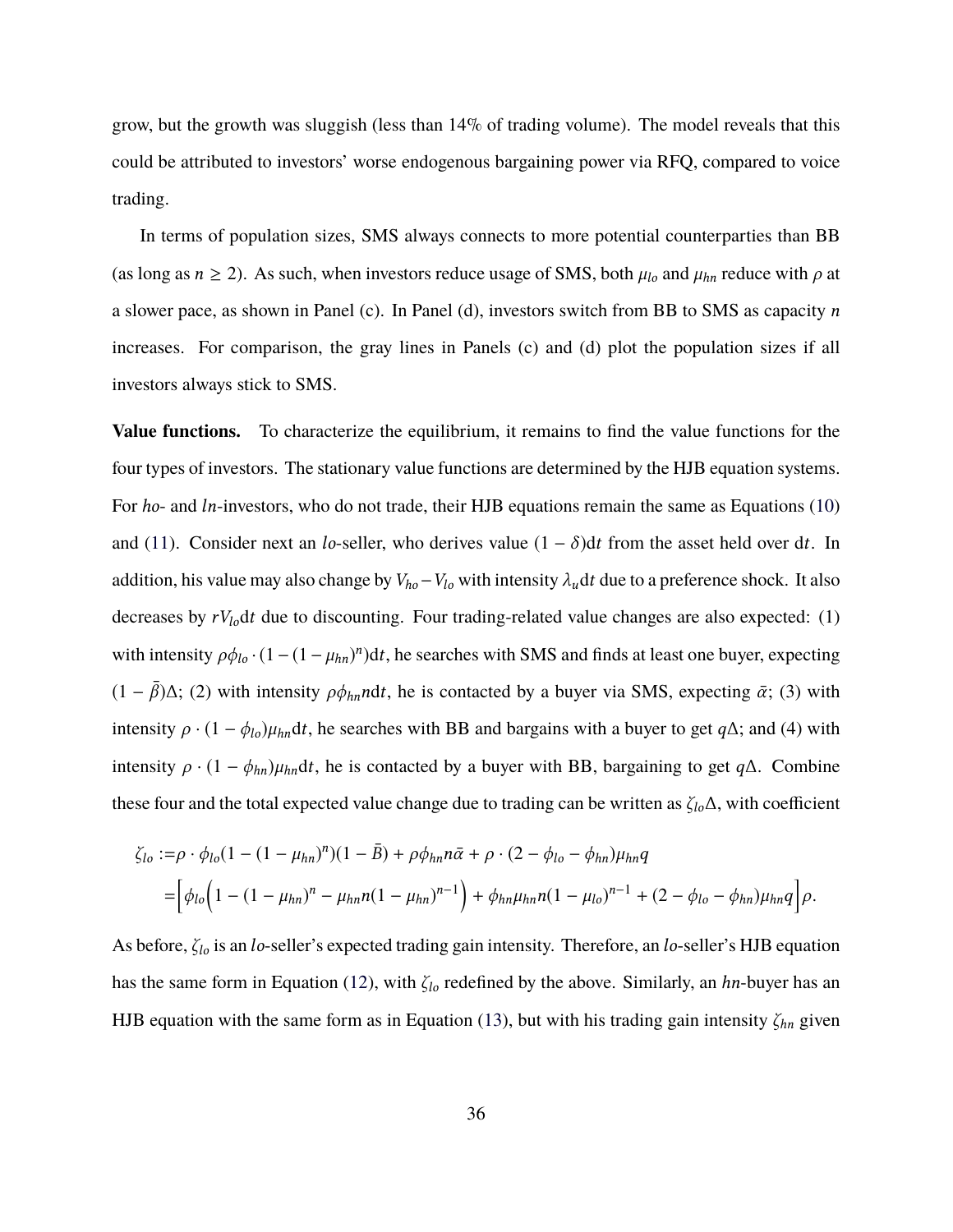grow, but the growth was sluggish (less than 14% of trading volume). The model reveals that this could be attributed to investors' worse endogenous bargaining power via RFQ, compared to voice trading.

In terms of population sizes, SMS always connects to more potential counterparties than BB (as long as $n \geq 2$). As such, when investors reduce usage of SMS, both $\mu_{lo}$ and $\mu_{hn}$ reduce with $\rho$ at a slower pace, as shown in Panel (c). In Panel (d), investors switch from BB to SMS as capacity $n$ increases. For comparison, the gray lines in Panels (c) and (d) plot the population sizes if all investors always stick to SMS.

**Value functions.** To characterize the equilibrium, it remains to find the value functions for the four types of investors. The stationary value functions are determined by the HJB equation systems. For *ho*- and *ln*-investors, who do not trade, their HJB equations remain the same as Equations (10) and (11). Consider next an *lo*-seller, who derives value $(1-\delta)\mathrm{d}t$ from the asset held over $\mathrm{d}t$. In addition, his value may also change by $V_{ho} - V_{lo}$ with intensity $\lambda_u \mathrm{d}t$ due to a preference shock. It also decreases by $rV_{lo}\mathrm{d}t$ due to discounting. Four trading-related value changes are also expected: (1) with intensity $\rho\phi_{lo} \cdot (1-(1-\mu_{hn})^n)\mathrm{d}t$, he searches with SMS and finds at least one buyer, expecting $(1-\bar{\beta})\Delta$; (2) with intensity $\rho\phi_{hn} n \mathrm{d}t$, he is contacted by a buyer via SMS, expecting $\bar{\alpha}$; (3) with intensity $\rho \cdot (1-\phi_{lo})\mu_{hn}\mathrm{d}t$, he searches with BB and bargains with a buyer to get $q\Delta$; and (4) with intensity $\rho \cdot (1-\phi_{hn})\mu_{hn}\mathrm{d}t$, he is contacted by a buyer with BB, bargaining to get $q\Delta$. Combine these four and the total expected value change due to trading can be written as $\zeta_{lo}\Delta$, with coefficient

$$
\begin{aligned}
\zeta_{lo} :=& \rho \cdot \phi_{lo}(1-(1-\mu_{hn})^n)(1-\bar{B}) + \rho\phi_{hn} n\bar{\alpha} + \rho \cdot (2-\phi_{lo}-\phi_{hn})\mu_{hn} q \\
=& \Big[\phi_{lo}\Big(1-(1-\mu_{hn})^n - \mu_{hn} n(1-\mu_{hn})^{n-1}\Big) + \phi_{hn}\mu_{hn} n(1-\mu_{lo})^{n-1} + (2-\phi_{lo}-\phi_{hn})\mu_{hn} q\Big]\rho.
\end{aligned}
$$

As before, $\zeta_{lo}$ is an *lo*-seller's expected trading gain intensity. Therefore, an *lo*-seller's HJB equation has the same form in Equation (12), with $\zeta_{lo}$ redefined by the above. Similarly, an *hn*-buyer has an HJB equation with the same form as in Equation (13), but with his trading gain intensity $\zeta_{hn}$ given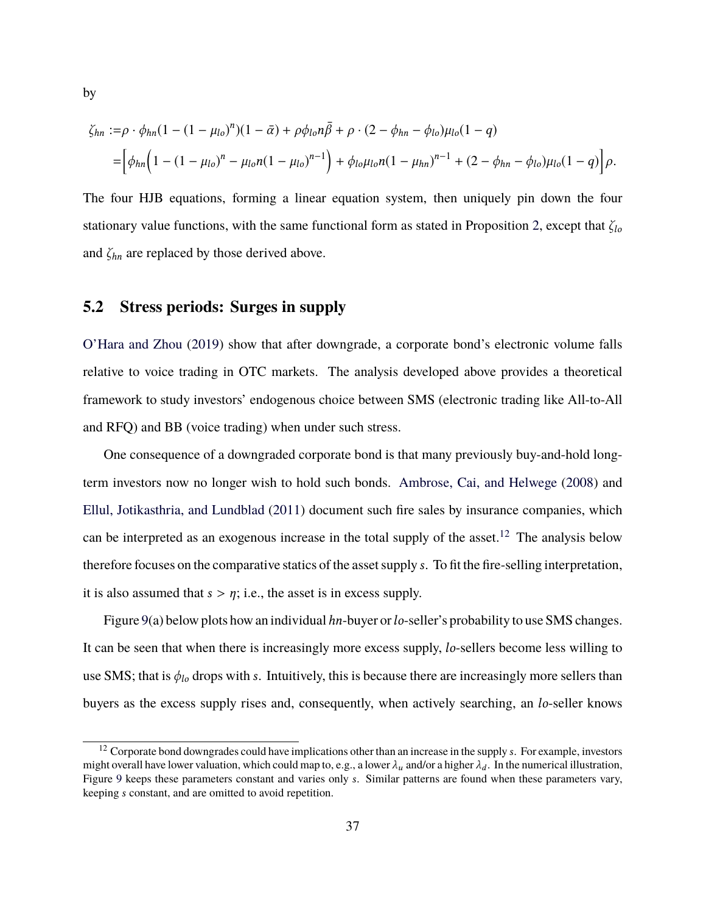by

$$
\begin{aligned}
\zeta_{hn} :=& \rho \cdot \phi_{hn}(1-(1-\mu_{lo})^n)(1-\bar{\alpha}) + \rho\phi_{lo}n\bar{\beta} + \rho \cdot (2-\phi_{hn}-\phi_{lo})\mu_{lo}(1-q) \\
=& \Big[\phi_{hn}\Big(1-(1-\mu_{lo})^n - \mu_{lo}n(1-\mu_{lo})^{n-1}\Big) + \phi_{lo}\mu_{lo}n(1-\mu_{hn})^{n-1} + (2-\phi_{hn}-\phi_{lo})\mu_{lo}(1-q)\Big]\rho.
\end{aligned}
$$

The four HJB equations, forming a linear equation system, then uniquely pin down the four stationary value functions, with the same functional form as stated in Proposition 2, except that $\zeta_{lo}$ and $\zeta_{hn}$ are replaced by those derived above.

## 5.2 Stress periods: Surges in supply

O'Hara and Zhou (2019) show that after downgrade, a corporate bond's electronic volume falls relative to voice trading in OTC markets. The analysis developed above provides a theoretical framework to study investors' endogenous choice between SMS (electronic trading like All-to-All and RFQ) and BB (voice trading) when under such stress.

One consequence of a downgraded corporate bond is that many previously buy-and-hold long-term investors now no longer wish to hold such bonds. Ambrose, Cai, and Helwege (2008) and Ellul, Jotikasthria, and Lundblad (2011) document such fire sales by insurance companies, which can be interpreted as an exogenous increase in the total supply of the asset.[12] The analysis below therefore focuses on the comparative statics of the asset supply $s$. To fit the fire-selling interpretation, it is also assumed that $s > \eta$; i.e., the asset is in excess supply.

Figure 9(a) below plots how an individual $hn$-buyer or $lo$-seller's probability to use SMS changes. It can be seen that when there is increasingly more excess supply, $lo$-sellers become less willing to use SMS; that is $\phi_{lo}$ drops with $s$. Intuitively, this is because there are increasingly more sellers than buyers as the excess supply rises and, consequently, when actively searching, an $lo$-seller knows

[12] Corporate bond downgrades could have implications other than an increase in the supply $s$. For example, investors might overall have lower valuation, which could map to, e.g., a lower $\lambda_u$ and/or a higher $\lambda_d$. In the numerical illustration, Figure 9 keeps these parameters constant and varies only $s$. Similar patterns are found when these parameters vary, keeping $s$ constant, and are omitted to avoid repetition.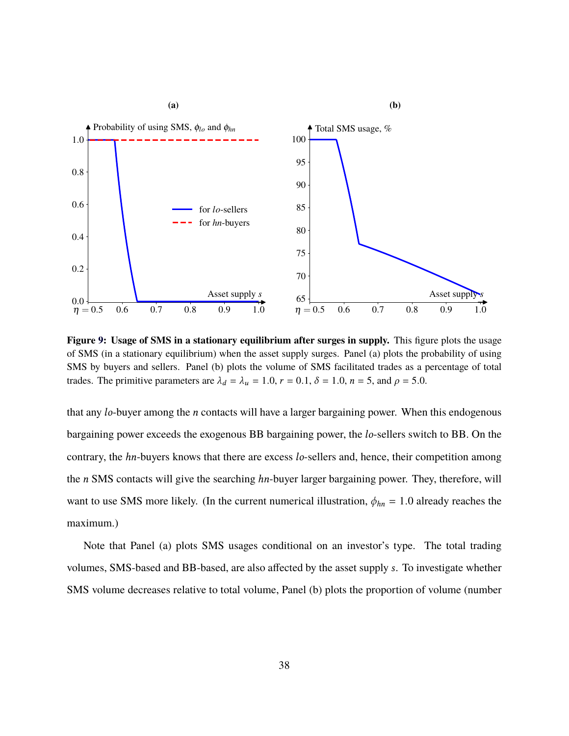**Figure 9: Usage of SMS in a stationary equilibrium after surges in supply.** This figure plots the usage of SMS (in a stationary equilibrium) when the asset supply surges. Panel (a) plots the probability of using SMS by buyers and sellers. Panel (b) plots the volume of SMS facilitated trades as a percentage of total trades. The primitive parameters are $\lambda_d = \lambda_u = 1.0$, $r = 0.1$, $\delta = 1.0$, $n = 5$, and $\rho = 5.0$.

that any *lo*-buyer among the $n$ contacts will have a larger bargaining power. When this endogenous bargaining power exceeds the exogenous BB bargaining power, the *lo*-sellers switch to BB. On the contrary, the *hn*-buyers knows that there are excess *lo*-sellers and, hence, their competition among the $n$ SMS contacts will give the searching *hn*-buyer larger bargaining power. They, therefore, will want to use SMS more likely. (In the current numerical illustration, $\phi_{hn} = 1.0$ already reaches the maximum.)

Note that Panel (a) plots SMS usages conditional on an investor's type. The total trading volumes, SMS-based and BB-based, are also affected by the asset supply $s$. To investigate whether SMS volume decreases relative to total volume, Panel (b) plots the proportion of volume (number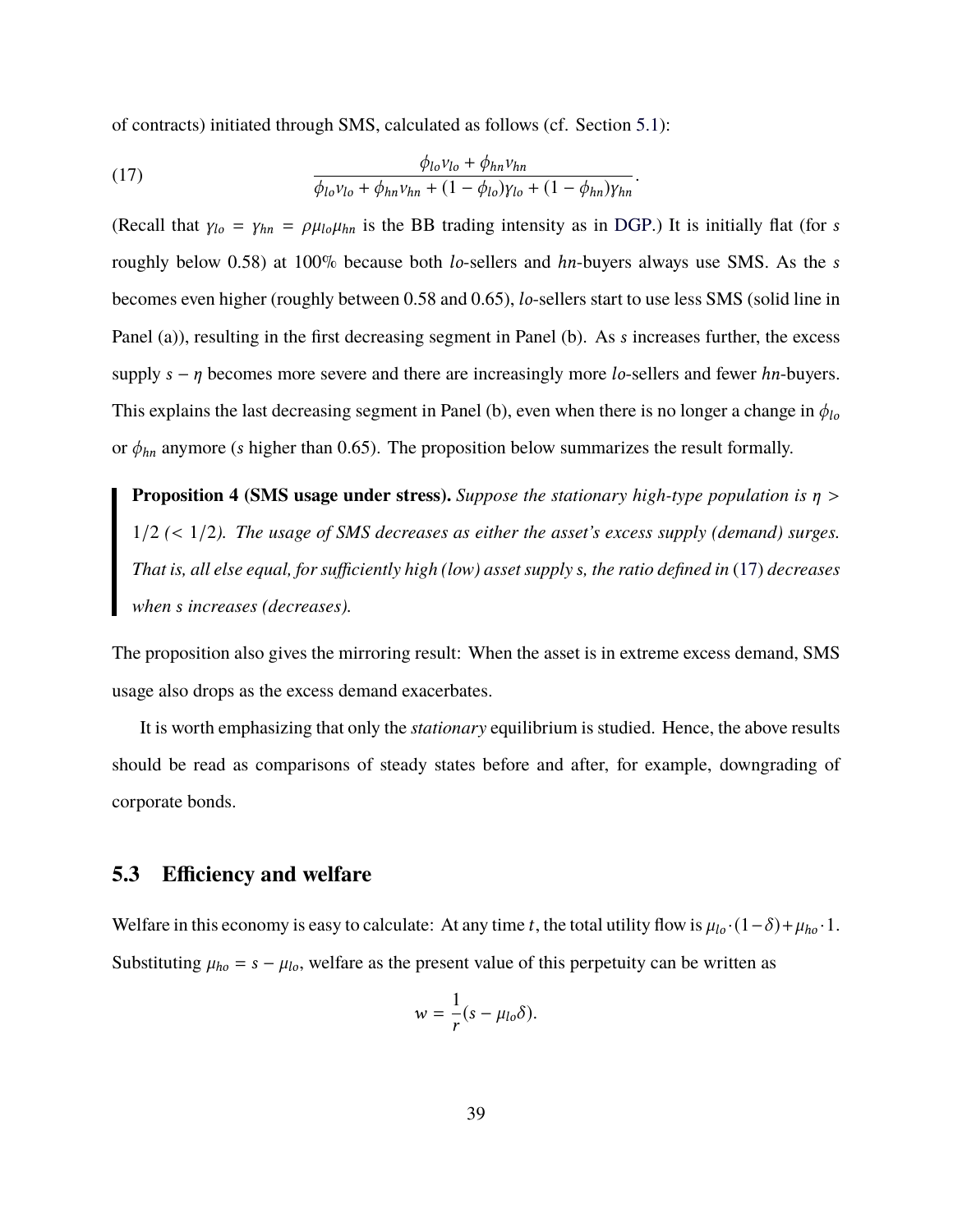of contracts) initiated through SMS, calculated as follows (cf. Section 5.1):

$$\frac{\phi_{lo}\nu_{lo} + \phi_{hn}\nu_{hn}}{\phi_{lo}\nu_{lo} + \phi_{hn}\nu_{hn} + (1-\phi_{lo})\gamma_{lo} + (1-\phi_{hn})\gamma_{hn}}. \tag{17}$$

(Recall that $\gamma_{lo} = \gamma_{hn} = \rho\mu_{lo}\mu_{hn}$ is the BB trading intensity as in DGP.) It is initially flat (for $s$ roughly below 0.58) at 100% because both $lo$-sellers and $hn$-buyers always use SMS. As the $s$ becomes even higher (roughly between 0.58 and 0.65), $lo$-sellers start to use less SMS (solid line in Panel (a)), resulting in the first decreasing segment in Panel (b). As $s$ increases further, the excess supply $s - \eta$ becomes more severe and there are increasingly more $lo$-sellers and fewer $hn$-buyers. This explains the last decreasing segment in Panel (b), even when there is no longer a change in $\phi_{lo}$ or $\phi_{hn}$ anymore ($s$ higher than 0.65). The proposition below summarizes the result formally.

> **Proposition 4 (SMS usage under stress).** *Suppose the stationary high-type population is $\eta > 1/2$ ($< 1/2$). The usage of SMS decreases as either the asset's excess supply (demand) surges. That is, all else equal, for sufficiently high (low) asset supply $s$, the ratio defined in (17) decreases when $s$ increases (decreases).*

The proposition also gives the mirroring result: When the asset is in extreme excess demand, SMS usage also drops as the excess demand exacerbates.

It is worth emphasizing that only the *stationary* equilibrium is studied. Hence, the above results should be read as comparisons of steady states before and after, for example, downgrading of corporate bonds.

## 5.3 Efficiency and welfare

Welfare in this economy is easy to calculate: At any time $t$, the total utility flow is $\mu_{lo} \cdot (1-\delta) + \mu_{ho} \cdot 1$. Substituting $\mu_{ho} = s - \mu_{lo}$, welfare as the present value of this perpetuity can be written as

$$w = \frac{1}{r}(s - \mu_{lo}\delta).$$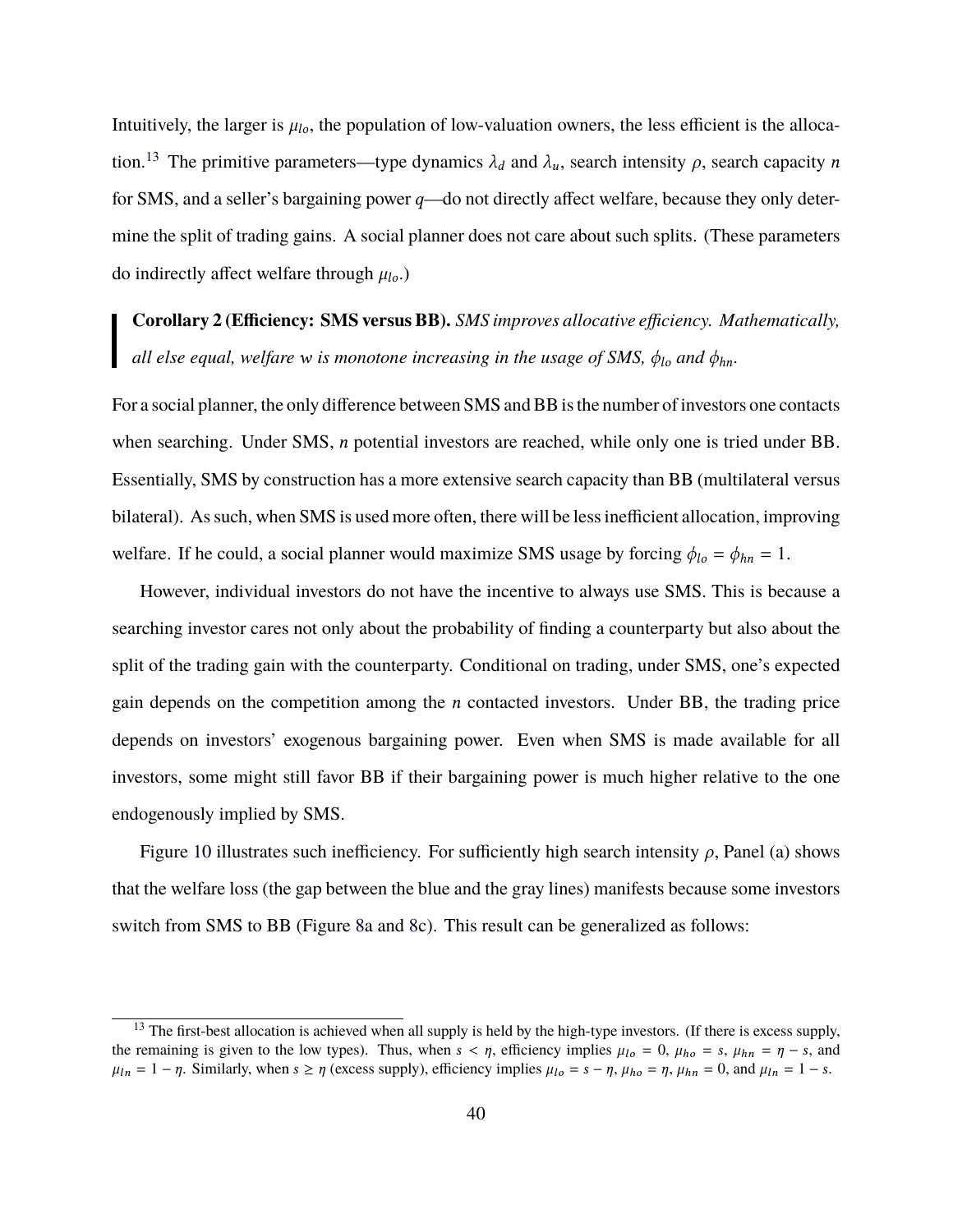Intuitively, the larger is $\mu_{lo}$, the population of low-valuation owners, the less efficient is the allocation.[13] The primitive parameters—type dynamics $\lambda_d$ and $\lambda_u$, search intensity $\rho$, search capacity $n$ for SMS, and a seller's bargaining power $q$—do not directly affect welfare, because they only determine the split of trading gains. A social planner does not care about such splits. (These parameters do indirectly affect welfare through $\mu_{lo}$.)

> **Corollary 2 (Efficiency: SMS versus BB).** *SMS improves allocative efficiency. Mathematically, all else equal, welfare $w$ is monotone increasing in the usage of SMS, $\phi_{lo}$ and $\phi_{hn}$.*

For a social planner, the only difference between SMS and BB is the number of investors one contacts when searching. Under SMS, $n$ potential investors are reached, while only one is tried under BB. Essentially, SMS by construction has a more extensive search capacity than BB (multilateral versus bilateral). As such, when SMS is used more often, there will be less inefficient allocation, improving welfare. If he could, a social planner would maximize SMS usage by forcing $\phi_{lo} = \phi_{hn} = 1$.

However, individual investors do not have the incentive to always use SMS. This is because a searching investor cares not only about the probability of finding a counterparty but also about the split of the trading gain with the counterparty. Conditional on trading, under SMS, one's expected gain depends on the competition among the $n$ contacted investors. Under BB, the trading price depends on investors' exogenous bargaining power. Even when SMS is made available for all investors, some might still favor BB if their bargaining power is much higher relative to the one endogenously implied by SMS.

Figure 10 illustrates such inefficiency. For sufficiently high search intensity $\rho$, Panel (a) shows that the welfare loss (the gap between the blue and the gray lines) manifests because some investors switch from SMS to BB (Figure 8a and 8c). This result can be generalized as follows:

---

[13] The first-best allocation is achieved when all supply is held by the high-type investors. (If there is excess supply, the remaining is given to the low types). Thus, when $s < \eta$, efficiency implies $\mu_{lo} = 0$, $\mu_{ho} = s$, $\mu_{hn} = \eta - s$, and $\mu_{ln} = 1 - \eta$. Similarly, when $s \geq \eta$ (excess supply), efficiency implies $\mu_{lo} = s - \eta$, $\mu_{ho} = \eta$, $\mu_{hn} = 0$, and $\mu_{ln} = 1 - s$.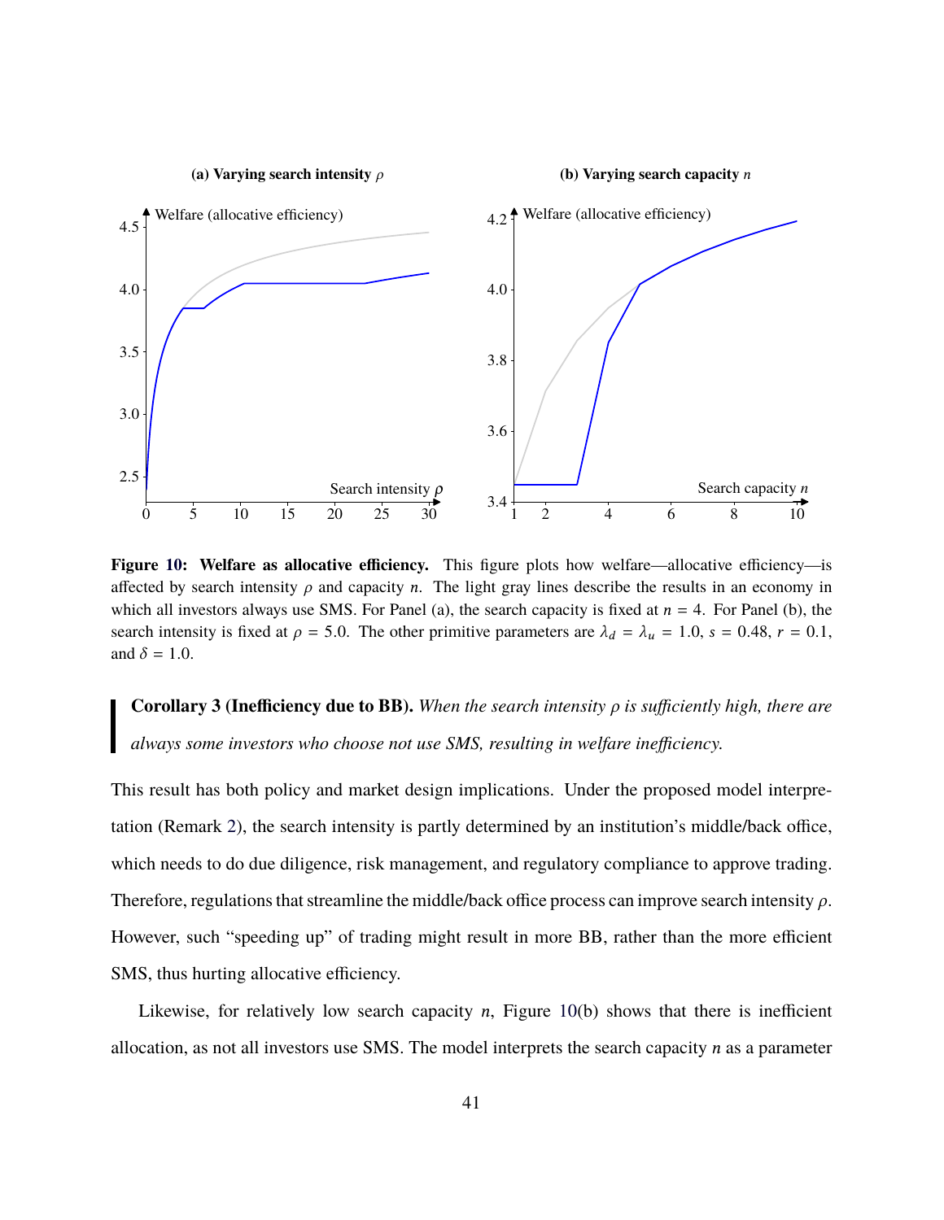**Figure 10: Welfare as allocative efficiency.** This figure plots how welfare—allocative efficiency—is affected by search intensity $\rho$ and capacity $n$. The light gray lines describe the results in an economy in which all investors always use SMS. For Panel (a), the search capacity is fixed at $n = 4$. For Panel (b), the search intensity is fixed at $\rho = 5.0$. The other primitive parameters are $\lambda_d = \lambda_u = 1.0$, $s = 0.48$, $r = 0.1$, and $\delta = 1.0$.

> **Corollary 3 (Inefficiency due to BB).** *When the search intensity $\rho$ is sufficiently high, there are always some investors who choose not use SMS, resulting in welfare inefficiency.*

This result has both policy and market design implications. Under the proposed model interpretation (Remark 2), the search intensity is partly determined by an institution's middle/back office, which needs to do due diligence, risk management, and regulatory compliance to approve trading. Therefore, regulations that streamline the middle/back office process can improve search intensity $\rho$. However, such "speeding up" of trading might result in more BB, rather than the more efficient SMS, thus hurting allocative efficiency.

Likewise, for relatively low search capacity $n$, Figure 10(b) shows that there is inefficient allocation, as not all investors use SMS. The model interprets the search capacity $n$ as a parameter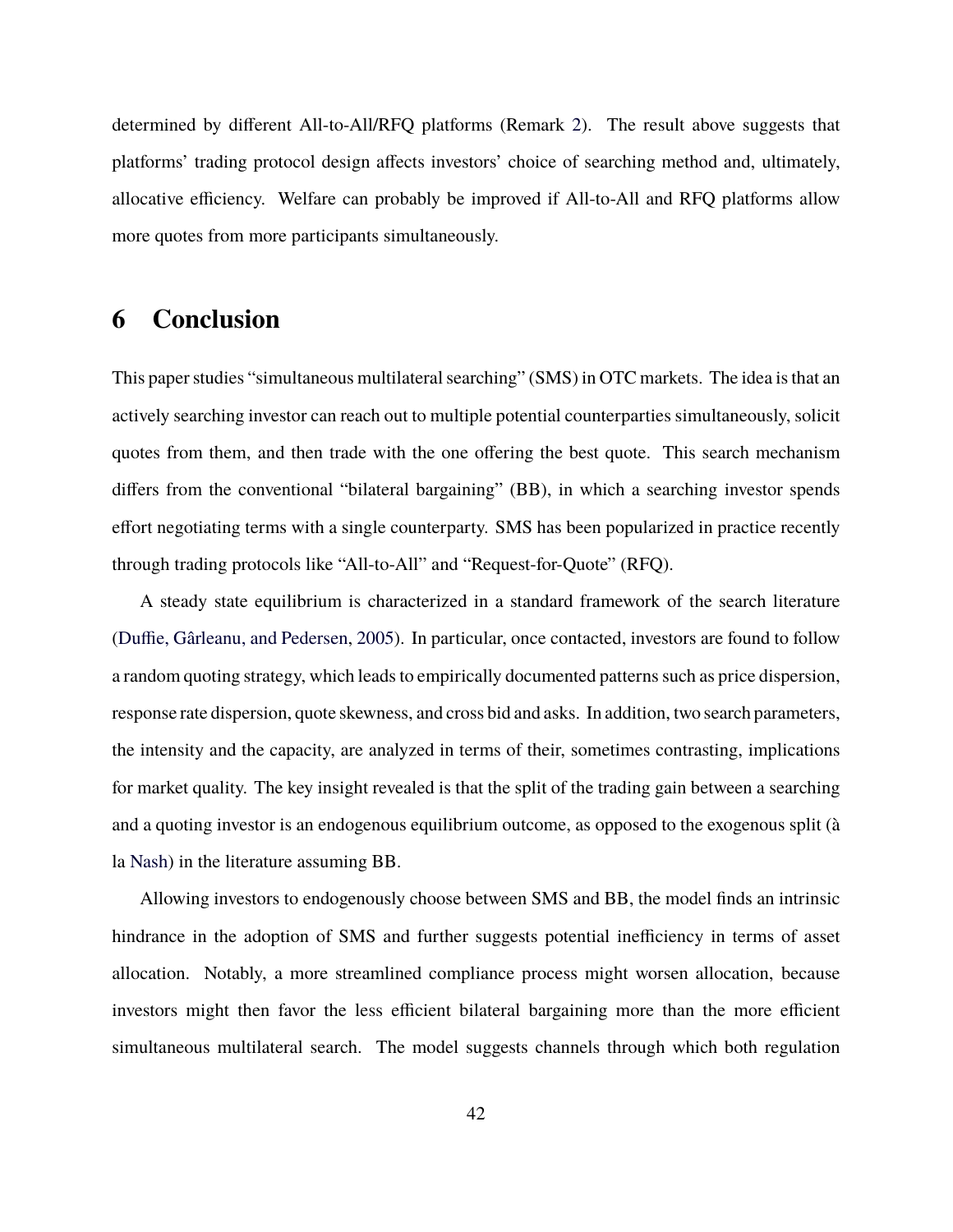determined by different All-to-All/RFQ platforms (Remark 2). The result above suggests that platforms' trading protocol design affects investors' choice of searching method and, ultimately, allocative efficiency. Welfare can probably be improved if All-to-All and RFQ platforms allow more quotes from more participants simultaneously.

# 6 Conclusion

This paper studies "simultaneous multilateral searching" (SMS) in OTC markets. The idea is that an actively searching investor can reach out to multiple potential counterparties simultaneously, solicit quotes from them, and then trade with the one offering the best quote. This search mechanism differs from the conventional "bilateral bargaining" (BB), in which a searching investor spends effort negotiating terms with a single counterparty. SMS has been popularized in practice recently through trading protocols like "All-to-All" and "Request-for-Quote" (RFQ).

A steady state equilibrium is characterized in a standard framework of the search literature (Duffie, Gârleanu, and Pedersen, 2005). In particular, once contacted, investors are found to follow a random quoting strategy, which leads to empirically documented patterns such as price dispersion, response rate dispersion, quote skewness, and cross bid and asks. In addition, two search parameters, the intensity and the capacity, are analyzed in terms of their, sometimes contrasting, implications for market quality. The key insight revealed is that the split of the trading gain between a searching and a quoting investor is an endogenous equilibrium outcome, as opposed to the exogenous split (à la Nash) in the literature assuming BB.

Allowing investors to endogenously choose between SMS and BB, the model finds an intrinsic hindrance in the adoption of SMS and further suggests potential inefficiency in terms of asset allocation. Notably, a more streamlined compliance process might worsen allocation, because investors might then favor the less efficient bilateral bargaining more than the more efficient simultaneous multilateral search. The model suggests channels through which both regulation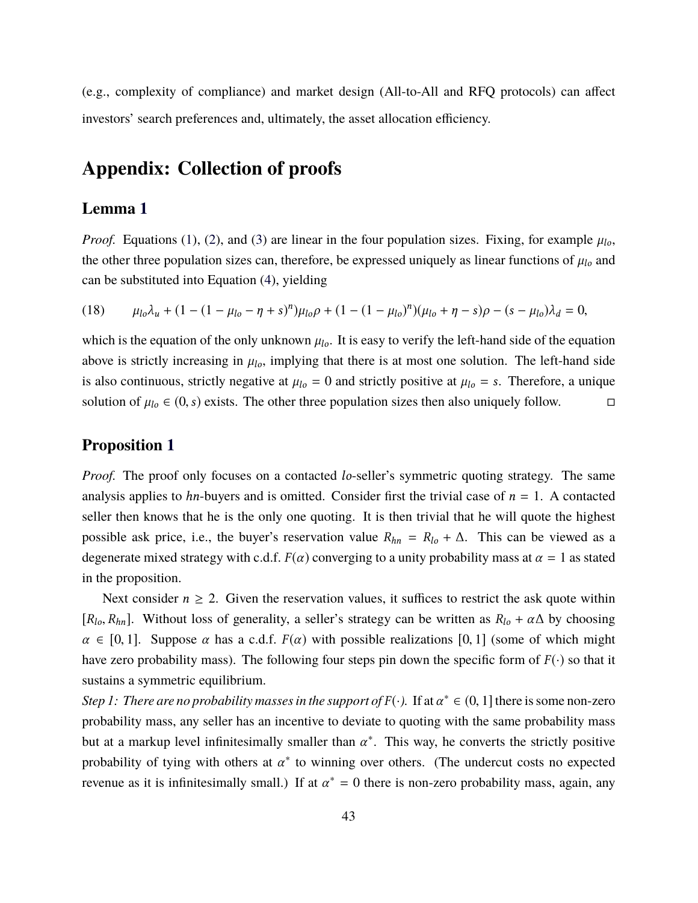(e.g., complexity of compliance) and market design (All-to-All and RFQ protocols) can affect investors' search preferences and, ultimately, the asset allocation efficiency.

# Appendix: Collection of proofs

## Lemma 1

*Proof.* Equations (1), (2), and (3) are linear in the four population sizes. Fixing, for example $\mu_{lo}$, the other three population sizes can, therefore, be expressed uniquely as linear functions of $\mu_{lo}$ and can be substituted into Equation (4), yielding

$$\mu_{lo}\lambda_u + (1 - (1 - \mu_{lo} - \eta + s)^n)\mu_{lo}\rho + (1 - (1 - \mu_{lo})^n)(\mu_{lo} + \eta - s)\rho - (s - \mu_{lo})\lambda_d = 0, \tag{18}$$

which is the equation of the only unknown $\mu_{lo}$. It is easy to verify the left-hand side of the equation above is strictly increasing in $\mu_{lo}$, implying that there is at most one solution. The left-hand side is also continuous, strictly negative at $\mu_{lo} = 0$ and strictly positive at $\mu_{lo} = s$. Therefore, a unique solution of $\mu_{lo} \in (0, s)$ exists. The other three population sizes then also uniquely follow. □

## Proposition 1

*Proof.* The proof only focuses on a contacted *lo*-seller's symmetric quoting strategy. The same analysis applies to *hn*-buyers and is omitted. Consider first the trivial case of $n = 1$. A contacted seller then knows that he is the only one quoting. It is then trivial that he will quote the highest possible ask price, i.e., the buyer's reservation value $R_{hn} = R_{lo} + \Delta$. This can be viewed as a degenerate mixed strategy with c.d.f. $F(\alpha)$ converging to a unity probability mass at $\alpha = 1$ as stated in the proposition.

Next consider $n \geq 2$. Given the reservation values, it suffices to restrict the ask quote within $[R_{lo}, R_{hn}]$. Without loss of generality, a seller's strategy can be written as $R_{lo} + \alpha\Delta$ by choosing $\alpha \in [0, 1]$. Suppose $\alpha$ has a c.d.f. $F(\alpha)$ with possible realizations $[0, 1]$ (some of which might have zero probability mass). The following four steps pin down the specific form of $F(\cdot)$ so that it sustains a symmetric equilibrium.

*Step 1: There are no probability masses in the support of $F(\cdot)$.* If at $\alpha^* \in (0, 1]$ there is some non-zero probability mass, any seller has an incentive to deviate to quoting with the same probability mass but at a markup level infinitesimally smaller than $\alpha^*$. This way, he converts the strictly positive probability of tying with others at $\alpha^*$ to winning over others. (The undercut costs no expected revenue as it is infinitesimally small.) If at $\alpha^* = 0$ there is non-zero probability mass, again, any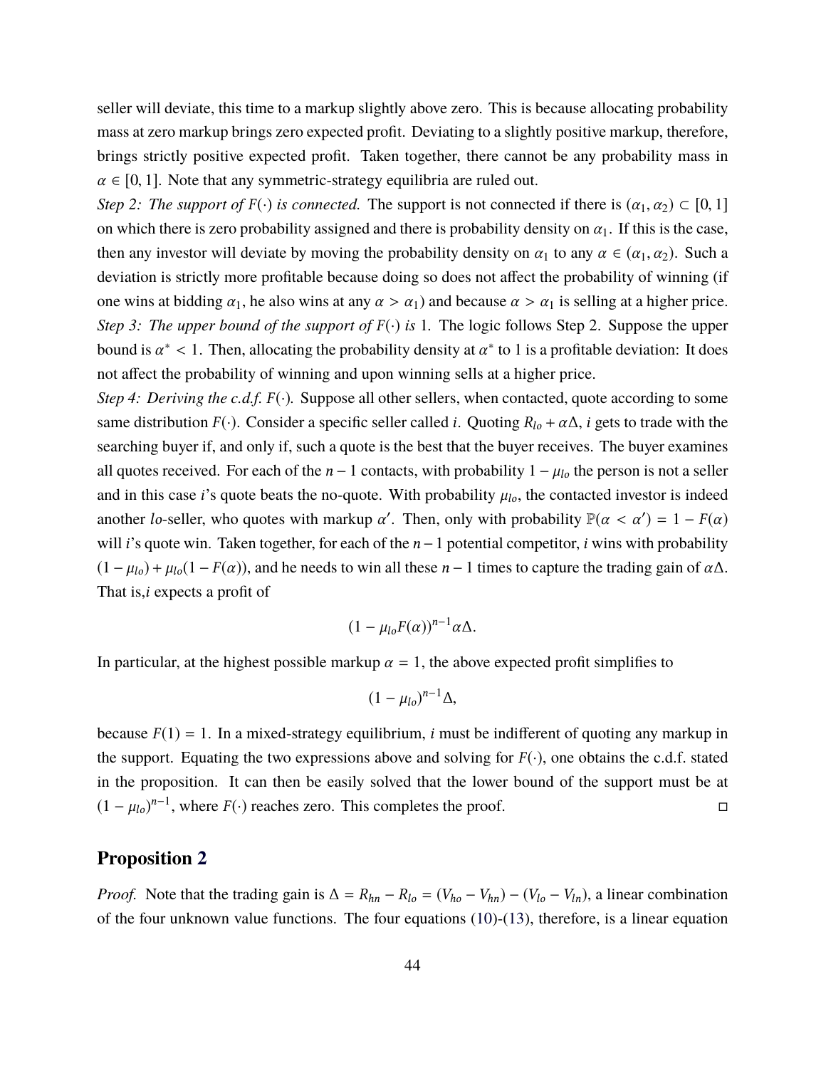seller will deviate, this time to a markup slightly above zero. This is because allocating probability mass at zero markup brings zero expected profit. Deviating to a slightly positive markup, therefore, brings strictly positive expected profit. Taken together, there cannot be any probability mass in $\alpha \in [0, 1]$. Note that any symmetric-strategy equilibria are ruled out.

*Step 2: The support of $F(\cdot)$ is connected.* The support is not connected if there is $(\alpha_1, \alpha_2) \subset [0, 1]$ on which there is zero probability assigned and there is probability density on $\alpha_1$. If this is the case, then any investor will deviate by moving the probability density on $\alpha_1$ to any $\alpha \in (\alpha_1, \alpha_2)$. Such a deviation is strictly more profitable because doing so does not affect the probability of winning (if one wins at bidding $\alpha_1$, he also wins at any $\alpha > \alpha_1$) and because $\alpha > \alpha_1$ is selling at a higher price.

*Step 3: The upper bound of the support of $F(\cdot)$ is* 1. The logic follows Step 2. Suppose the upper bound is $\alpha^* < 1$. Then, allocating the probability density at $\alpha^*$ to 1 is a profitable deviation: It does not affect the probability of winning and upon winning sells at a higher price.

*Step 4: Deriving the c.d.f. $F(\cdot)$.* Suppose all other sellers, when contacted, quote according to some same distribution $F(\cdot)$. Consider a specific seller called $i$. Quoting $R_{lo} + \alpha\Delta$, $i$ gets to trade with the searching buyer if, and only if, such a quote is the best that the buyer receives. The buyer examines all quotes received. For each of the $n-1$ contacts, with probability $1 - \mu_{lo}$ the person is not a seller and in this case $i$'s quote beats the no-quote. With probability $\mu_{lo}$, the contacted investor is indeed another $lo$-seller, who quotes with markup $\alpha'$. Then, only with probability $\mathbb{P}(\alpha < \alpha') = 1 - F(\alpha)$ will $i$'s quote win. Taken together, for each of the $n-1$ potential competitor, $i$ wins with probability $(1 - \mu_{lo}) + \mu_{lo}(1 - F(\alpha))$, and he needs to win all these $n-1$ times to capture the trading gain of $\alpha\Delta$. That is,$i$ expects a profit of

$$(1 - \mu_{lo}F(\alpha))^{n-1}\alpha\Delta.$$

In particular, at the highest possible markup $\alpha = 1$, the above expected profit simplifies to

$$(1 - \mu_{lo})^{n-1}\Delta,$$

because $F(1) = 1$. In a mixed-strategy equilibrium, $i$ must be indifferent of quoting any markup in the support. Equating the two expressions above and solving for $F(\cdot)$, one obtains the c.d.f. stated in the proposition. It can then be easily solved that the lower bound of the support must be at $(1 - \mu_{lo})^{n-1}$, where $F(\cdot)$ reaches zero. This completes the proof. □

## Proposition 2

*Proof.* Note that the trading gain is $\Delta = R_{hn} - R_{lo} = (V_{ho} - V_{hn}) - (V_{lo} - V_{ln})$, a linear combination of the four unknown value functions. The four equations (10)-(13), therefore, is a linear equation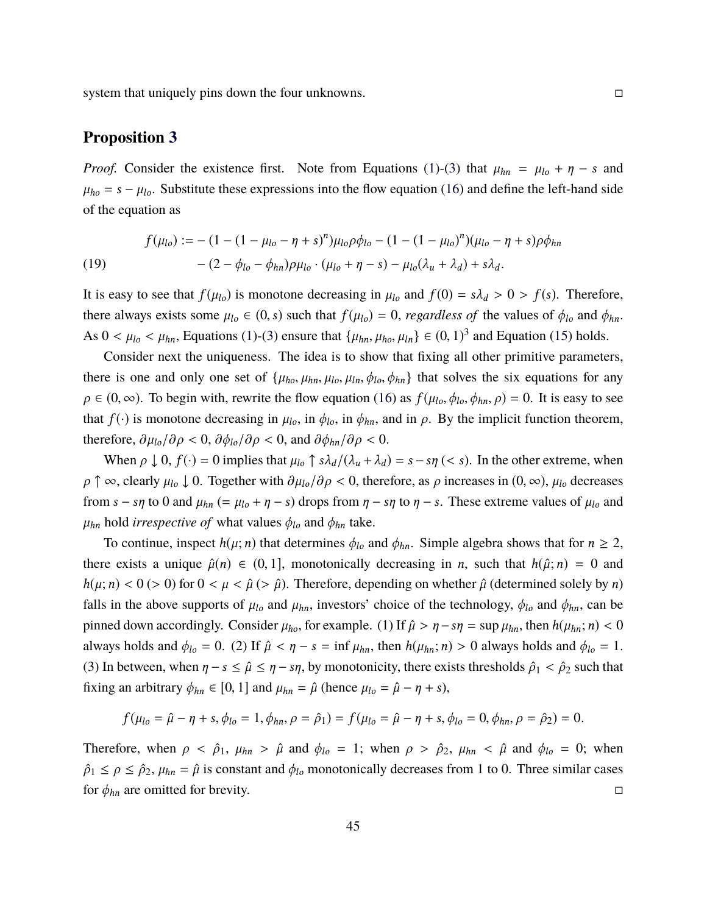system that uniquely pins down the four unknowns. □

## Proposition 3

*Proof.* Consider the existence first. Note from Equations (1)-(3) that $\mu_{hn} = \mu_{lo} + \eta - s$ and $\mu_{ho} = s - \mu_{lo}$. Substitute these expressions into the flow equation (16) and define the left-hand side of the equation as

$$
\begin{aligned}
f(\mu_{lo}) := &- (1 - (1 - \mu_{lo} - \eta + s)^n)\mu_{lo}\rho\phi_{lo} - (1 - (1 - \mu_{lo})^n)(\mu_{lo} - \eta + s)\rho\phi_{hn} \\
&- (2 - \phi_{lo} - \phi_{hn})\rho\mu_{lo} \cdot (\mu_{lo} + \eta - s) - \mu_{lo}(\lambda_u + \lambda_d) + s\lambda_d.
\end{aligned} \tag{19}
$$

It is easy to see that $f(\mu_{lo})$ is monotone decreasing in $\mu_{lo}$ and $f(0) = s\lambda_d > 0 > f(s)$. Therefore, there always exists some $\mu_{lo} \in (0, s)$ such that $f(\mu_{lo}) = 0$, *regardless of* the values of $\phi_{lo}$ and $\phi_{hn}$. As $0 < \mu_{lo} < \mu_{hn}$, Equations (1)-(3) ensure that $\{\mu_{hn}, \mu_{ho}, \mu_{ln}\} \in (0, 1)^3$ and Equation (15) holds.

Consider next the uniqueness. The idea is to show that fixing all other primitive parameters, there is one and only one set of $\{\mu_{ho}, \mu_{hn}, \mu_{lo}, \mu_{ln}, \phi_{lo}, \phi_{hn}\}$ that solves the six equations for any $\rho \in (0, \infty)$. To begin with, rewrite the flow equation (16) as $f(\mu_{lo}, \phi_{lo}, \phi_{hn}, \rho) = 0$. It is easy to see that $f(\cdot)$ is monotone decreasing in $\mu_{lo}$, in $\phi_{lo}$, in $\phi_{hn}$, and in $\rho$. By the implicit function theorem, therefore, $\partial\mu_{lo}/\partial\rho < 0$, $\partial\phi_{lo}/\partial\rho < 0$, and $\partial\phi_{hn}/\partial\rho < 0$.

When $\rho \downarrow 0$, $f(\cdot) = 0$ implies that $\mu_{lo} \uparrow s\lambda_d/(\lambda_u + \lambda_d) = s - s\eta\ (< s)$. In the other extreme, when $\rho \uparrow \infty$, clearly $\mu_{lo} \downarrow 0$. Together with $\partial\mu_{lo}/\partial\rho < 0$, therefore, as $\rho$ increases in $(0, \infty)$, $\mu_{lo}$ decreases from $s - s\eta$ to 0 and $\mu_{hn}$ $(= \mu_{lo} + \eta - s)$ drops from $\eta - s\eta$ to $\eta - s$. These extreme values of $\mu_{lo}$ and $\mu_{hn}$ hold *irrespective of* what values $\phi_{lo}$ and $\phi_{hn}$ take.

To continue, inspect $h(\mu; n)$ that determines $\phi_{lo}$ and $\phi_{hn}$. Simple algebra shows that for $n \geq 2$, there exists a unique $\hat{\mu}(n) \in (0, 1]$, monotonically decreasing in $n$, such that $h(\hat{\mu}; n) = 0$ and $h(\mu; n) < 0\ (> 0)$ for $0 < \mu < \hat{\mu}\ (> \hat{\mu})$. Therefore, depending on whether $\hat{\mu}$ (determined solely by $n$) falls in the above supports of $\mu_{lo}$ and $\mu_{hn}$, investors' choice of the technology, $\phi_{lo}$ and $\phi_{hn}$, can be pinned down accordingly. Consider $\mu_{ho}$, for example. (1) If $\hat{\mu} > \eta - s\eta = \sup \mu_{hn}$, then $h(\mu_{hn}; n) < 0$ always holds and $\phi_{lo} = 0$. (2) If $\hat{\mu} < \eta - s = \inf \mu_{hn}$, then $h(\mu_{hn}; n) > 0$ always holds and $\phi_{lo} = 1$. (3) In between, when $\eta - s \leq \hat{\mu} \leq \eta - s\eta$, by monotonicity, there exists thresholds $\hat{\rho}_1 < \hat{\rho}_2$ such that fixing an arbitrary $\phi_{hn} \in [0, 1]$ and $\mu_{hn} = \hat{\mu}$ (hence $\mu_{lo} = \hat{\mu} - \eta + s$),

$$
f(\mu_{lo} = \hat{\mu} - \eta + s, \phi_{lo} = 1, \phi_{hn}, \rho = \hat{\rho}_1) = f(\mu_{lo} = \hat{\mu} - \eta + s, \phi_{lo} = 0, \phi_{hn}, \rho = \hat{\rho}_2) = 0.
$$

Therefore, when $\rho < \hat{\rho}_1$, $\mu_{hn} > \hat{\mu}$ and $\phi_{lo} = 1$; when $\rho > \hat{\rho}_2$, $\mu_{hn} < \hat{\mu}$ and $\phi_{lo} = 0$; when $\hat{\rho}_1 \leq \rho \leq \hat{\rho}_2$, $\mu_{hn} = \hat{\mu}$ is constant and $\phi_{lo}$ monotonically decreases from 1 to 0. Three similar cases for $\phi_{hn}$ are omitted for brevity. □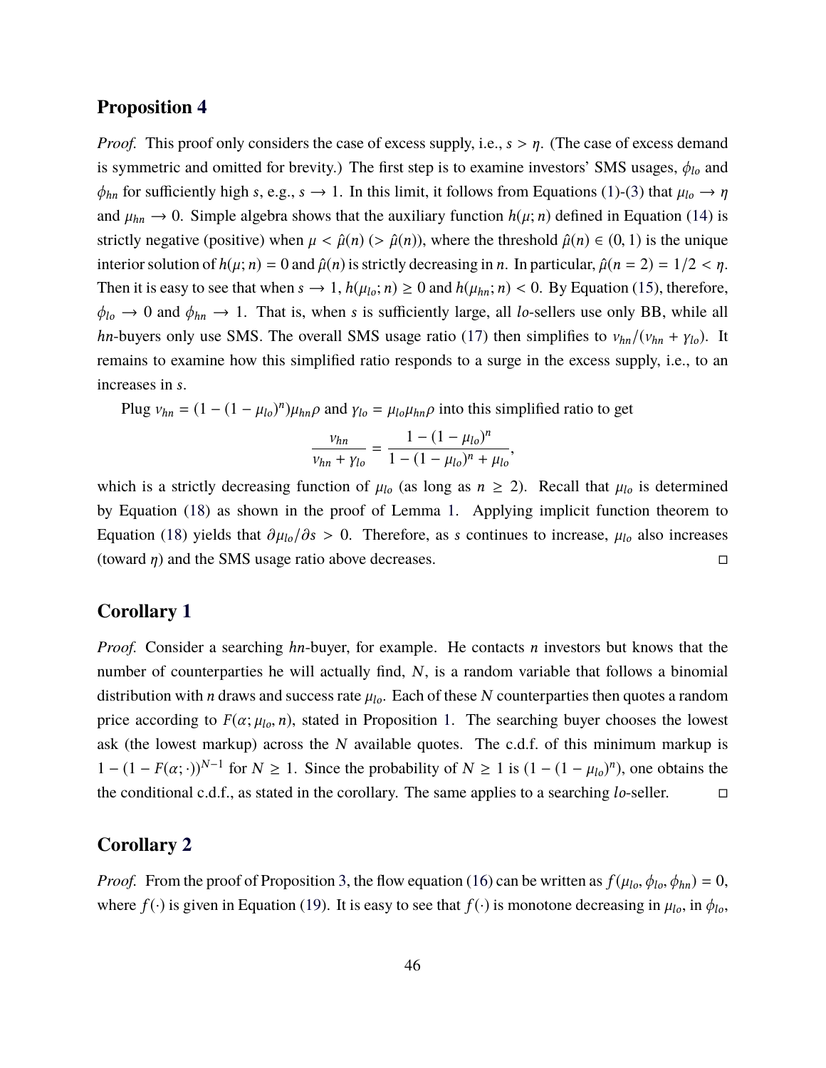## Proposition 4

*Proof.* This proof only considers the case of excess supply, i.e., $s > \eta$. (The case of excess demand is symmetric and omitted for brevity.) The first step is to examine investors' SMS usages, $\phi_{lo}$ and $\phi_{hn}$ for sufficiently high $s$, e.g., $s \to 1$. In this limit, it follows from Equations (1)-(3) that $\mu_{lo} \to \eta$ and $\mu_{hn} \to 0$. Simple algebra shows that the auxiliary function $h(\mu; n)$ defined in Equation (14) is strictly negative (positive) when $\mu < \hat{\mu}(n)$ ($> \hat{\mu}(n)$), where the threshold $\hat{\mu}(n) \in (0, 1)$ is the unique interior solution of $h(\mu; n) = 0$ and $\hat{\mu}(n)$ is strictly decreasing in $n$. In particular, $\hat{\mu}(n = 2) = 1/2 < \eta$. Then it is easy to see that when $s \to 1$, $h(\mu_{lo}; n) \geq 0$ and $h(\mu_{hn}; n) < 0$. By Equation (15), therefore, $\phi_{lo} \to 0$ and $\phi_{hn} \to 1$. That is, when $s$ is sufficiently large, all *lo*-sellers use only BB, while all *hn*-buyers only use SMS. The overall SMS usage ratio (17) then simplifies to $\nu_{hn}/(\nu_{hn} + \gamma_{lo})$. It remains to examine how this simplified ratio responds to a surge in the excess supply, i.e., to an increases in $s$.

Plug $\nu_{hn} = (1 - (1 - \mu_{lo})^n)\mu_{hn}\rho$ and $\gamma_{lo} = \mu_{lo}\mu_{hn}\rho$ into this simplified ratio to get

$$\frac{\nu_{hn}}{\nu_{hn} + \gamma_{lo}} = \frac{1 - (1 - \mu_{lo})^n}{1 - (1 - \mu_{lo})^n + \mu_{lo}},$$

which is a strictly decreasing function of $\mu_{lo}$ (as long as $n \geq 2$). Recall that $\mu_{lo}$ is determined by Equation (18) as shown in the proof of Lemma 1. Applying implicit function theorem to Equation (18) yields that $\partial \mu_{lo}/\partial s > 0$. Therefore, as $s$ continues to increase, $\mu_{lo}$ also increases (toward $\eta$) and the SMS usage ratio above decreases. □

## Corollary 1

*Proof.* Consider a searching *hn*-buyer, for example. He contacts $n$ investors but knows that the number of counterparties he will actually find, $N$, is a random variable that follows a binomial distribution with $n$ draws and success rate $\mu_{lo}$. Each of these $N$ counterparties then quotes a random price according to $F(\alpha; \mu_{lo}, n)$, stated in Proposition 1. The searching buyer chooses the lowest ask (the lowest markup) across the $N$ available quotes. The c.d.f. of this minimum markup is $1 - (1 - F(\alpha; \cdot))^{N-1}$ for $N \geq 1$. Since the probability of $N \geq 1$ is $(1 - (1 - \mu_{lo})^n)$, one obtains the the conditional c.d.f., as stated in the corollary. The same applies to a searching *lo*-seller. □

## Corollary 2

*Proof.* From the proof of Proposition 3, the flow equation (16) can be written as $f(\mu_{lo}, \phi_{lo}, \phi_{hn}) = 0$, where $f(\cdot)$ is given in Equation (19). It is easy to see that $f(\cdot)$ is monotone decreasing in $\mu_{lo}$, in $\phi_{lo}$,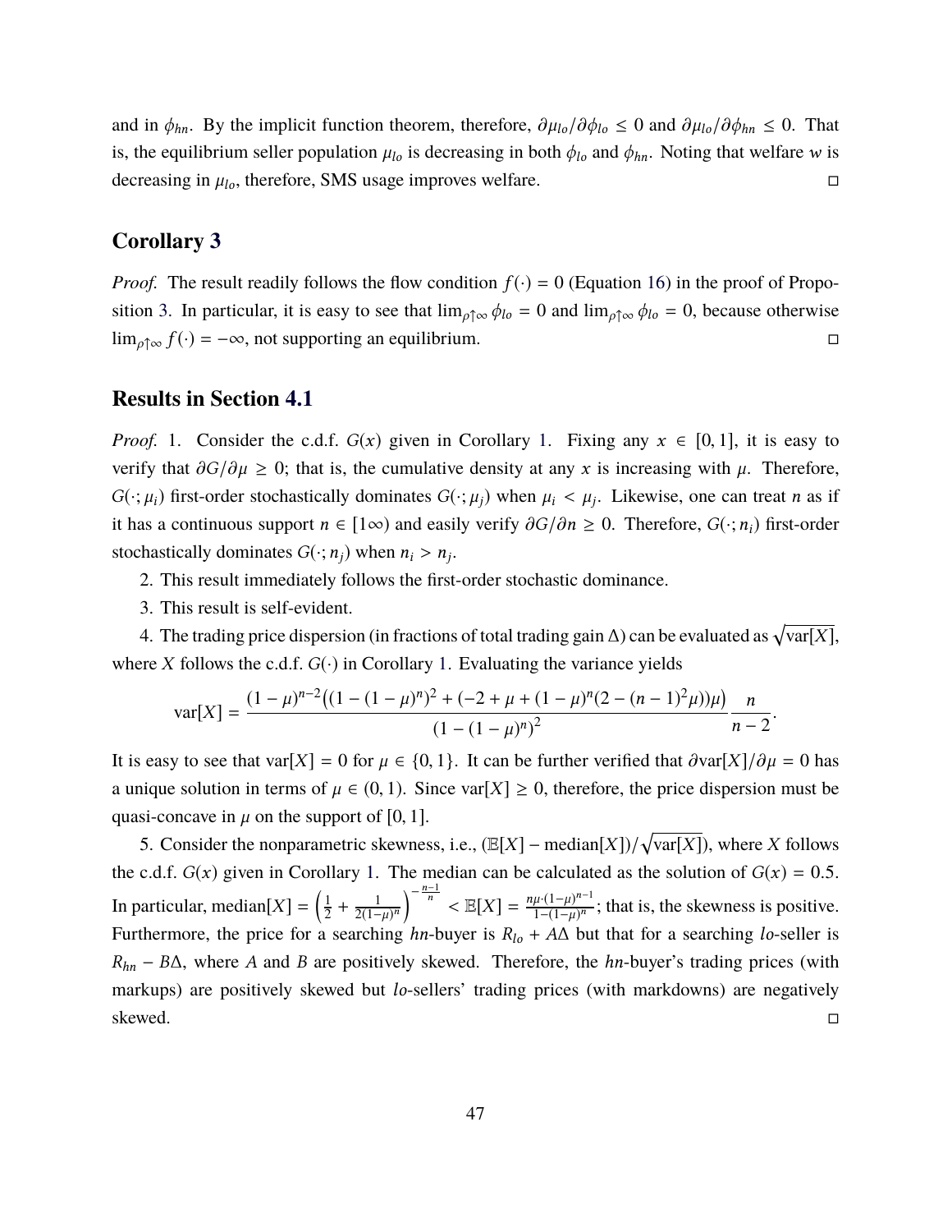and in $\phi_{hn}$. By the implicit function theorem, therefore, $\partial\mu_{lo}/\partial\phi_{lo} \leq 0$ and $\partial\mu_{lo}/\partial\phi_{hn} \leq 0$. That is, the equilibrium seller population $\mu_{lo}$ is decreasing in both $\phi_{lo}$ and $\phi_{hn}$. Noting that welfare $w$ is decreasing in $\mu_{lo}$, therefore, SMS usage improves welfare. □

### Corollary 3

*Proof.* The result readily follows the flow condition $f(\cdot) = 0$ (Equation 16) in the proof of Proposition 3. In particular, it is easy to see that $\lim_{\rho\uparrow\infty} \phi_{lo} = 0$ and $\lim_{\rho\uparrow\infty} \phi_{lo} = 0$, because otherwise $\lim_{\rho\uparrow\infty} f(\cdot) = -\infty$, not supporting an equilibrium. □

### Results in Section 4.1

*Proof.* 1. Consider the c.d.f. $G(x)$ given in Corollary 1. Fixing any $x \in [0, 1]$, it is easy to verify that $\partial G/\partial\mu \geq 0$; that is, the cumulative density at any $x$ is increasing with $\mu$. Therefore, $G(\cdot; \mu_i)$ first-order stochastically dominates $G(\cdot; \mu_j)$ when $\mu_i < \mu_j$. Likewise, one can treat $n$ as if it has a continuous support $n \in [1\infty)$ and easily verify $\partial G/\partial n \geq 0$. Therefore, $G(\cdot; n_i)$ first-order stochastically dominates $G(\cdot; n_j)$ when $n_i > n_j$.

2. This result immediately follows the first-order stochastic dominance.

3. This result is self-evident.

4. The trading price dispersion (in fractions of total trading gain $\Delta$) can be evaluated as $\sqrt{\text{var}[X]}$, where $X$ follows the c.d.f. $G(\cdot)$ in Corollary 1. Evaluating the variance yields

$$\text{var}[X] = \frac{(1-\mu)^{n-2}\big((1-(1-\mu)^n)^2 + (-2+\mu+(1-\mu)^n(2-(n-1)^2\mu))\mu\big)}{(1-(1-\mu)^n)^2}\frac{n}{n-2}.$$

It is easy to see that $\text{var}[X] = 0$ for $\mu \in \{0, 1\}$. It can be further verified that $\partial\text{var}[X]/\partial\mu = 0$ has a unique solution in terms of $\mu \in (0, 1)$. Since $\text{var}[X] \geq 0$, therefore, the price dispersion must be quasi-concave in $\mu$ on the support of $[0, 1]$.

5. Consider the nonparametric skewness, i.e., $(\mathbb{E}[X] - \text{median}[X])/\sqrt{\text{var}[X]})$, where $X$ follows the c.d.f. $G(x)$ given in Corollary 1. The median can be calculated as the solution of $G(x) = 0.5$. In particular, $\text{median}[X] = \left(\frac{1}{2} + \frac{1}{2(1-\mu)^n}\right)^{-\frac{n-1}{n}} < \mathbb{E}[X] = \frac{n\mu\cdot(1-\mu)^{n-1}}{1-(1-\mu)^n}$; that is, the skewness is positive. Furthermore, the price for a searching $hn$-buyer is $R_{lo} + A\Delta$ but that for a searching $lo$-seller is $R_{hn} - B\Delta$, where $A$ and $B$ are positively skewed. Therefore, the $hn$-buyer's trading prices (with markups) are positively skewed but $lo$-sellers' trading prices (with markdowns) are negatively skewed. □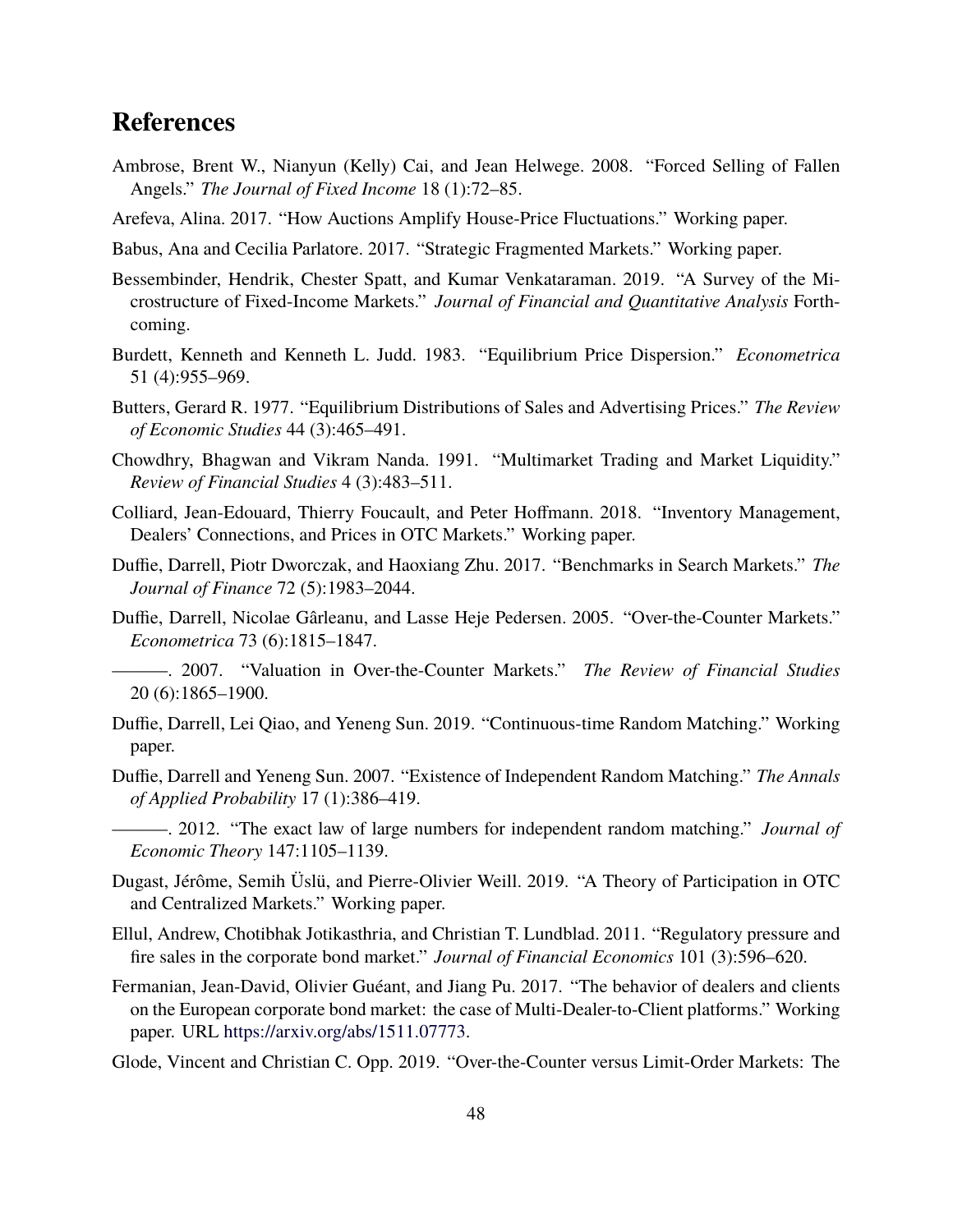# References

Ambrose, Brent W., Nianyun (Kelly) Cai, and Jean Helwege. 2008. "Forced Selling of Fallen Angels." *The Journal of Fixed Income* 18 (1):72–85.

Arefeva, Alina. 2017. "How Auctions Amplify House-Price Fluctuations." Working paper.

Babus, Ana and Cecilia Parlatore. 2017. "Strategic Fragmented Markets." Working paper.

Bessembinder, Hendrik, Chester Spatt, and Kumar Venkataraman. 2019. "A Survey of the Microstructure of Fixed-Income Markets." *Journal of Financial and Quantitative Analysis* Forthcoming.

Burdett, Kenneth and Kenneth L. Judd. 1983. "Equilibrium Price Dispersion." *Econometrica* 51 (4):955–969.

Butters, Gerard R. 1977. "Equilibrium Distributions of Sales and Advertising Prices." *The Review of Economic Studies* 44 (3):465–491.

Chowdhry, Bhagwan and Vikram Nanda. 1991. "Multimarket Trading and Market Liquidity." *Review of Financial Studies* 4 (3):483–511.

Colliard, Jean-Edouard, Thierry Foucault, and Peter Hoffmann. 2018. "Inventory Management, Dealers' Connections, and Prices in OTC Markets." Working paper.

Duffie, Darrell, Piotr Dworczak, and Haoxiang Zhu. 2017. "Benchmarks in Search Markets." *The Journal of Finance* 72 (5):1983–2044.

Duffie, Darrell, Nicolae Gârleanu, and Lasse Heje Pedersen. 2005. "Over-the-Counter Markets." *Econometrica* 73 (6):1815–1847.

———. 2007. "Valuation in Over-the-Counter Markets." *The Review of Financial Studies* 20 (6):1865–1900.

Duffie, Darrell, Lei Qiao, and Yeneng Sun. 2019. "Continuous-time Random Matching." Working paper.

Duffie, Darrell and Yeneng Sun. 2007. "Existence of Independent Random Matching." *The Annals of Applied Probability* 17 (1):386–419.

———. 2012. "The exact law of large numbers for independent random matching." *Journal of Economic Theory* 147:1105–1139.

Dugast, Jérôme, Semih Üslü, and Pierre-Olivier Weill. 2019. "A Theory of Participation in OTC and Centralized Markets." Working paper.

Ellul, Andrew, Chotibhak Jotikasthria, and Christian T. Lundblad. 2011. "Regulatory pressure and fire sales in the corporate bond market." *Journal of Financial Economics* 101 (3):596–620.

Fermanian, Jean-David, Olivier Guéant, and Jiang Pu. 2017. "The behavior of dealers and clients on the European corporate bond market: the case of Multi-Dealer-to-Client platforms." Working paper. URL https://arxiv.org/abs/1511.07773.

Glode, Vincent and Christian C. Opp. 2019. "Over-the-Counter versus Limit-Order Markets: The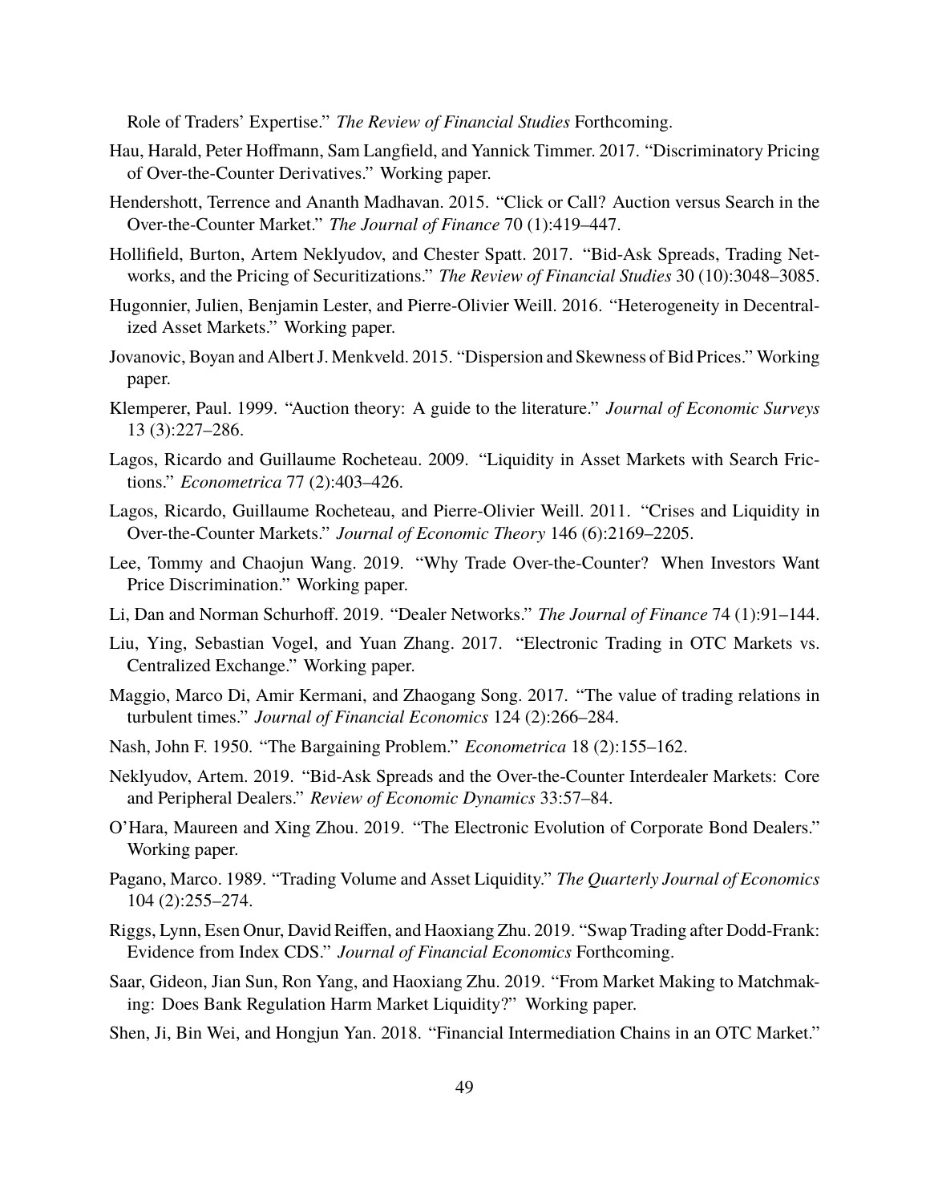Role of Traders' Expertise." *The Review of Financial Studies* Forthcoming.

Hau, Harald, Peter Hoffmann, Sam Langfield, and Yannick Timmer. 2017. "Discriminatory Pricing of Over-the-Counter Derivatives." Working paper.

Hendershott, Terrence and Ananth Madhavan. 2015. "Click or Call? Auction versus Search in the Over-the-Counter Market." *The Journal of Finance* 70 (1):419–447.

Hollifield, Burton, Artem Neklyudov, and Chester Spatt. 2017. "Bid-Ask Spreads, Trading Networks, and the Pricing of Securitizations." *The Review of Financial Studies* 30 (10):3048–3085.

Hugonnier, Julien, Benjamin Lester, and Pierre-Olivier Weill. 2016. "Heterogeneity in Decentralized Asset Markets." Working paper.

Jovanovic, Boyan and Albert J. Menkveld. 2015. "Dispersion and Skewness of Bid Prices." Working paper.

Klemperer, Paul. 1999. "Auction theory: A guide to the literature." *Journal of Economic Surveys* 13 (3):227–286.

Lagos, Ricardo and Guillaume Rocheteau. 2009. "Liquidity in Asset Markets with Search Frictions." *Econometrica* 77 (2):403–426.

Lagos, Ricardo, Guillaume Rocheteau, and Pierre-Olivier Weill. 2011. "Crises and Liquidity in Over-the-Counter Markets." *Journal of Economic Theory* 146 (6):2169–2205.

Lee, Tommy and Chaojun Wang. 2019. "Why Trade Over-the-Counter? When Investors Want Price Discrimination." Working paper.

Li, Dan and Norman Schurhoff. 2019. "Dealer Networks." *The Journal of Finance* 74 (1):91–144.

Liu, Ying, Sebastian Vogel, and Yuan Zhang. 2017. "Electronic Trading in OTC Markets vs. Centralized Exchange." Working paper.

Maggio, Marco Di, Amir Kermani, and Zhaogang Song. 2017. "The value of trading relations in turbulent times." *Journal of Financial Economics* 124 (2):266–284.

Nash, John F. 1950. "The Bargaining Problem." *Econometrica* 18 (2):155–162.

Neklyudov, Artem. 2019. "Bid-Ask Spreads and the Over-the-Counter Interdealer Markets: Core and Peripheral Dealers." *Review of Economic Dynamics* 33:57–84.

O'Hara, Maureen and Xing Zhou. 2019. "The Electronic Evolution of Corporate Bond Dealers." Working paper.

Pagano, Marco. 1989. "Trading Volume and Asset Liquidity." *The Quarterly Journal of Economics* 104 (2):255–274.

Riggs, Lynn, Esen Onur, David Reiffen, and Haoxiang Zhu. 2019. "Swap Trading after Dodd-Frank: Evidence from Index CDS." *Journal of Financial Economics* Forthcoming.

Saar, Gideon, Jian Sun, Ron Yang, and Haoxiang Zhu. 2019. "From Market Making to Matchmaking: Does Bank Regulation Harm Market Liquidity?" Working paper.

Shen, Ji, Bin Wei, and Hongjun Yan. 2018. "Financial Intermediation Chains in an OTC Market."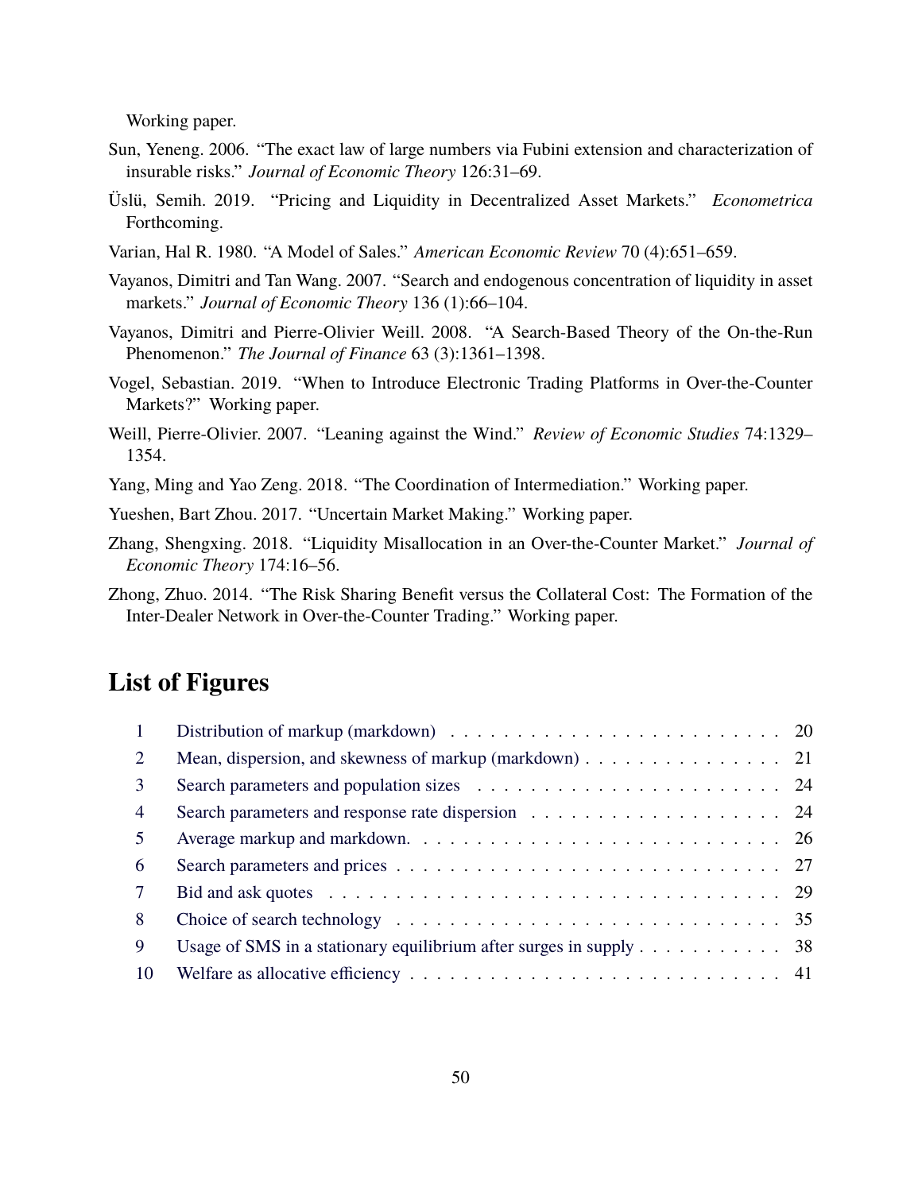Working paper.

Sun, Yeneng. 2006. "The exact law of large numbers via Fubini extension and characterization of insurable risks." *Journal of Economic Theory* 126:31–69.

Üslü, Semih. 2019. "Pricing and Liquidity in Decentralized Asset Markets." *Econometrica* Forthcoming.

Varian, Hal R. 1980. "A Model of Sales." *American Economic Review* 70 (4):651–659.

Vayanos, Dimitri and Tan Wang. 2007. "Search and endogenous concentration of liquidity in asset markets." *Journal of Economic Theory* 136 (1):66–104.

Vayanos, Dimitri and Pierre-Olivier Weill. 2008. "A Search-Based Theory of the On-the-Run Phenomenon." *The Journal of Finance* 63 (3):1361–1398.

Vogel, Sebastian. 2019. "When to Introduce Electronic Trading Platforms in Over-the-Counter Markets?" Working paper.

Weill, Pierre-Olivier. 2007. "Leaning against the Wind." *Review of Economic Studies* 74:1329–1354.

Yang, Ming and Yao Zeng. 2018. "The Coordination of Intermediation." Working paper.

Yueshen, Bart Zhou. 2017. "Uncertain Market Making." Working paper.

Zhang, Shengxing. 2018. "Liquidity Misallocation in an Over-the-Counter Market." *Journal of Economic Theory* 174:16–56.

Zhong, Zhuo. 2014. "The Risk Sharing Benefit versus the Collateral Cost: The Formation of the Inter-Dealer Network in Over-the-Counter Trading." Working paper.

## List of Figures

| | | |
|---|---|---|
| 1 | Distribution of markup (markdown) | 20 |
| 2 | Mean, dispersion, and skewness of markup (markdown) | 21 |
| 3 | Search parameters and population sizes | 24 |
| 4 | Search parameters and response rate dispersion | 24 |
| 5 | Average markup and markdown. | 26 |
| 6 | Search parameters and prices | 27 |
| 7 | Bid and ask quotes | 29 |
| 8 | Choice of search technology | 35 |
| 9 | Usage of SMS in a stationary equilibrium after surges in supply | 38 |
| 10 | Welfare as allocative efficiency | 41 |